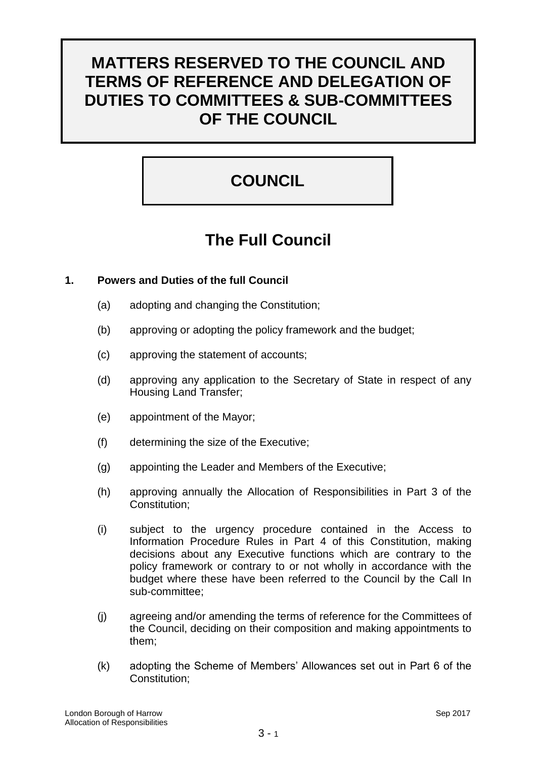# MATTERS RESERVED TO THE COUNCIL AND TERMS OF REFERENCE AND DELEGATION OF DUTIES TO COMMITTEES & SUB-COMMITTEES OF THE COUNCIL

## COUNCIL

## The Full Council

**1. Powers and Duties of the full Council**

(a) adopting and changing the Constitution;

(b) approving or adopting the policy framework and the budget;

(c) approving the statement of accounts;

(d) approving any application to the Secretary of State in respect of any Housing Land Transfer;

(e) appointment of the Mayor;

(f) determining the size of the Executive;

(g) appointing the Leader and Members of the Executive;

(h) approving annually the Allocation of Responsibilities in Part 3 of the Constitution;

(i) subject to the urgency procedure contained in the Access to Information Procedure Rules in Part 4 of this Constitution, making decisions about any Executive functions which are contrary to the policy framework or contrary to or not wholly in accordance with the budget where these have been referred to the Council by the Call In sub-committee;

(j) agreeing and/or amending the terms of reference for the Committees of the Council, deciding on their composition and making appointments to them;

(k) adopting the Scheme of Members' Allowances set out in Part 6 of the Constitution;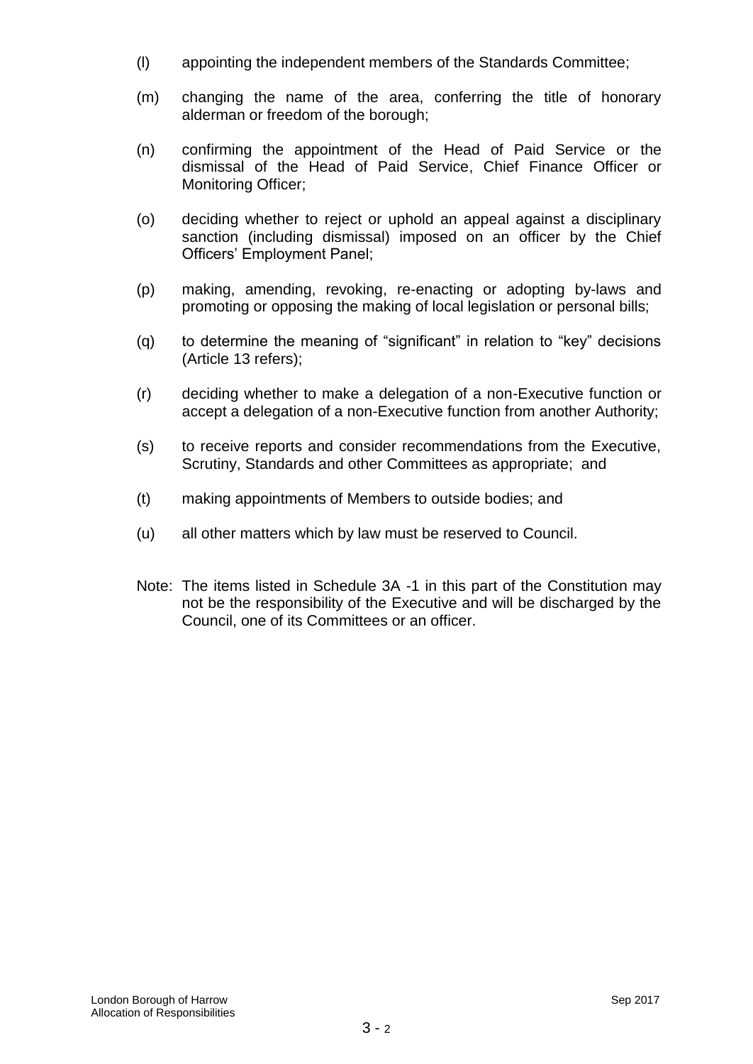(l) appointing the independent members of the Standards Committee;

(m) changing the name of the area, conferring the title of honorary alderman or freedom of the borough;

(n) confirming the appointment of the Head of Paid Service or the dismissal of the Head of Paid Service, Chief Finance Officer or Monitoring Officer;

(o) deciding whether to reject or uphold an appeal against a disciplinary sanction (including dismissal) imposed on an officer by the Chief Officers' Employment Panel;

(p) making, amending, revoking, re-enacting or adopting by-laws and promoting or opposing the making of local legislation or personal bills;

(q) to determine the meaning of "significant" in relation to "key" decisions (Article 13 refers);

(r) deciding whether to make a delegation of a non-Executive function or accept a delegation of a non-Executive function from another Authority;

(s) to receive reports and consider recommendations from the Executive, Scrutiny, Standards and other Committees as appropriate; and

(t) making appointments of Members to outside bodies; and

(u) all other matters which by law must be reserved to Council.

Note: The items listed in Schedule 3A -1 in this part of the Constitution may not be the responsibility of the Executive and will be discharged by the Council, one of its Committees or an officer.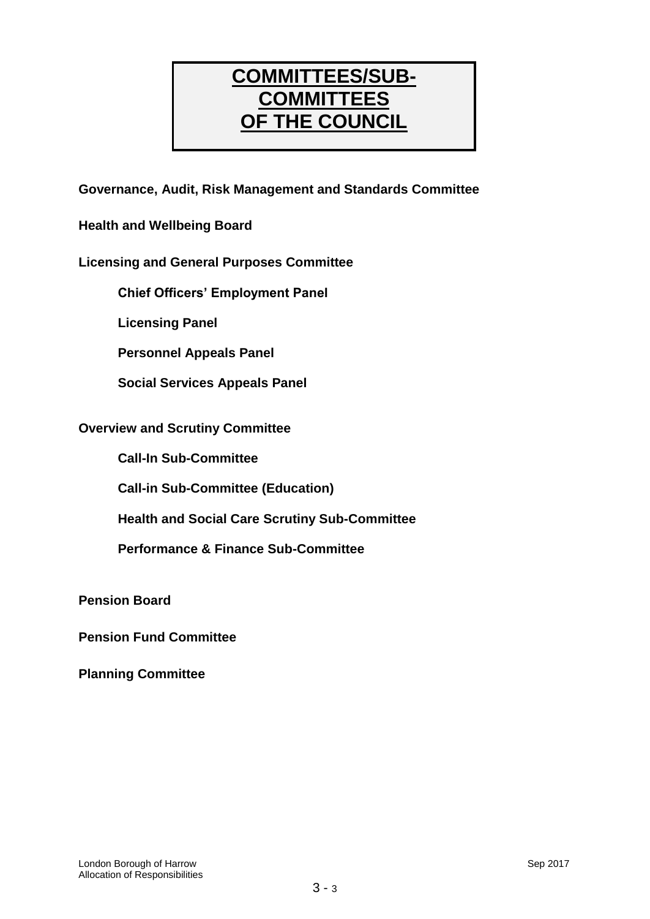# COMMITTEES/SUB-COMMITTEES OF THE COUNCIL

**Governance, Audit, Risk Management and Standards Committee**

**Health and Wellbeing Board**

**Licensing and General Purposes Committee**

- **Chief Officers' Employment Panel**
- **Licensing Panel**
- **Personnel Appeals Panel**
- **Social Services Appeals Panel**

**Overview and Scrutiny Committee**

- **Call-In Sub-Committee**
- **Call-in Sub-Committee (Education)**
- **Health and Social Care Scrutiny Sub-Committee**
- **Performance & Finance Sub-Committee**

**Pension Board**

**Pension Fund Committee**

**Planning Committee**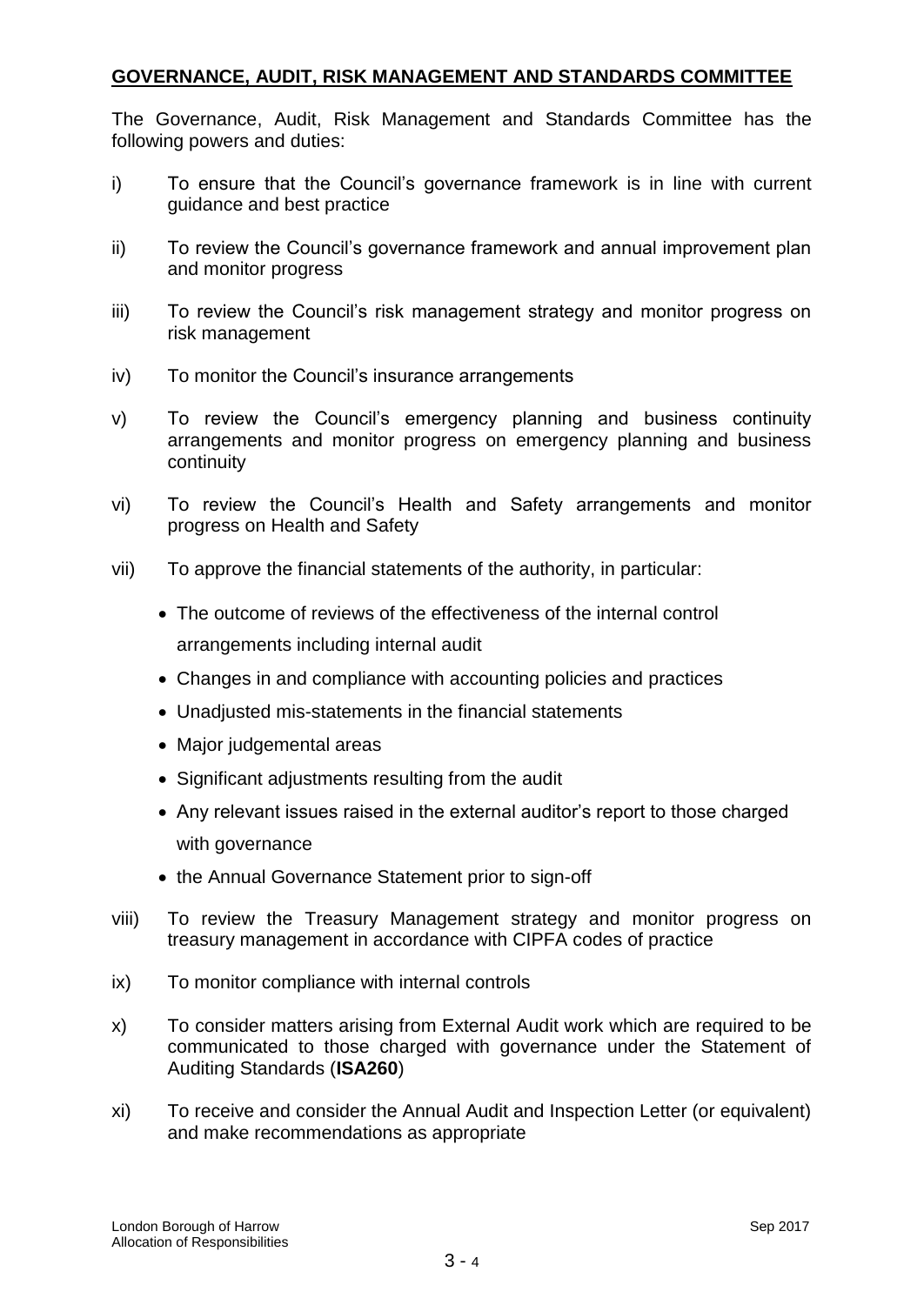## **GOVERNANCE, AUDIT, RISK MANAGEMENT AND STANDARDS COMMITTEE**

The Governance, Audit, Risk Management and Standards Committee has the following powers and duties:

i) To ensure that the Council's governance framework is in line with current guidance and best practice

ii) To review the Council's governance framework and annual improvement plan and monitor progress

iii) To review the Council's risk management strategy and monitor progress on risk management

iv) To monitor the Council's insurance arrangements

v) To review the Council's emergency planning and business continuity arrangements and monitor progress on emergency planning and business continuity

vi) To review the Council's Health and Safety arrangements and monitor progress on Health and Safety

vii) To approve the financial statements of the authority, in particular:

- The outcome of reviews of the effectiveness of the internal control arrangements including internal audit
- Changes in and compliance with accounting policies and practices
- Unadjusted mis-statements in the financial statements
- Major judgemental areas
- Significant adjustments resulting from the audit
- Any relevant issues raised in the external auditor's report to those charged with governance
- the Annual Governance Statement prior to sign-off

viii) To review the Treasury Management strategy and monitor progress on treasury management in accordance with CIPFA codes of practice

ix) To monitor compliance with internal controls

x) To consider matters arising from External Audit work which are required to be communicated to those charged with governance under the Statement of Auditing Standards (**ISA260**)

xi) To receive and consider the Annual Audit and Inspection Letter (or equivalent) and make recommendations as appropriate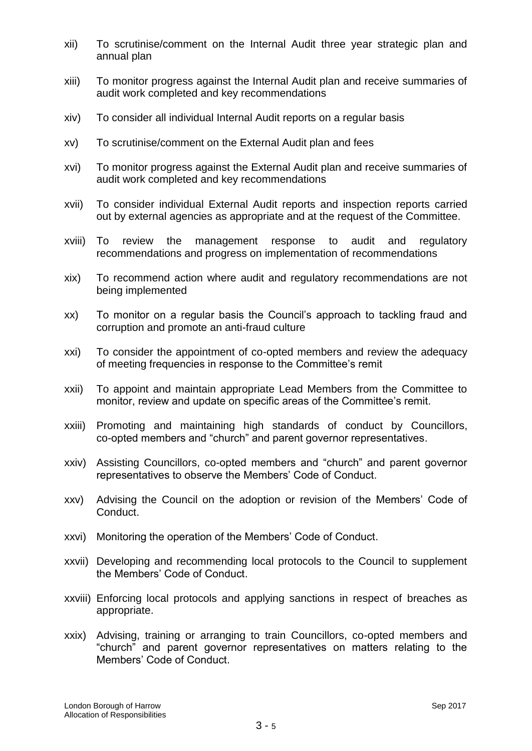xii) To scrutinise/comment on the Internal Audit three year strategic plan and annual plan

xiii) To monitor progress against the Internal Audit plan and receive summaries of audit work completed and key recommendations

xiv) To consider all individual Internal Audit reports on a regular basis

xv) To scrutinise/comment on the External Audit plan and fees

xvi) To monitor progress against the External Audit plan and receive summaries of audit work completed and key recommendations

xvii) To consider individual External Audit reports and inspection reports carried out by external agencies as appropriate and at the request of the Committee.

xviii) To review the management response to audit and regulatory recommendations and progress on implementation of recommendations

xix) To recommend action where audit and regulatory recommendations are not being implemented

xx) To monitor on a regular basis the Council's approach to tackling fraud and corruption and promote an anti-fraud culture

xxi) To consider the appointment of co-opted members and review the adequacy of meeting frequencies in response to the Committee's remit

xxii) To appoint and maintain appropriate Lead Members from the Committee to monitor, review and update on specific areas of the Committee's remit.

xxiii) Promoting and maintaining high standards of conduct by Councillors, co-opted members and "church" and parent governor representatives.

xxiv) Assisting Councillors, co-opted members and "church" and parent governor representatives to observe the Members' Code of Conduct.

xxv) Advising the Council on the adoption or revision of the Members' Code of Conduct.

xxvi) Monitoring the operation of the Members' Code of Conduct.

xxvii) Developing and recommending local protocols to the Council to supplement the Members' Code of Conduct.

xxviii) Enforcing local protocols and applying sanctions in respect of breaches as appropriate.

xxix) Advising, training or arranging to train Councillors, co-opted members and "church" and parent governor representatives on matters relating to the Members' Code of Conduct.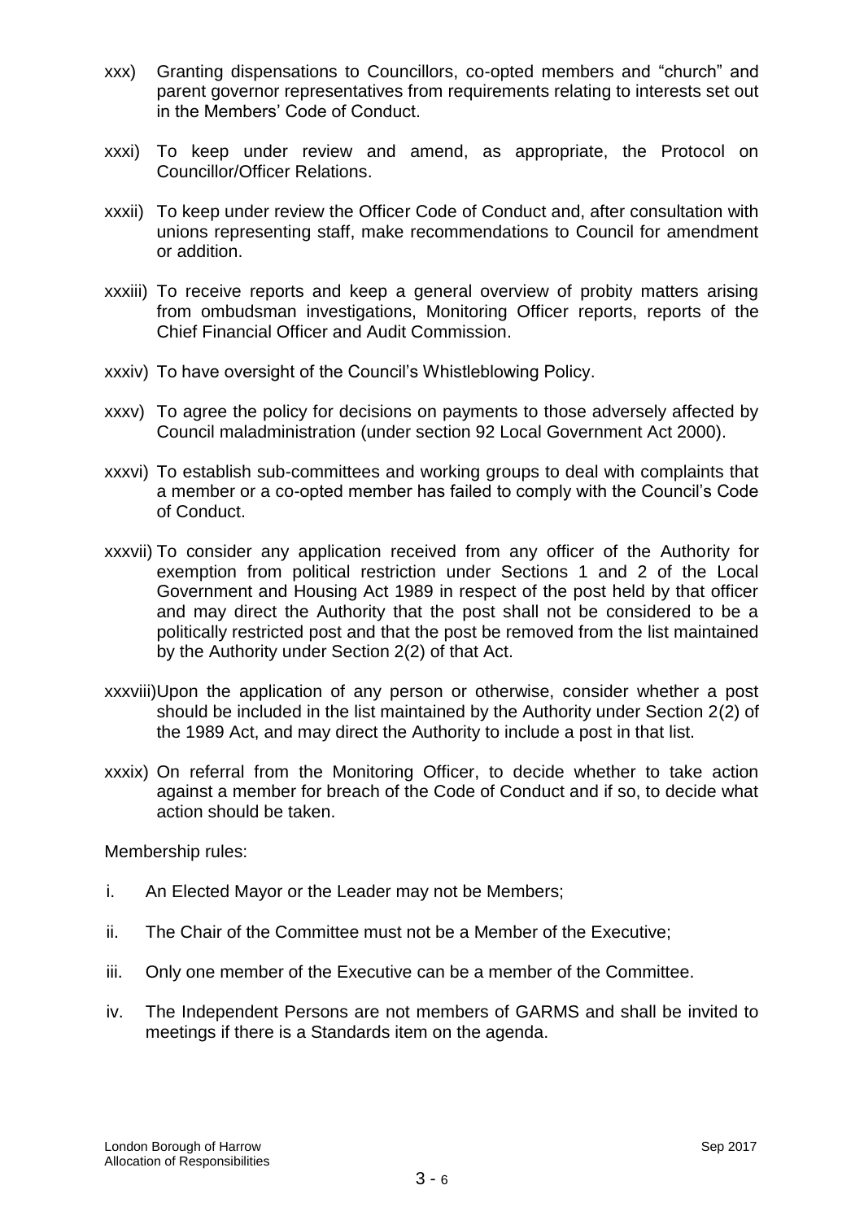xxx) Granting dispensations to Councillors, co-opted members and "church" and parent governor representatives from requirements relating to interests set out in the Members' Code of Conduct.

xxxi) To keep under review and amend, as appropriate, the Protocol on Councillor/Officer Relations.

xxxii) To keep under review the Officer Code of Conduct and, after consultation with unions representing staff, make recommendations to Council for amendment or addition.

xxxiii) To receive reports and keep a general overview of probity matters arising from ombudsman investigations, Monitoring Officer reports, reports of the Chief Financial Officer and Audit Commission.

xxxiv) To have oversight of the Council's Whistleblowing Policy.

xxxv) To agree the policy for decisions on payments to those adversely affected by Council maladministration (under section 92 Local Government Act 2000).

xxxvi) To establish sub-committees and working groups to deal with complaints that a member or a co-opted member has failed to comply with the Council's Code of Conduct.

xxxvii) To consider any application received from any officer of the Authority for exemption from political restriction under Sections 1 and 2 of the Local Government and Housing Act 1989 in respect of the post held by that officer and may direct the Authority that the post shall not be considered to be a politically restricted post and that the post be removed from the list maintained by the Authority under Section 2(2) of that Act.

xxxviii) Upon the application of any person or otherwise, consider whether a post should be included in the list maintained by the Authority under Section 2(2) of the 1989 Act, and may direct the Authority to include a post in that list.

xxxix) On referral from the Monitoring Officer, to decide whether to take action against a member for breach of the Code of Conduct and if so, to decide what action should be taken.

Membership rules:

i. An Elected Mayor or the Leader may not be Members;

ii. The Chair of the Committee must not be a Member of the Executive;

iii. Only one member of the Executive can be a member of the Committee.

iv. The Independent Persons are not members of GARMS and shall be invited to meetings if there is a Standards item on the agenda.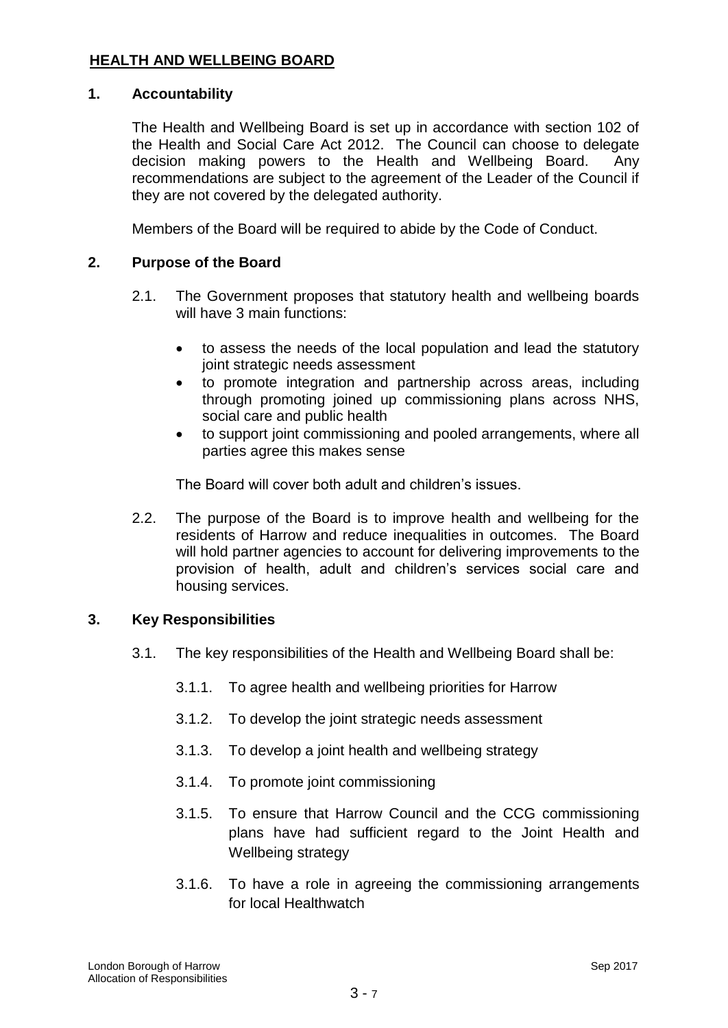## HEALTH AND WELLBEING BOARD

### 1. Accountability

The Health and Wellbeing Board is set up in accordance with section 102 of the Health and Social Care Act 2012. The Council can choose to delegate decision making powers to the Health and Wellbeing Board. Any recommendations are subject to the agreement of the Leader of the Council if they are not covered by the delegated authority.

Members of the Board will be required to abide by the Code of Conduct.

### 2. Purpose of the Board

2.1. The Government proposes that statutory health and wellbeing boards will have 3 main functions:

- to assess the needs of the local population and lead the statutory joint strategic needs assessment
- to promote integration and partnership across areas, including through promoting joined up commissioning plans across NHS, social care and public health
- to support joint commissioning and pooled arrangements, where all parties agree this makes sense

The Board will cover both adult and children's issues.

2.2. The purpose of the Board is to improve health and wellbeing for the residents of Harrow and reduce inequalities in outcomes. The Board will hold partner agencies to account for delivering improvements to the provision of health, adult and children's services social care and housing services.

### 3. Key Responsibilities

3.1. The key responsibilities of the Health and Wellbeing Board shall be:

3.1.1. To agree health and wellbeing priorities for Harrow

3.1.2. To develop the joint strategic needs assessment

3.1.3. To develop a joint health and wellbeing strategy

3.1.4. To promote joint commissioning

3.1.5. To ensure that Harrow Council and the CCG commissioning plans have had sufficient regard to the Joint Health and Wellbeing strategy

3.1.6. To have a role in agreeing the commissioning arrangements for local Healthwatch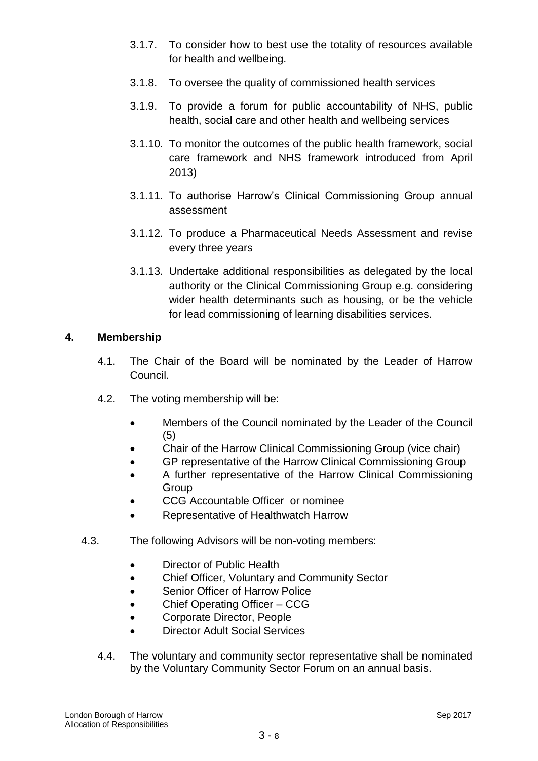3.1.7. To consider how to best use the totality of resources available for health and wellbeing.

3.1.8. To oversee the quality of commissioned health services

3.1.9. To provide a forum for public accountability of NHS, public health, social care and other health and wellbeing services

3.1.10. To monitor the outcomes of the public health framework, social care framework and NHS framework introduced from April 2013)

3.1.11. To authorise Harrow's Clinical Commissioning Group annual assessment

3.1.12. To produce a Pharmaceutical Needs Assessment and revise every three years

3.1.13. Undertake additional responsibilities as delegated by the local authority or the Clinical Commissioning Group e.g. considering wider health determinants such as housing, or be the vehicle for lead commissioning of learning disabilities services.

## 4. Membership

4.1. The Chair of the Board will be nominated by the Leader of Harrow Council.

4.2. The voting membership will be:

- Members of the Council nominated by the Leader of the Council (5)
- Chair of the Harrow Clinical Commissioning Group (vice chair)
- GP representative of the Harrow Clinical Commissioning Group
- A further representative of the Harrow Clinical Commissioning Group
- CCG Accountable Officer or nominee
- Representative of Healthwatch Harrow

4.3. The following Advisors will be non-voting members:

- Director of Public Health
- Chief Officer, Voluntary and Community Sector
- Senior Officer of Harrow Police
- Chief Operating Officer – CCG
- Corporate Director, People
- Director Adult Social Services

4.4. The voluntary and community sector representative shall be nominated by the Voluntary Community Sector Forum on an annual basis.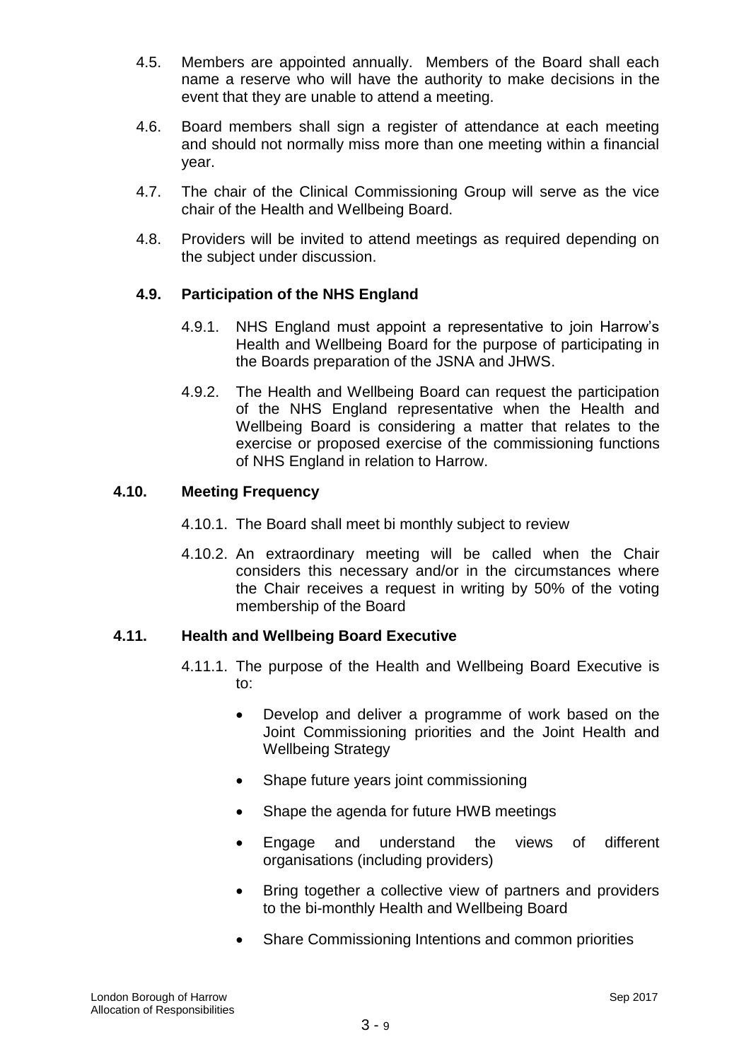4.5. Members are appointed annually. Members of the Board shall each name a reserve who will have the authority to make decisions in the event that they are unable to attend a meeting.

4.6. Board members shall sign a register of attendance at each meeting and should not normally miss more than one meeting within a financial year.

4.7. The chair of the Clinical Commissioning Group will serve as the vice chair of the Health and Wellbeing Board.

4.8. Providers will be invited to attend meetings as required depending on the subject under discussion.

### 4.9. Participation of the NHS England

4.9.1. NHS England must appoint a representative to join Harrow's Health and Wellbeing Board for the purpose of participating in the Boards preparation of the JSNA and JHWS.

4.9.2. The Health and Wellbeing Board can request the participation of the NHS England representative when the Health and Wellbeing Board is considering a matter that relates to the exercise or proposed exercise of the commissioning functions of NHS England in relation to Harrow.

### 4.10. Meeting Frequency

4.10.1. The Board shall meet bi monthly subject to review

4.10.2. An extraordinary meeting will be called when the Chair considers this necessary and/or in the circumstances where the Chair receives a request in writing by 50% of the voting membership of the Board

### 4.11. Health and Wellbeing Board Executive

4.11.1. The purpose of the Health and Wellbeing Board Executive is to:

- Develop and deliver a programme of work based on the Joint Commissioning priorities and the Joint Health and Wellbeing Strategy
- Shape future years joint commissioning
- Shape the agenda for future HWB meetings
- Engage and understand the views of different organisations (including providers)
- Bring together a collective view of partners and providers to the bi-monthly Health and Wellbeing Board
- Share Commissioning Intentions and common priorities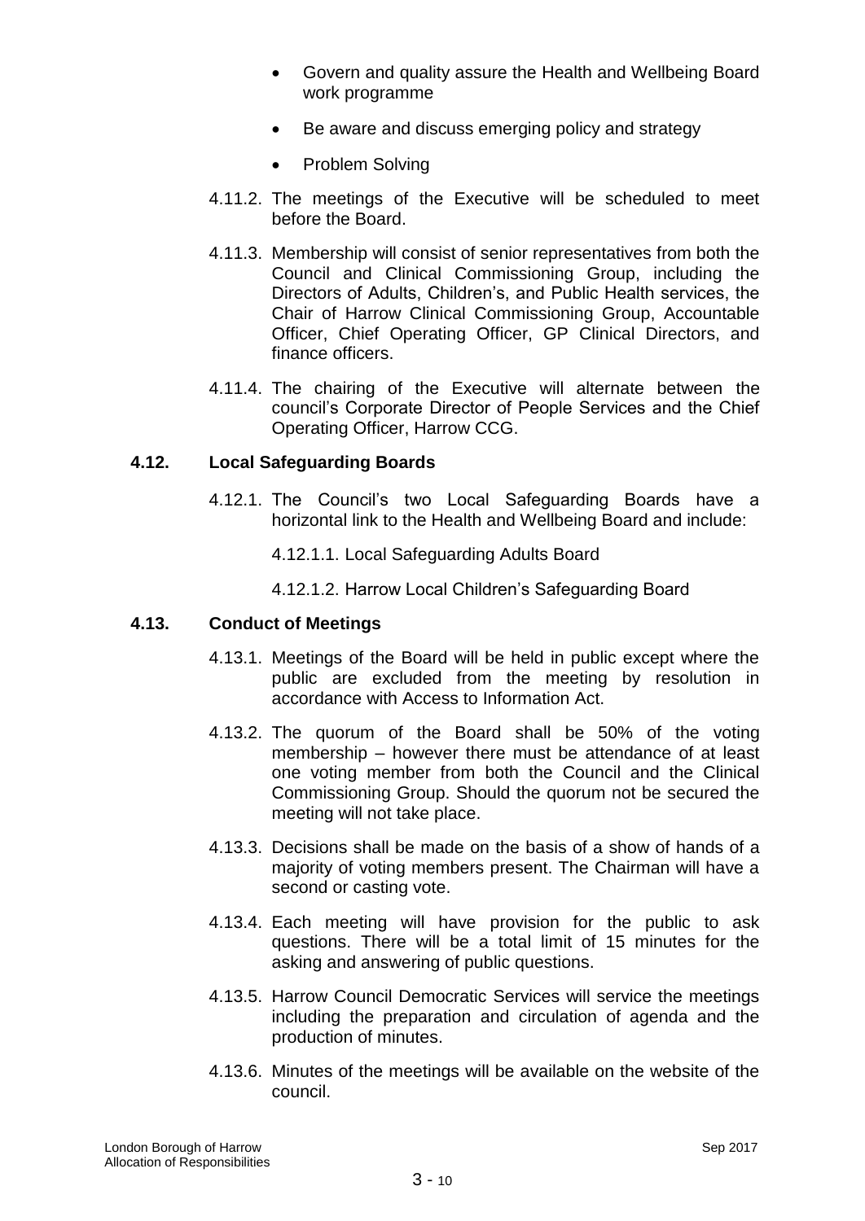- Govern and quality assure the Health and Wellbeing Board work programme
- Be aware and discuss emerging policy and strategy
- Problem Solving

4.11.2. The meetings of the Executive will be scheduled to meet before the Board.

4.11.3. Membership will consist of senior representatives from both the Council and Clinical Commissioning Group, including the Directors of Adults, Children's, and Public Health services, the Chair of Harrow Clinical Commissioning Group, Accountable Officer, Chief Operating Officer, GP Clinical Directors, and finance officers.

4.11.4. The chairing of the Executive will alternate between the council's Corporate Director of People Services and the Chief Operating Officer, Harrow CCG.

### 4.12. Local Safeguarding Boards

4.12.1. The Council's two Local Safeguarding Boards have a horizontal link to the Health and Wellbeing Board and include:

4.12.1.1. Local Safeguarding Adults Board

4.12.1.2. Harrow Local Children's Safeguarding Board

### 4.13. Conduct of Meetings

4.13.1. Meetings of the Board will be held in public except where the public are excluded from the meeting by resolution in accordance with Access to Information Act.

4.13.2. The quorum of the Board shall be 50% of the voting membership – however there must be attendance of at least one voting member from both the Council and the Clinical Commissioning Group. Should the quorum not be secured the meeting will not take place.

4.13.3. Decisions shall be made on the basis of a show of hands of a majority of voting members present. The Chairman will have a second or casting vote.

4.13.4. Each meeting will have provision for the public to ask questions. There will be a total limit of 15 minutes for the asking and answering of public questions.

4.13.5. Harrow Council Democratic Services will service the meetings including the preparation and circulation of agenda and the production of minutes.

4.13.6. Minutes of the meetings will be available on the website of the council.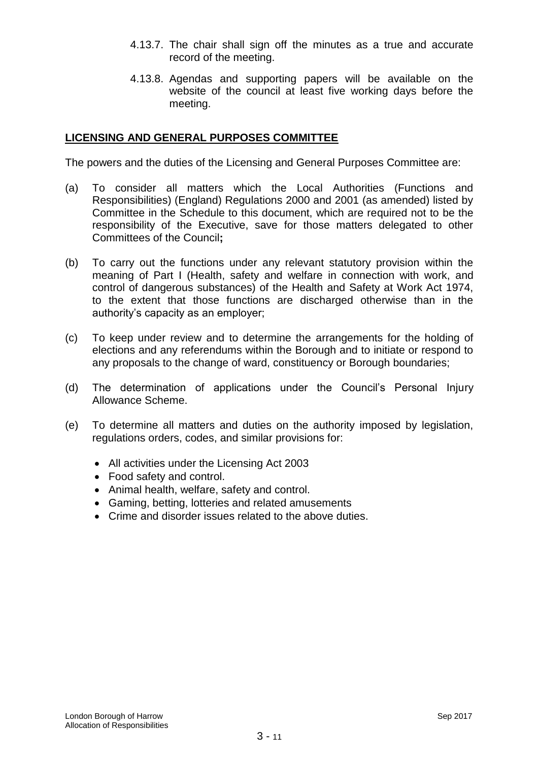4.13.7. The chair shall sign off the minutes as a true and accurate record of the meeting.

4.13.8. Agendas and supporting papers will be available on the website of the council at least five working days before the meeting.

## LICENSING AND GENERAL PURPOSES COMMITTEE

The powers and the duties of the Licensing and General Purposes Committee are:

(a) To consider all matters which the Local Authorities (Functions and Responsibilities) (England) Regulations 2000 and 2001 (as amended) listed by Committee in the Schedule to this document, which are required not to be the responsibility of the Executive, save for those matters delegated to other Committees of the Council**;**

(b) To carry out the functions under any relevant statutory provision within the meaning of Part I (Health, safety and welfare in connection with work, and control of dangerous substances) of the Health and Safety at Work Act 1974, to the extent that those functions are discharged otherwise than in the authority's capacity as an employer;

(c) To keep under review and to determine the arrangements for the holding of elections and any referendums within the Borough and to initiate or respond to any proposals to the change of ward, constituency or Borough boundaries;

(d) The determination of applications under the Council's Personal Injury Allowance Scheme.

(e) To determine all matters and duties on the authority imposed by legislation, regulations orders, codes, and similar provisions for:

- All activities under the Licensing Act 2003
- Food safety and control.
- Animal health, welfare, safety and control.
- Gaming, betting, lotteries and related amusements
- Crime and disorder issues related to the above duties.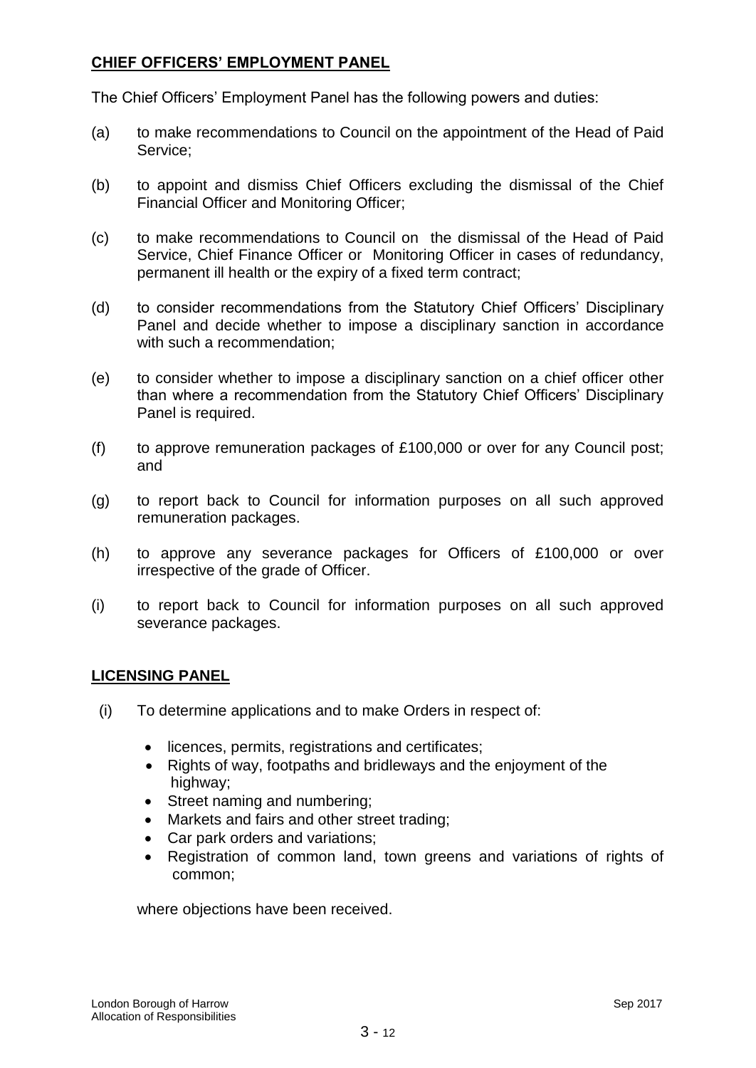## CHIEF OFFICERS' EMPLOYMENT PANEL

The Chief Officers' Employment Panel has the following powers and duties:

(a) to make recommendations to Council on the appointment of the Head of Paid Service;

(b) to appoint and dismiss Chief Officers excluding the dismissal of the Chief Financial Officer and Monitoring Officer;

(c) to make recommendations to Council on the dismissal of the Head of Paid Service, Chief Finance Officer or Monitoring Officer in cases of redundancy, permanent ill health or the expiry of a fixed term contract;

(d) to consider recommendations from the Statutory Chief Officers' Disciplinary Panel and decide whether to impose a disciplinary sanction in accordance with such a recommendation;

(e) to consider whether to impose a disciplinary sanction on a chief officer other than where a recommendation from the Statutory Chief Officers' Disciplinary Panel is required.

(f) to approve remuneration packages of £100,000 or over for any Council post; and

(g) to report back to Council for information purposes on all such approved remuneration packages.

(h) to approve any severance packages for Officers of £100,000 or over irrespective of the grade of Officer.

(i) to report back to Council for information purposes on all such approved severance packages.

## LICENSING PANEL

(i) To determine applications and to make Orders in respect of:

- licences, permits, registrations and certificates;
- Rights of way, footpaths and bridleways and the enjoyment of the highway;
- Street naming and numbering;
- Markets and fairs and other street trading;
- Car park orders and variations;
- Registration of common land, town greens and variations of rights of common;

where objections have been received.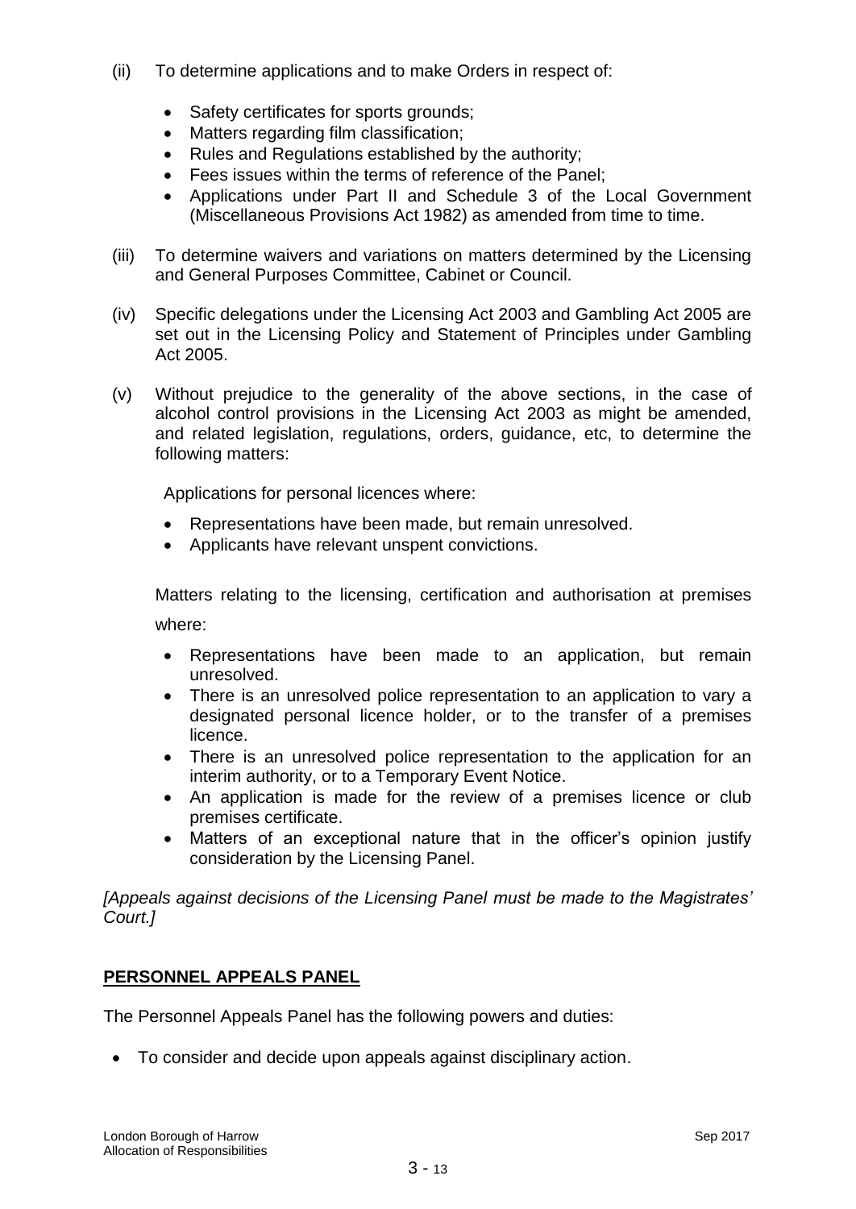(ii) To determine applications and to make Orders in respect of:

- Safety certificates for sports grounds;
- Matters regarding film classification;
- Rules and Regulations established by the authority;
- Fees issues within the terms of reference of the Panel;
- Applications under Part II and Schedule 3 of the Local Government (Miscellaneous Provisions Act 1982) as amended from time to time.

(iii) To determine waivers and variations on matters determined by the Licensing and General Purposes Committee, Cabinet or Council.

(iv) Specific delegations under the Licensing Act 2003 and Gambling Act 2005 are set out in the Licensing Policy and Statement of Principles under Gambling Act 2005.

(v) Without prejudice to the generality of the above sections, in the case of alcohol control provisions in the Licensing Act 2003 as might be amended, and related legislation, regulations, orders, guidance, etc, to determine the following matters:

Applications for personal licences where:

- Representations have been made, but remain unresolved.
- Applicants have relevant unspent convictions.

Matters relating to the licensing, certification and authorisation at premises where:

- Representations have been made to an application, but remain unresolved.
- There is an unresolved police representation to an application to vary a designated personal licence holder, or to the transfer of a premises licence.
- There is an unresolved police representation to the application for an interim authority, or to a Temporary Event Notice.
- An application is made for the review of a premises licence or club premises certificate.
- Matters of an exceptional nature that in the officer's opinion justify consideration by the Licensing Panel.

*[Appeals against decisions of the Licensing Panel must be made to the Magistrates' Court.]*

**PERSONNEL APPEALS PANEL**

The Personnel Appeals Panel has the following powers and duties:

- To consider and decide upon appeals against disciplinary action.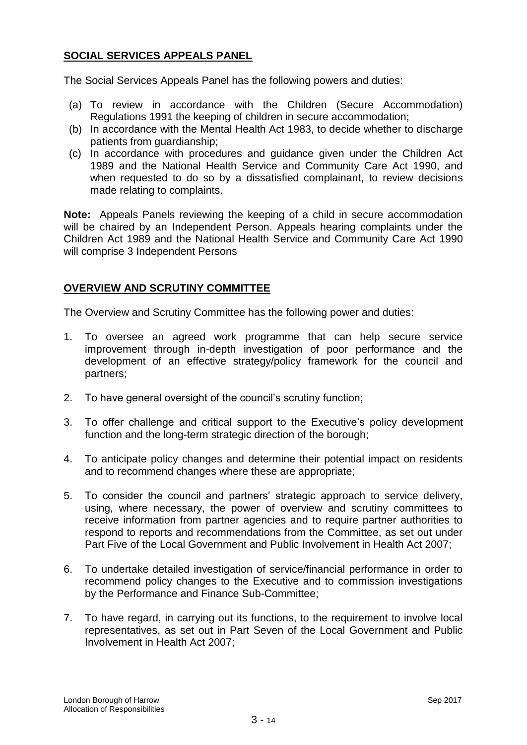## **SOCIAL SERVICES APPEALS PANEL**

The Social Services Appeals Panel has the following powers and duties:

(a) To review in accordance with the Children (Secure Accommodation) Regulations 1991 the keeping of children in secure accommodation;
(b) In accordance with the Mental Health Act 1983, to decide whether to discharge patients from guardianship;
(c) In accordance with procedures and guidance given under the Children Act 1989 and the National Health Service and Community Care Act 1990, and when requested to do so by a dissatisfied complainant, to review decisions made relating to complaints.

**Note:** Appeals Panels reviewing the keeping of a child in secure accommodation will be chaired by an Independent Person. Appeals hearing complaints under the Children Act 1989 and the National Health Service and Community Care Act 1990 will comprise 3 Independent Persons

## **OVERVIEW AND SCRUTINY COMMITTEE**

The Overview and Scrutiny Committee has the following power and duties:

1. To oversee an agreed work programme that can help secure service improvement through in-depth investigation of poor performance and the development of an effective strategy/policy framework for the council and partners;

2. To have general oversight of the council's scrutiny function;

3. To offer challenge and critical support to the Executive's policy development function and the long-term strategic direction of the borough;

4. To anticipate policy changes and determine their potential impact on residents and to recommend changes where these are appropriate;

5. To consider the council and partners' strategic approach to service delivery, using, where necessary, the power of overview and scrutiny committees to receive information from partner agencies and to require partner authorities to respond to reports and recommendations from the Committee, as set out under Part Five of the Local Government and Public Involvement in Health Act 2007;

6. To undertake detailed investigation of service/financial performance in order to recommend policy changes to the Executive and to commission investigations by the Performance and Finance Sub-Committee;

7. To have regard, in carrying out its functions, to the requirement to involve local representatives, as set out in Part Seven of the Local Government and Public Involvement in Health Act 2007;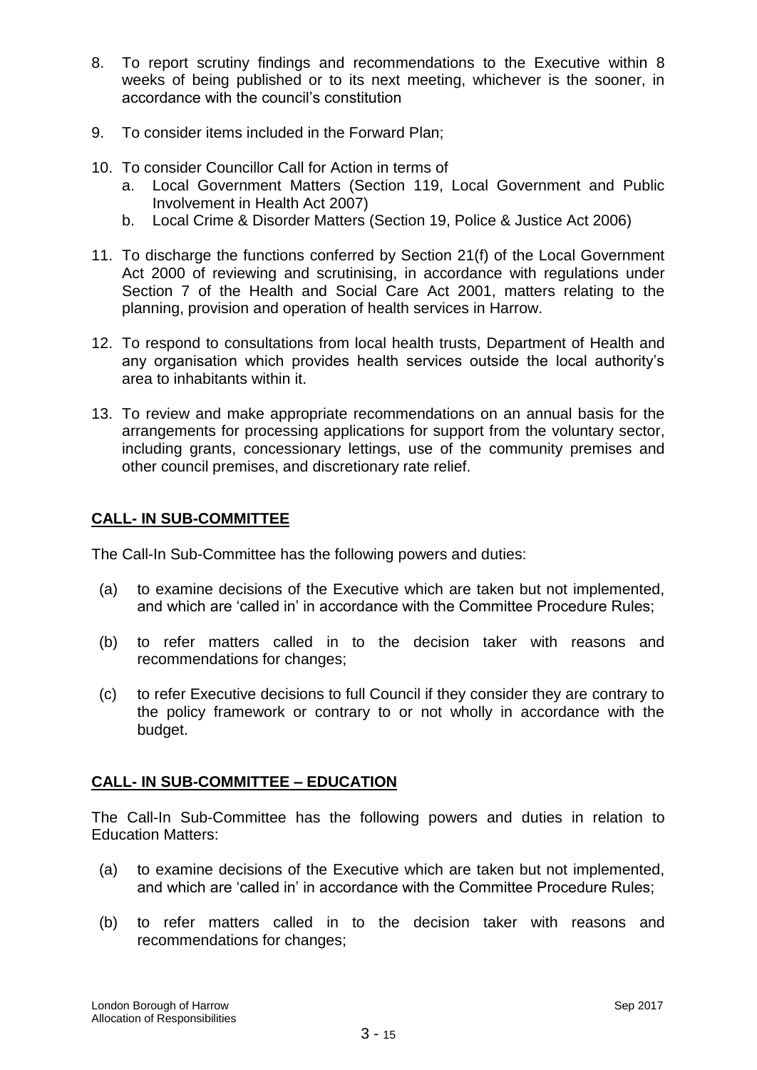8. To report scrutiny findings and recommendations to the Executive within 8 weeks of being published or to its next meeting, whichever is the sooner, in accordance with the council's constitution

9. To consider items included in the Forward Plan;

10. To consider Councillor Call for Action in terms of
    a. Local Government Matters (Section 119, Local Government and Public Involvement in Health Act 2007)
    b. Local Crime & Disorder Matters (Section 19, Police & Justice Act 2006)

11. To discharge the functions conferred by Section 21(f) of the Local Government Act 2000 of reviewing and scrutinising, in accordance with regulations under Section 7 of the Health and Social Care Act 2001, matters relating to the planning, provision and operation of health services in Harrow.

12. To respond to consultations from local health trusts, Department of Health and any organisation which provides health services outside the local authority's area to inhabitants within it.

13. To review and make appropriate recommendations on an annual basis for the arrangements for processing applications for support from the voluntary sector, including grants, concessionary lettings, use of the community premises and other council premises, and discretionary rate relief.

## CALL- IN SUB-COMMITTEE

The Call-In Sub-Committee has the following powers and duties:

(a) to examine decisions of the Executive which are taken but not implemented, and which are 'called in' in accordance with the Committee Procedure Rules;

(b) to refer matters called in to the decision taker with reasons and recommendations for changes;

(c) to refer Executive decisions to full Council if they consider they are contrary to the policy framework or contrary to or not wholly in accordance with the budget.

## CALL- IN SUB-COMMITTEE – EDUCATION

The Call-In Sub-Committee has the following powers and duties in relation to Education Matters:

(a) to examine decisions of the Executive which are taken but not implemented, and which are 'called in' in accordance with the Committee Procedure Rules;

(b) to refer matters called in to the decision taker with reasons and recommendations for changes;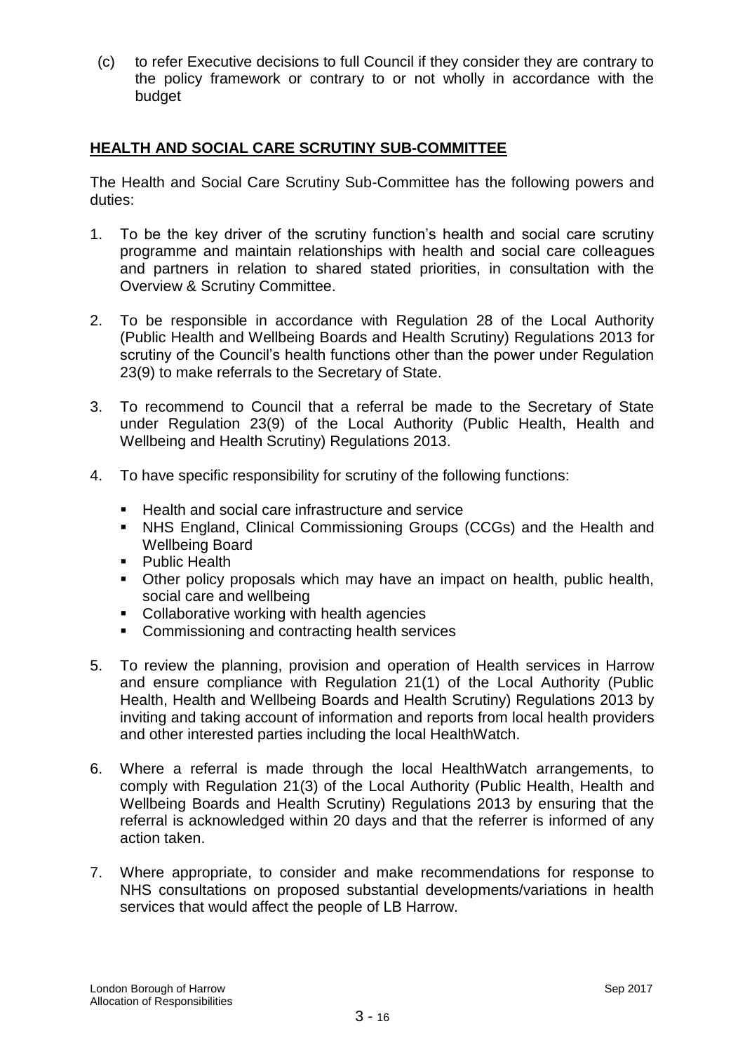(c) to refer Executive decisions to full Council if they consider they are contrary to the policy framework or contrary to or not wholly in accordance with the budget

## HEALTH AND SOCIAL CARE SCRUTINY SUB-COMMITTEE

The Health and Social Care Scrutiny Sub-Committee has the following powers and duties:

1. To be the key driver of the scrutiny function's health and social care scrutiny programme and maintain relationships with health and social care colleagues and partners in relation to shared stated priorities, in consultation with the Overview & Scrutiny Committee.

2. To be responsible in accordance with Regulation 28 of the Local Authority (Public Health and Wellbeing Boards and Health Scrutiny) Regulations 2013 for scrutiny of the Council's health functions other than the power under Regulation 23(9) to make referrals to the Secretary of State.

3. To recommend to Council that a referral be made to the Secretary of State under Regulation 23(9) of the Local Authority (Public Health, Health and Wellbeing and Health Scrutiny) Regulations 2013.

4. To have specific responsibility for scrutiny of the following functions:

   - Health and social care infrastructure and service
   - NHS England, Clinical Commissioning Groups (CCGs) and the Health and Wellbeing Board
   - Public Health
   - Other policy proposals which may have an impact on health, public health, social care and wellbeing
   - Collaborative working with health agencies
   - Commissioning and contracting health services

5. To review the planning, provision and operation of Health services in Harrow and ensure compliance with Regulation 21(1) of the Local Authority (Public Health, Health and Wellbeing Boards and Health Scrutiny) Regulations 2013 by inviting and taking account of information and reports from local health providers and other interested parties including the local HealthWatch.

6. Where a referral is made through the local HealthWatch arrangements, to comply with Regulation 21(3) of the Local Authority (Public Health, Health and Wellbeing Boards and Health Scrutiny) Regulations 2013 by ensuring that the referral is acknowledged within 20 days and that the referrer is informed of any action taken.

7. Where appropriate, to consider and make recommendations for response to NHS consultations on proposed substantial developments/variations in health services that would affect the people of LB Harrow.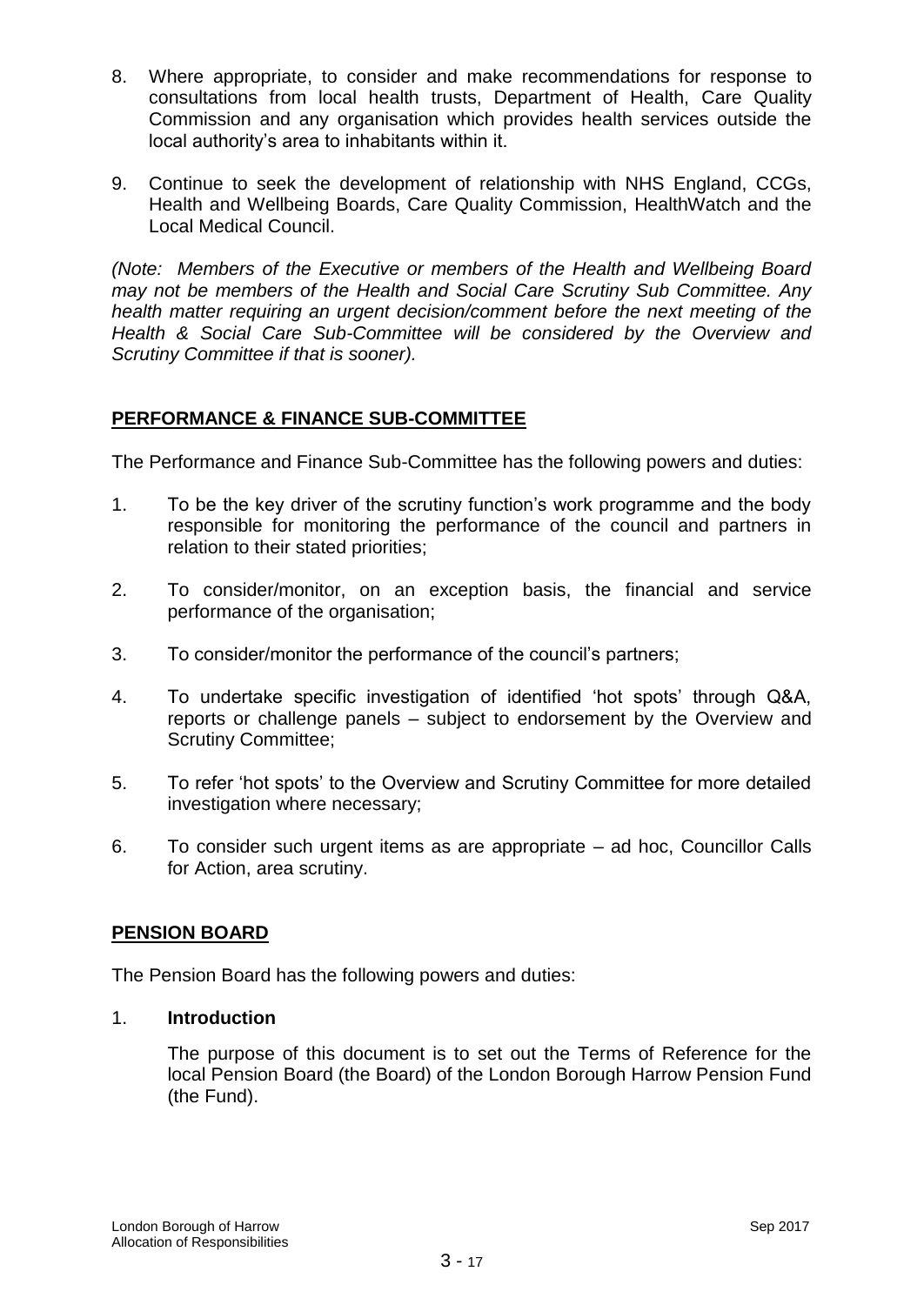8. Where appropriate, to consider and make recommendations for response to consultations from local health trusts, Department of Health, Care Quality Commission and any organisation which provides health services outside the local authority's area to inhabitants within it.

9. Continue to seek the development of relationship with NHS England, CCGs, Health and Wellbeing Boards, Care Quality Commission, HealthWatch and the Local Medical Council.

*(Note: Members of the Executive or members of the Health and Wellbeing Board may not be members of the Health and Social Care Scrutiny Sub Committee. Any health matter requiring an urgent decision/comment before the next meeting of the Health & Social Care Sub-Committee will be considered by the Overview and Scrutiny Committee if that is sooner).*

## PERFORMANCE & FINANCE SUB-COMMITTEE

The Performance and Finance Sub-Committee has the following powers and duties:

1. To be the key driver of the scrutiny function's work programme and the body responsible for monitoring the performance of the council and partners in relation to their stated priorities;

2. To consider/monitor, on an exception basis, the financial and service performance of the organisation;

3. To consider/monitor the performance of the council's partners;

4. To undertake specific investigation of identified 'hot spots' through Q&A, reports or challenge panels – subject to endorsement by the Overview and Scrutiny Committee;

5. To refer 'hot spots' to the Overview and Scrutiny Committee for more detailed investigation where necessary;

6. To consider such urgent items as are appropriate – ad hoc, Councillor Calls for Action, area scrutiny.

## PENSION BOARD

The Pension Board has the following powers and duties:

1. **Introduction**

   The purpose of this document is to set out the Terms of Reference for the local Pension Board (the Board) of the London Borough Harrow Pension Fund (the Fund).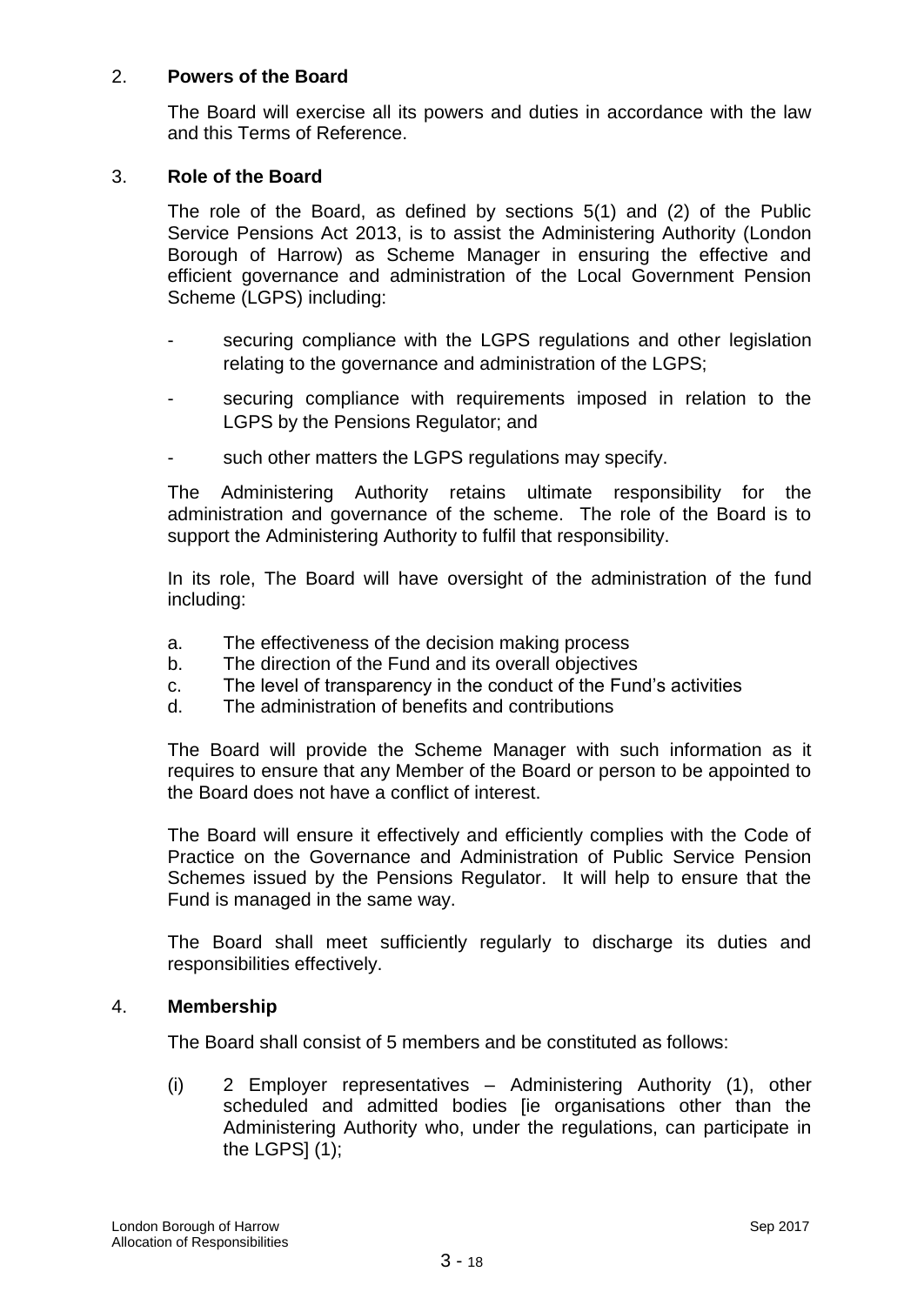## 2. Powers of the Board

The Board will exercise all its powers and duties in accordance with the law and this Terms of Reference.

## 3. Role of the Board

The role of the Board, as defined by sections 5(1) and (2) of the Public Service Pensions Act 2013, is to assist the Administering Authority (London Borough of Harrow) as Scheme Manager in ensuring the effective and efficient governance and administration of the Local Government Pension Scheme (LGPS) including:

- securing compliance with the LGPS regulations and other legislation relating to the governance and administration of the LGPS;
- securing compliance with requirements imposed in relation to the LGPS by the Pensions Regulator; and
- such other matters the LGPS regulations may specify.

The Administering Authority retains ultimate responsibility for the administration and governance of the scheme. The role of the Board is to support the Administering Authority to fulfil that responsibility.

In its role, The Board will have oversight of the administration of the fund including:

a. The effectiveness of the decision making process
b. The direction of the Fund and its overall objectives
c. The level of transparency in the conduct of the Fund's activities
d. The administration of benefits and contributions

The Board will provide the Scheme Manager with such information as it requires to ensure that any Member of the Board or person to be appointed to the Board does not have a conflict of interest.

The Board will ensure it effectively and efficiently complies with the Code of Practice on the Governance and Administration of Public Service Pension Schemes issued by the Pensions Regulator. It will help to ensure that the Fund is managed in the same way.

The Board shall meet sufficiently regularly to discharge its duties and responsibilities effectively.

## 4. Membership

The Board shall consist of 5 members and be constituted as follows:

(i) 2 Employer representatives – Administering Authority (1), other scheduled and admitted bodies [ie organisations other than the Administering Authority who, under the regulations, can participate in the LGPS] (1);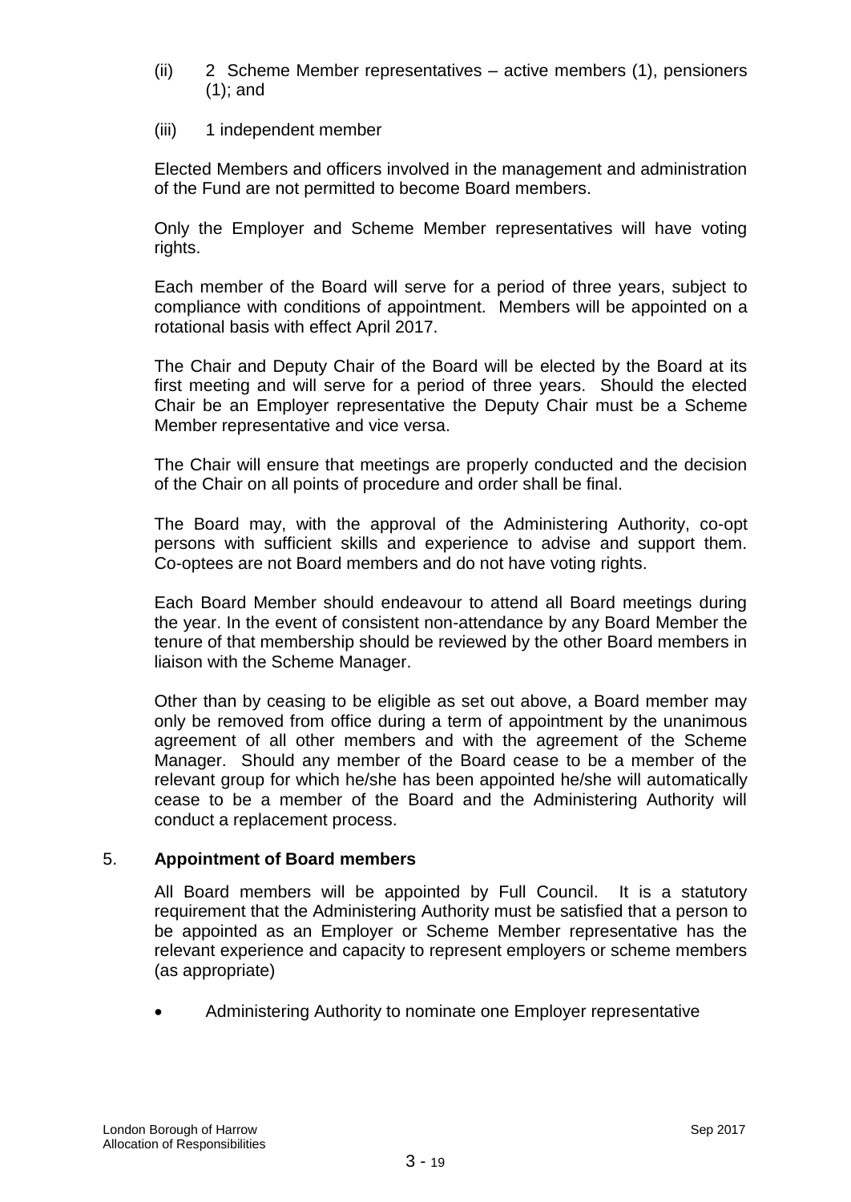(ii) 2 Scheme Member representatives – active members (1), pensioners (1); and

(iii) 1 independent member

Elected Members and officers involved in the management and administration of the Fund are not permitted to become Board members.

Only the Employer and Scheme Member representatives will have voting rights.

Each member of the Board will serve for a period of three years, subject to compliance with conditions of appointment. Members will be appointed on a rotational basis with effect April 2017.

The Chair and Deputy Chair of the Board will be elected by the Board at its first meeting and will serve for a period of three years. Should the elected Chair be an Employer representative the Deputy Chair must be a Scheme Member representative and vice versa.

The Chair will ensure that meetings are properly conducted and the decision of the Chair on all points of procedure and order shall be final.

The Board may, with the approval of the Administering Authority, co-opt persons with sufficient skills and experience to advise and support them. Co-optees are not Board members and do not have voting rights.

Each Board Member should endeavour to attend all Board meetings during the year. In the event of consistent non-attendance by any Board Member the tenure of that membership should be reviewed by the other Board members in liaison with the Scheme Manager.

Other than by ceasing to be eligible as set out above, a Board member may only be removed from office during a term of appointment by the unanimous agreement of all other members and with the agreement of the Scheme Manager. Should any member of the Board cease to be a member of the relevant group for which he/she has been appointed he/she will automatically cease to be a member of the Board and the Administering Authority will conduct a replacement process.

## 5. **Appointment of Board members**

All Board members will be appointed by Full Council. It is a statutory requirement that the Administering Authority must be satisfied that a person to be appointed as an Employer or Scheme Member representative has the relevant experience and capacity to represent employers or scheme members (as appropriate)

- Administering Authority to nominate one Employer representative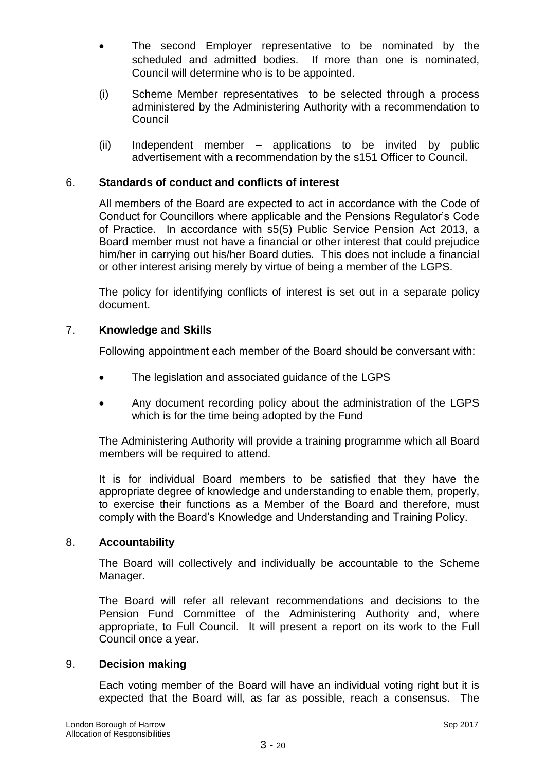- The second Employer representative to be nominated by the scheduled and admitted bodies. If more than one is nominated, Council will determine who is to be appointed.

(i) Scheme Member representatives to be selected through a process administered by the Administering Authority with a recommendation to Council

(ii) Independent member – applications to be invited by public advertisement with a recommendation by the s151 Officer to Council.

## 6. Standards of conduct and conflicts of interest

All members of the Board are expected to act in accordance with the Code of Conduct for Councillors where applicable and the Pensions Regulator's Code of Practice. In accordance with s5(5) Public Service Pension Act 2013, a Board member must not have a financial or other interest that could prejudice him/her in carrying out his/her Board duties. This does not include a financial or other interest arising merely by virtue of being a member of the LGPS.

The policy for identifying conflicts of interest is set out in a separate policy document.

## 7. Knowledge and Skills

Following appointment each member of the Board should be conversant with:

- The legislation and associated guidance of the LGPS
- Any document recording policy about the administration of the LGPS which is for the time being adopted by the Fund

The Administering Authority will provide a training programme which all Board members will be required to attend.

It is for individual Board members to be satisfied that they have the appropriate degree of knowledge and understanding to enable them, properly, to exercise their functions as a Member of the Board and therefore, must comply with the Board's Knowledge and Understanding and Training Policy.

## 8. Accountability

The Board will collectively and individually be accountable to the Scheme Manager.

The Board will refer all relevant recommendations and decisions to the Pension Fund Committee of the Administering Authority and, where appropriate, to Full Council. It will present a report on its work to the Full Council once a year.

## 9. Decision making

Each voting member of the Board will have an individual voting right but it is expected that the Board will, as far as possible, reach a consensus. The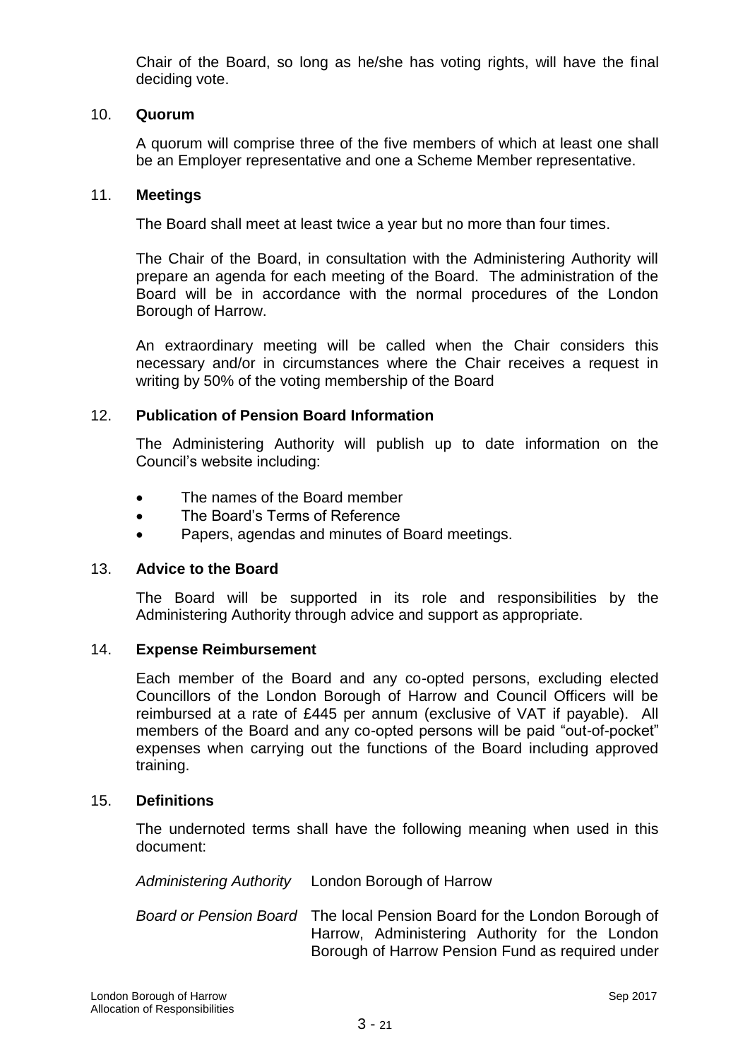Chair of the Board, so long as he/she has voting rights, will have the final deciding vote.

## 10. Quorum

A quorum will comprise three of the five members of which at least one shall be an Employer representative and one a Scheme Member representative.

## 11. Meetings

The Board shall meet at least twice a year but no more than four times.

The Chair of the Board, in consultation with the Administering Authority will prepare an agenda for each meeting of the Board. The administration of the Board will be in accordance with the normal procedures of the London Borough of Harrow.

An extraordinary meeting will be called when the Chair considers this necessary and/or in circumstances where the Chair receives a request in writing by 50% of the voting membership of the Board

## 12. Publication of Pension Board Information

The Administering Authority will publish up to date information on the Council's website including:

- The names of the Board member
- The Board's Terms of Reference
- Papers, agendas and minutes of Board meetings.

## 13. Advice to the Board

The Board will be supported in its role and responsibilities by the Administering Authority through advice and support as appropriate.

## 14. Expense Reimbursement

Each member of the Board and any co-opted persons, excluding elected Councillors of the London Borough of Harrow and Council Officers will be reimbursed at a rate of £445 per annum (exclusive of VAT if payable). All members of the Board and any co-opted persons will be paid "out-of-pocket" expenses when carrying out the functions of the Board including approved training.

## 15. Definitions

The undernoted terms shall have the following meaning when used in this document:

| | |
|---|---|
| *Administering Authority* | London Borough of Harrow |
| *Board or Pension Board* | The local Pension Board for the London Borough of Harrow, Administering Authority for the London Borough of Harrow Pension Fund as required under |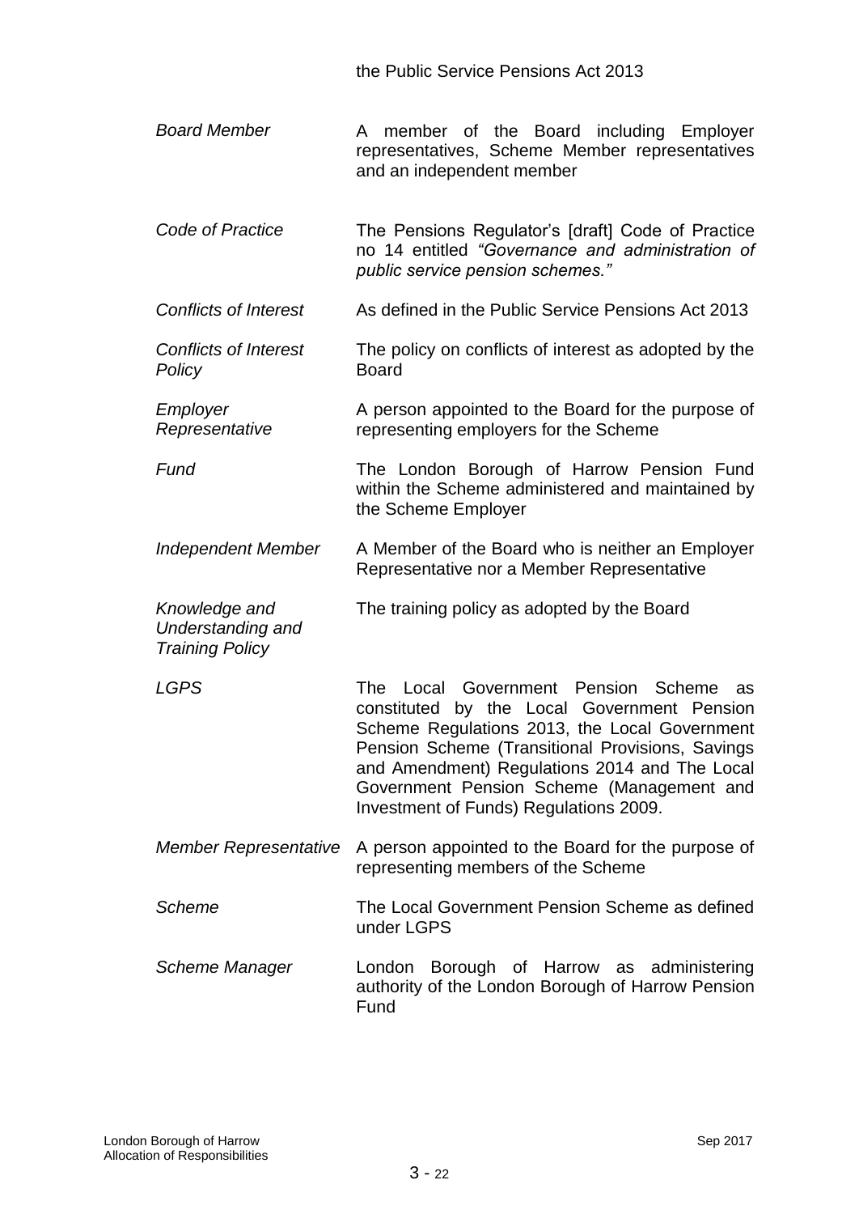the Public Service Pensions Act 2013

| | |
|---|---|
| *Board Member* | A member of the Board including Employer representatives, Scheme Member representatives and an independent member |
| *Code of Practice* | The Pensions Regulator's [draft] Code of Practice no 14 entitled *"Governance and administration of public service pension schemes."* |
| *Conflicts of Interest* | As defined in the Public Service Pensions Act 2013 |
| *Conflicts of Interest Policy* | The policy on conflicts of interest as adopted by the Board |
| *Employer Representative* | A person appointed to the Board for the purpose of representing employers for the Scheme |
| *Fund* | The London Borough of Harrow Pension Fund within the Scheme administered and maintained by the Scheme Employer |
| *Independent Member* | A Member of the Board who is neither an Employer Representative nor a Member Representative |
| *Knowledge and Understanding and Training Policy* | The training policy as adopted by the Board |
| *LGPS* | The Local Government Pension Scheme as constituted by the Local Government Pension Scheme Regulations 2013, the Local Government Pension Scheme (Transitional Provisions, Savings and Amendment) Regulations 2014 and The Local Government Pension Scheme (Management and Investment of Funds) Regulations 2009. |
| *Member Representative* | A person appointed to the Board for the purpose of representing members of the Scheme |
| *Scheme* | The Local Government Pension Scheme as defined under LGPS |
| *Scheme Manager* | London Borough of Harrow as administering authority of the London Borough of Harrow Pension Fund |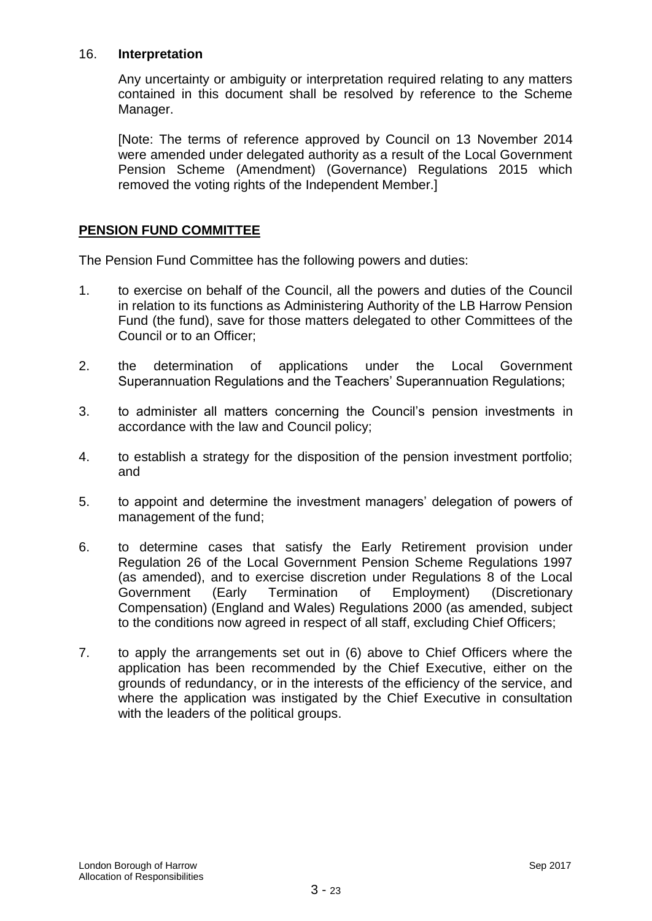16. **Interpretation**

Any uncertainty or ambiguity or interpretation required relating to any matters contained in this document shall be resolved by reference to the Scheme Manager.

[Note: The terms of reference approved by Council on 13 November 2014 were amended under delegated authority as a result of the Local Government Pension Scheme (Amendment) (Governance) Regulations 2015 which removed the voting rights of the Independent Member.]

## PENSION FUND COMMITTEE

The Pension Fund Committee has the following powers and duties:

1. to exercise on behalf of the Council, all the powers and duties of the Council in relation to its functions as Administering Authority of the LB Harrow Pension Fund (the fund), save for those matters delegated to other Committees of the Council or to an Officer;

2. the determination of applications under the Local Government Superannuation Regulations and the Teachers' Superannuation Regulations;

3. to administer all matters concerning the Council's pension investments in accordance with the law and Council policy;

4. to establish a strategy for the disposition of the pension investment portfolio; and

5. to appoint and determine the investment managers' delegation of powers of management of the fund;

6. to determine cases that satisfy the Early Retirement provision under Regulation 26 of the Local Government Pension Scheme Regulations 1997 (as amended), and to exercise discretion under Regulations 8 of the Local Government (Early Termination of Employment) (Discretionary Compensation) (England and Wales) Regulations 2000 (as amended, subject to the conditions now agreed in respect of all staff, excluding Chief Officers;

7. to apply the arrangements set out in (6) above to Chief Officers where the application has been recommended by the Chief Executive, either on the grounds of redundancy, or in the interests of the efficiency of the service, and where the application was instigated by the Chief Executive in consultation with the leaders of the political groups.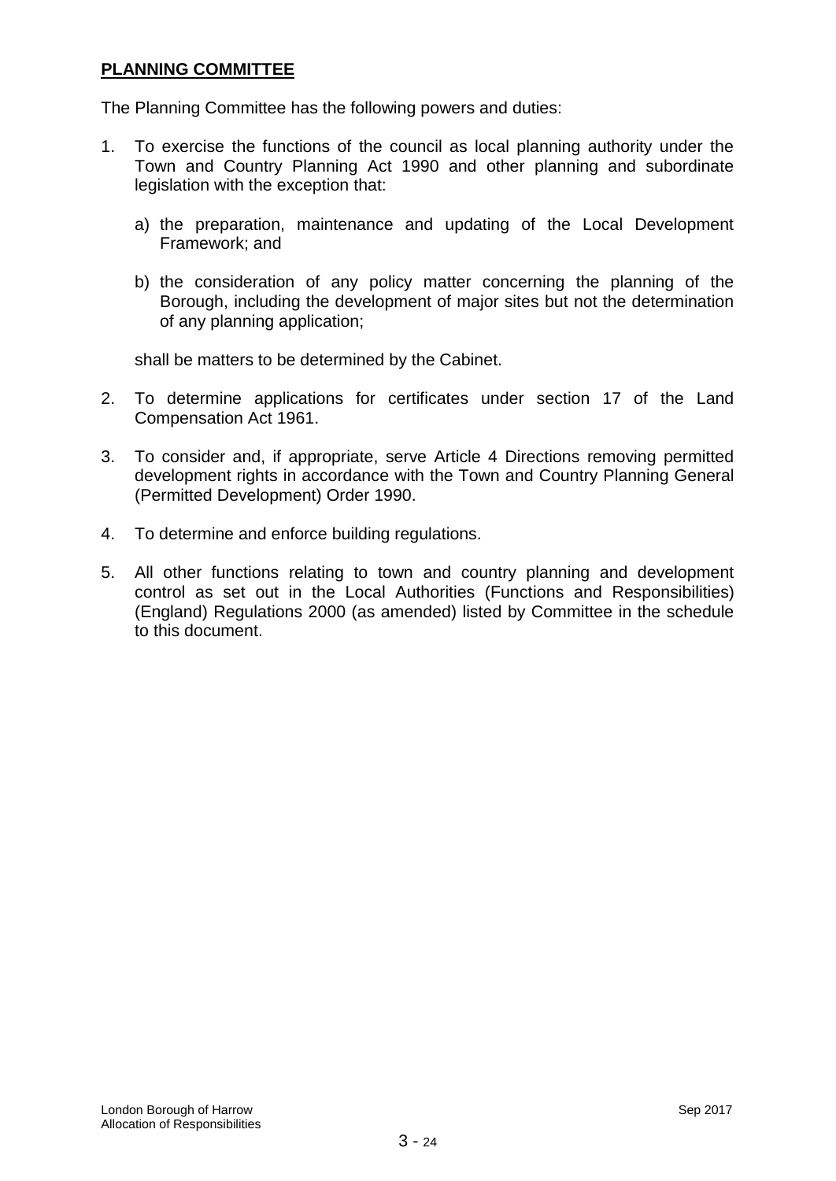## **PLANNING COMMITTEE**

The Planning Committee has the following powers and duties:

1. To exercise the functions of the council as local planning authority under the Town and Country Planning Act 1990 and other planning and subordinate legislation with the exception that:

   a) the preparation, maintenance and updating of the Local Development Framework; and

   b) the consideration of any policy matter concerning the planning of the Borough, including the development of major sites but not the determination of any planning application;

   shall be matters to be determined by the Cabinet.

2. To determine applications for certificates under section 17 of the Land Compensation Act 1961.

3. To consider and, if appropriate, serve Article 4 Directions removing permitted development rights in accordance with the Town and Country Planning General (Permitted Development) Order 1990.

4. To determine and enforce building regulations.

5. All other functions relating to town and country planning and development control as set out in the Local Authorities (Functions and Responsibilities) (England) Regulations 2000 (as amended) listed by Committee in the schedule to this document.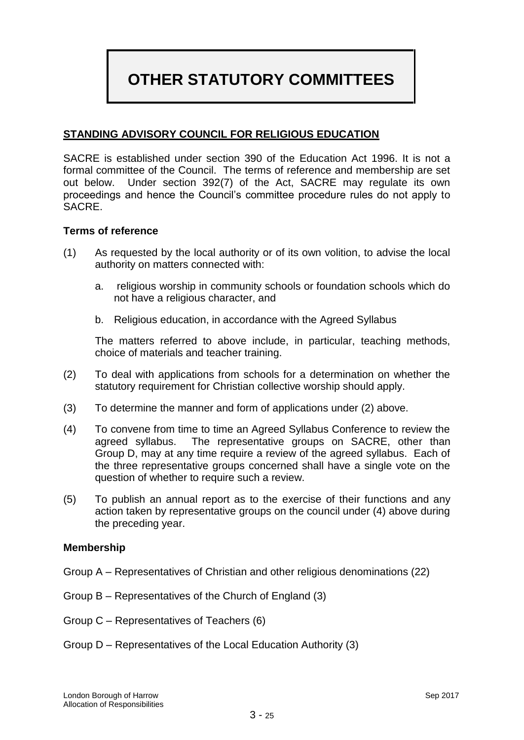# OTHER STATUTORY COMMITTEES

## STANDING ADVISORY COUNCIL FOR RELIGIOUS EDUCATION

SACRE is established under section 390 of the Education Act 1996. It is not a formal committee of the Council. The terms of reference and membership are set out below. Under section 392(7) of the Act, SACRE may regulate its own proceedings and hence the Council's committee procedure rules do not apply to SACRE.

### Terms of reference

(1) As requested by the local authority or of its own volition, to advise the local authority on matters connected with:

a. religious worship in community schools or foundation schools which do not have a religious character, and

b. Religious education, in accordance with the Agreed Syllabus

The matters referred to above include, in particular, teaching methods, choice of materials and teacher training.

(2) To deal with applications from schools for a determination on whether the statutory requirement for Christian collective worship should apply.

(3) To determine the manner and form of applications under (2) above.

(4) To convene from time to time an Agreed Syllabus Conference to review the agreed syllabus. The representative groups on SACRE, other than Group D, may at any time require a review of the agreed syllabus. Each of the three representative groups concerned shall have a single vote on the question of whether to require such a review.

(5) To publish an annual report as to the exercise of their functions and any action taken by representative groups on the council under (4) above during the preceding year.

### Membership

Group A – Representatives of Christian and other religious denominations (22)

Group B – Representatives of the Church of England (3)

Group C – Representatives of Teachers (6)

Group D – Representatives of the Local Education Authority (3)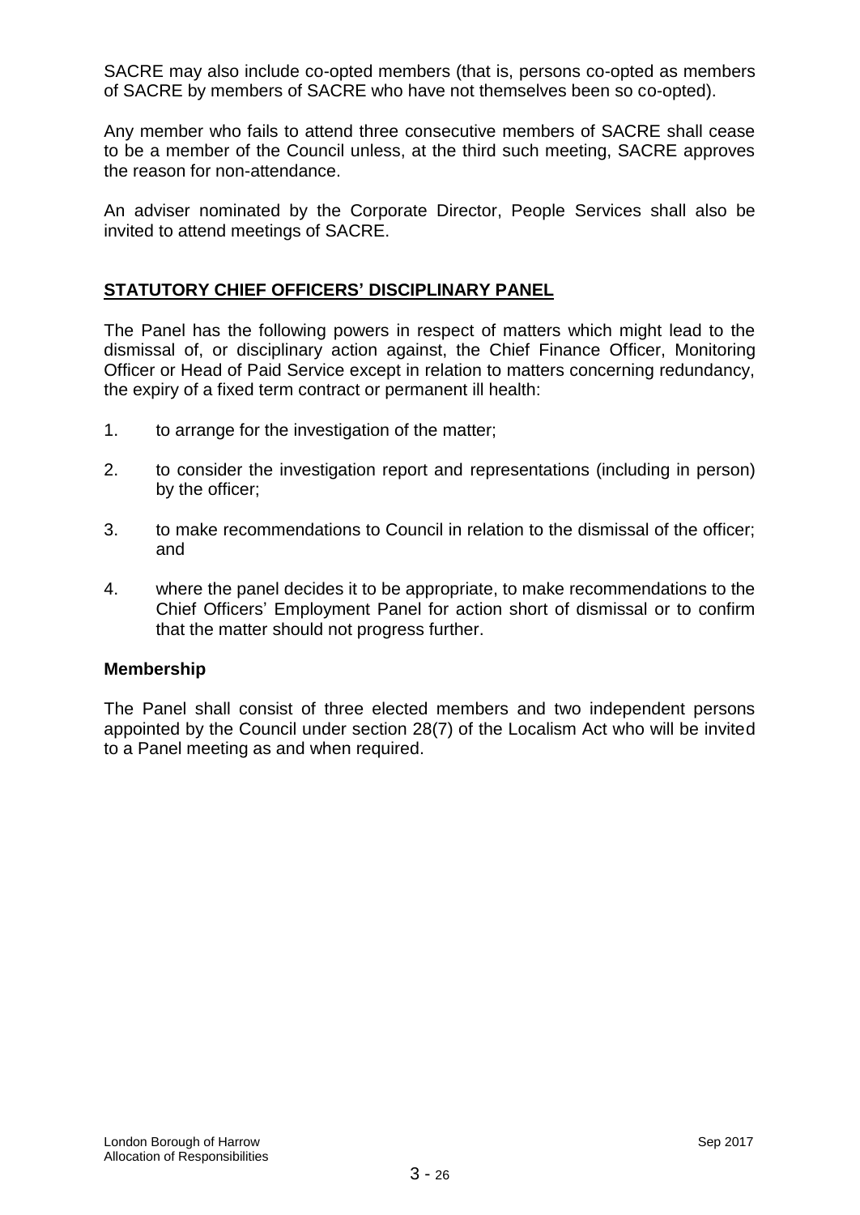SACRE may also include co-opted members (that is, persons co-opted as members of SACRE by members of SACRE who have not themselves been so co-opted).

Any member who fails to attend three consecutive members of SACRE shall cease to be a member of the Council unless, at the third such meeting, SACRE approves the reason for non-attendance.

An adviser nominated by the Corporate Director, People Services shall also be invited to attend meetings of SACRE.

## STATUTORY CHIEF OFFICERS' DISCIPLINARY PANEL

The Panel has the following powers in respect of matters which might lead to the dismissal of, or disciplinary action against, the Chief Finance Officer, Monitoring Officer or Head of Paid Service except in relation to matters concerning redundancy, the expiry of a fixed term contract or permanent ill health:

1. to arrange for the investigation of the matter;
2. to consider the investigation report and representations (including in person) by the officer;
3. to make recommendations to Council in relation to the dismissal of the officer; and
4. where the panel decides it to be appropriate, to make recommendations to the Chief Officers' Employment Panel for action short of dismissal or to confirm that the matter should not progress further.

### Membership

The Panel shall consist of three elected members and two independent persons appointed by the Council under section 28(7) of the Localism Act who will be invited to a Panel meeting as and when required.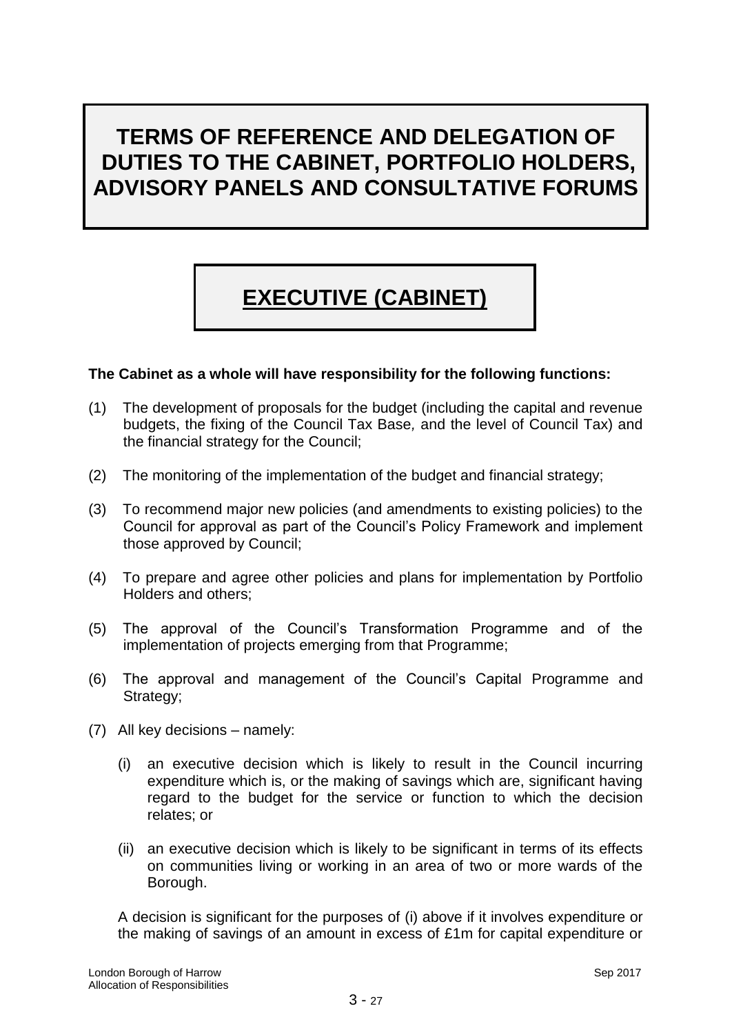# TERMS OF REFERENCE AND DELEGATION OF DUTIES TO THE CABINET, PORTFOLIO HOLDERS, ADVISORY PANELS AND CONSULTATIVE FORUMS

## EXECUTIVE (CABINET)

**The Cabinet as a whole will have responsibility for the following functions:**

(1) The development of proposals for the budget (including the capital and revenue budgets, the fixing of the Council Tax Base*,* and the level of Council Tax) and the financial strategy for the Council;

(2) The monitoring of the implementation of the budget and financial strategy;

(3) To recommend major new policies (and amendments to existing policies) to the Council for approval as part of the Council's Policy Framework and implement those approved by Council;

(4) To prepare and agree other policies and plans for implementation by Portfolio Holders and others;

(5) The approval of the Council's Transformation Programme and of the implementation of projects emerging from that Programme;

(6) The approval and management of the Council's Capital Programme and Strategy;

(7) All key decisions – namely:

   (i) an executive decision which is likely to result in the Council incurring expenditure which is, or the making of savings which are, significant having regard to the budget for the service or function to which the decision relates; or

   (ii) an executive decision which is likely to be significant in terms of its effects on communities living or working in an area of two or more wards of the Borough.

   A decision is significant for the purposes of (i) above if it involves expenditure or the making of savings of an amount in excess of £1m for capital expenditure or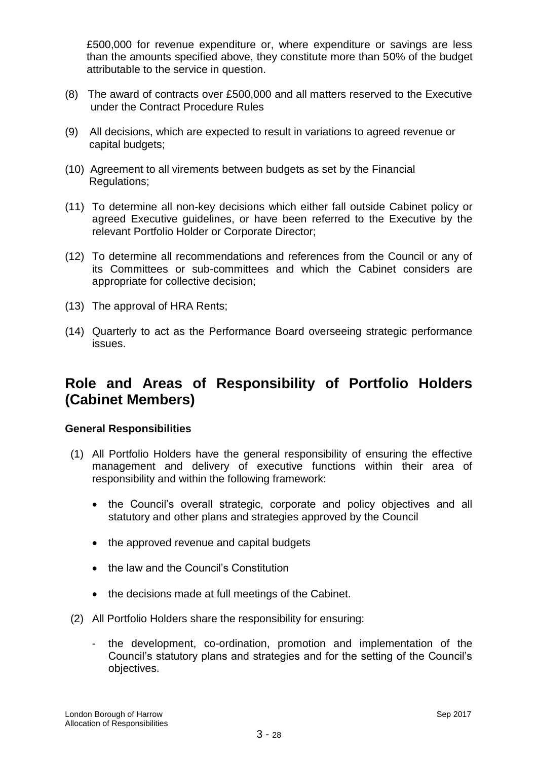£500,000 for revenue expenditure or, where expenditure or savings are less than the amounts specified above, they constitute more than 50% of the budget attributable to the service in question.

(8) The award of contracts over £500,000 and all matters reserved to the Executive under the Contract Procedure Rules

(9) All decisions, which are expected to result in variations to agreed revenue or capital budgets;

(10) Agreement to all virements between budgets as set by the Financial Regulations;

(11) To determine all non-key decisions which either fall outside Cabinet policy or agreed Executive guidelines, or have been referred to the Executive by the relevant Portfolio Holder or Corporate Director;

(12) To determine all recommendations and references from the Council or any of its Committees or sub-committees and which the Cabinet considers are appropriate for collective decision;

(13) The approval of HRA Rents;

(14) Quarterly to act as the Performance Board overseeing strategic performance issues.

## Role and Areas of Responsibility of Portfolio Holders (Cabinet Members)

**General Responsibilities**

(1) All Portfolio Holders have the general responsibility of ensuring the effective management and delivery of executive functions within their area of responsibility and within the following framework:

- the Council's overall strategic, corporate and policy objectives and all statutory and other plans and strategies approved by the Council
- the approved revenue and capital budgets
- the law and the Council's Constitution
- the decisions made at full meetings of the Cabinet.

(2) All Portfolio Holders share the responsibility for ensuring:

- the development, co-ordination, promotion and implementation of the Council's statutory plans and strategies and for the setting of the Council's objectives.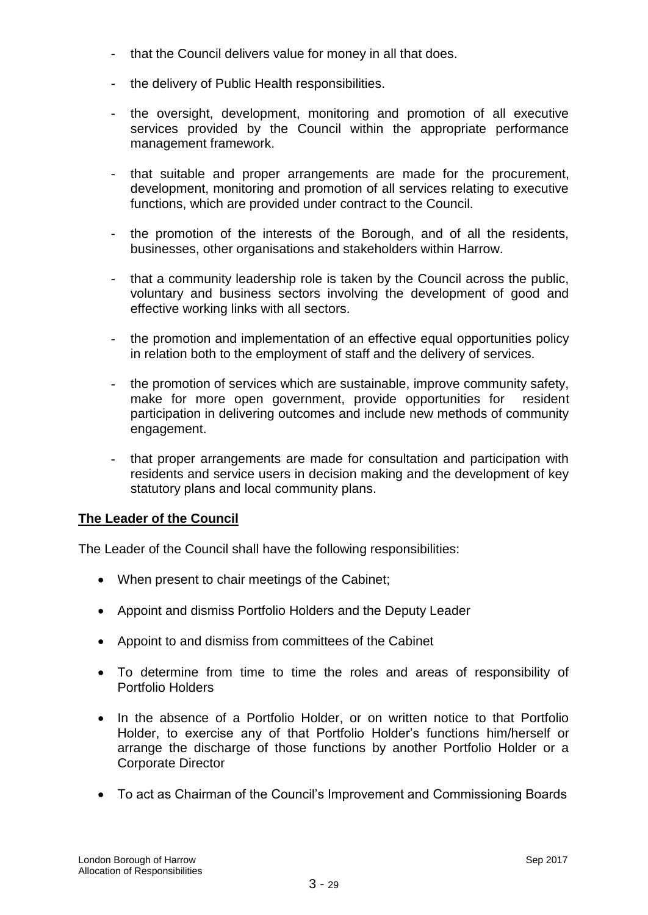- that the Council delivers value for money in all that does.

- the delivery of Public Health responsibilities.

- the oversight, development, monitoring and promotion of all executive services provided by the Council within the appropriate performance management framework.

- that suitable and proper arrangements are made for the procurement, development, monitoring and promotion of all services relating to executive functions, which are provided under contract to the Council.

- the promotion of the interests of the Borough, and of all the residents, businesses, other organisations and stakeholders within Harrow.

- that a community leadership role is taken by the Council across the public, voluntary and business sectors involving the development of good and effective working links with all sectors.

- the promotion and implementation of an effective equal opportunities policy in relation both to the employment of staff and the delivery of services.

- the promotion of services which are sustainable, improve community safety, make for more open government, provide opportunities for resident participation in delivering outcomes and include new methods of community engagement.

- that proper arrangements are made for consultation and participation with residents and service users in decision making and the development of key statutory plans and local community plans.

**The Leader of the Council**

The Leader of the Council shall have the following responsibilities:

- When present to chair meetings of the Cabinet;
- Appoint and dismiss Portfolio Holders and the Deputy Leader
- Appoint to and dismiss from committees of the Cabinet
- To determine from time to time the roles and areas of responsibility of Portfolio Holders
- In the absence of a Portfolio Holder, or on written notice to that Portfolio Holder, to exercise any of that Portfolio Holder's functions him/herself or arrange the discharge of those functions by another Portfolio Holder or a Corporate Director
- To act as Chairman of the Council's Improvement and Commissioning Boards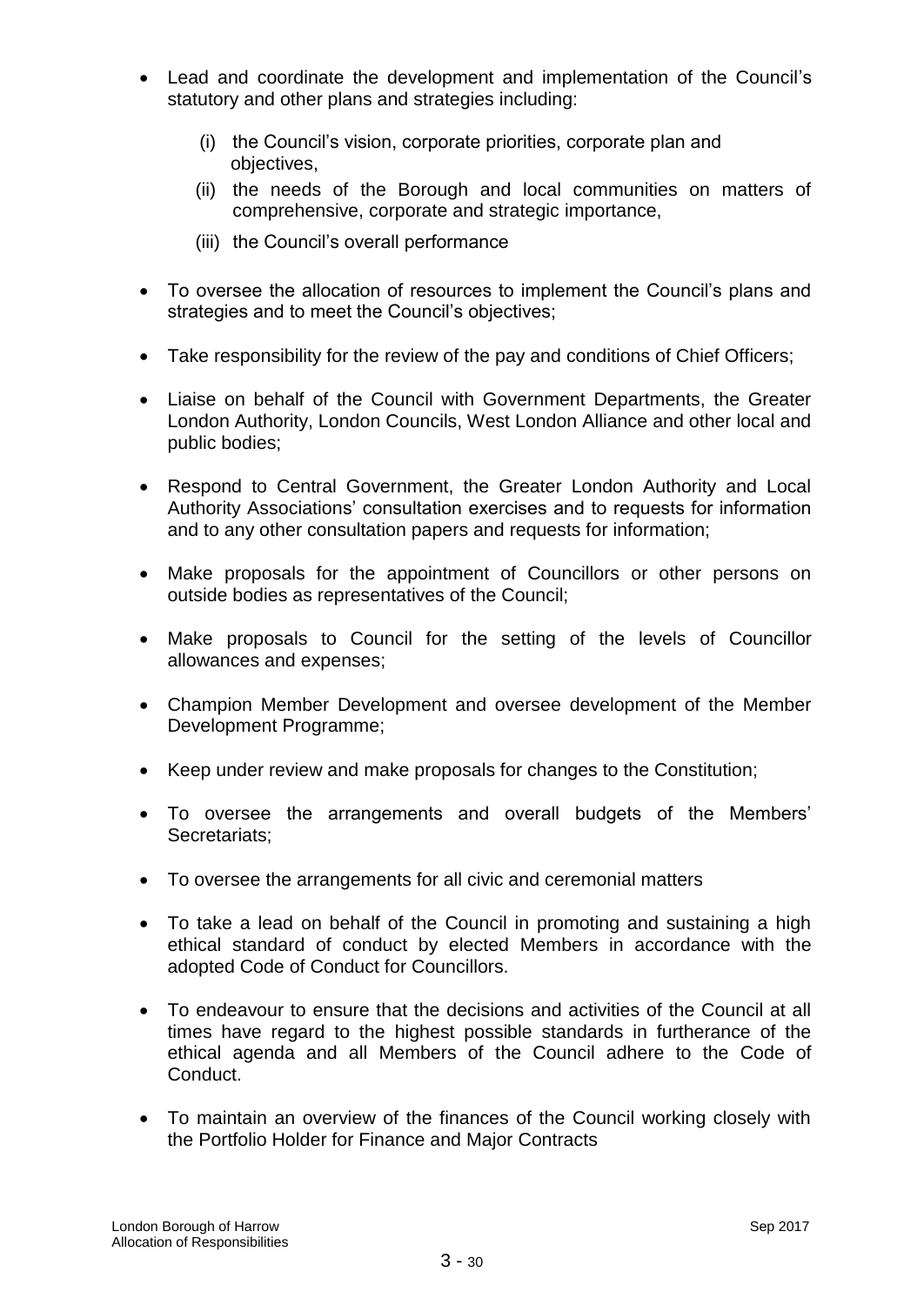- Lead and coordinate the development and implementation of the Council's statutory and other plans and strategies including:
  - (i) the Council's vision, corporate priorities, corporate plan and objectives,
  - (ii) the needs of the Borough and local communities on matters of comprehensive, corporate and strategic importance,
  - (iii) the Council's overall performance
- To oversee the allocation of resources to implement the Council's plans and strategies and to meet the Council's objectives;
- Take responsibility for the review of the pay and conditions of Chief Officers;
- Liaise on behalf of the Council with Government Departments, the Greater London Authority, London Councils, West London Alliance and other local and public bodies;
- Respond to Central Government, the Greater London Authority and Local Authority Associations' consultation exercises and to requests for information and to any other consultation papers and requests for information;
- Make proposals for the appointment of Councillors or other persons on outside bodies as representatives of the Council;
- Make proposals to Council for the setting of the levels of Councillor allowances and expenses;
- Champion Member Development and oversee development of the Member Development Programme;
- Keep under review and make proposals for changes to the Constitution;
- To oversee the arrangements and overall budgets of the Members' Secretariats;
- To oversee the arrangements for all civic and ceremonial matters
- To take a lead on behalf of the Council in promoting and sustaining a high ethical standard of conduct by elected Members in accordance with the adopted Code of Conduct for Councillors.
- To endeavour to ensure that the decisions and activities of the Council at all times have regard to the highest possible standards in furtherance of the ethical agenda and all Members of the Council adhere to the Code of Conduct.
- To maintain an overview of the finances of the Council working closely with the Portfolio Holder for Finance and Major Contracts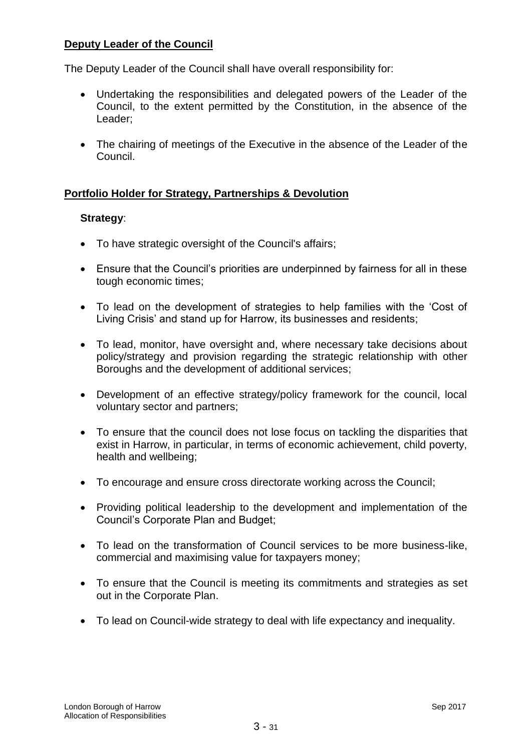**<u>Deputy Leader of the Council</u>**

The Deputy Leader of the Council shall have overall responsibility for:

- Undertaking the responsibilities and delegated powers of the Leader of the Council, to the extent permitted by the Constitution, in the absence of the Leader;

- The chairing of meetings of the Executive in the absence of the Leader of the Council.

**<u>Portfolio Holder for Strategy, Partnerships & Devolution</u>**

**Strategy**:

- To have strategic oversight of the Council's affairs;

- Ensure that the Council's priorities are underpinned by fairness for all in these tough economic times;

- To lead on the development of strategies to help families with the 'Cost of Living Crisis' and stand up for Harrow, its businesses and residents;

- To lead, monitor, have oversight and, where necessary take decisions about policy/strategy and provision regarding the strategic relationship with other Boroughs and the development of additional services;

- Development of an effective strategy/policy framework for the council, local voluntary sector and partners;

- To ensure that the council does not lose focus on tackling the disparities that exist in Harrow, in particular, in terms of economic achievement, child poverty, health and wellbeing;

- To encourage and ensure cross directorate working across the Council;

- Providing political leadership to the development and implementation of the Council's Corporate Plan and Budget;

- To lead on the transformation of Council services to be more business-like, commercial and maximising value for taxpayers money;

- To ensure that the Council is meeting its commitments and strategies as set out in the Corporate Plan.

- To lead on Council-wide strategy to deal with life expectancy and inequality.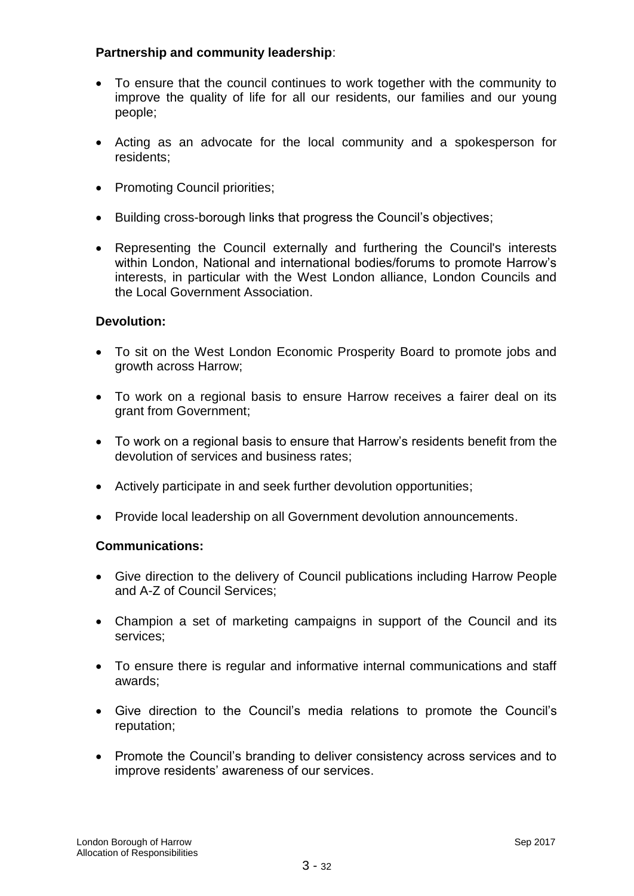**Partnership and community leadership**:

- To ensure that the council continues to work together with the community to improve the quality of life for all our residents, our families and our young people;
- Acting as an advocate for the local community and a spokesperson for residents;
- Promoting Council priorities;
- Building cross-borough links that progress the Council's objectives;
- Representing the Council externally and furthering the Council's interests within London, National and international bodies/forums to promote Harrow's interests, in particular with the West London alliance, London Councils and the Local Government Association.

**Devolution:**

- To sit on the West London Economic Prosperity Board to promote jobs and growth across Harrow;
- To work on a regional basis to ensure Harrow receives a fairer deal on its grant from Government;
- To work on a regional basis to ensure that Harrow's residents benefit from the devolution of services and business rates;
- Actively participate in and seek further devolution opportunities;
- Provide local leadership on all Government devolution announcements.

**Communications:**

- Give direction to the delivery of Council publications including Harrow People and A-Z of Council Services;
- Champion a set of marketing campaigns in support of the Council and its services;
- To ensure there is regular and informative internal communications and staff awards;
- Give direction to the Council's media relations to promote the Council's reputation;
- Promote the Council's branding to deliver consistency across services and to improve residents' awareness of our services.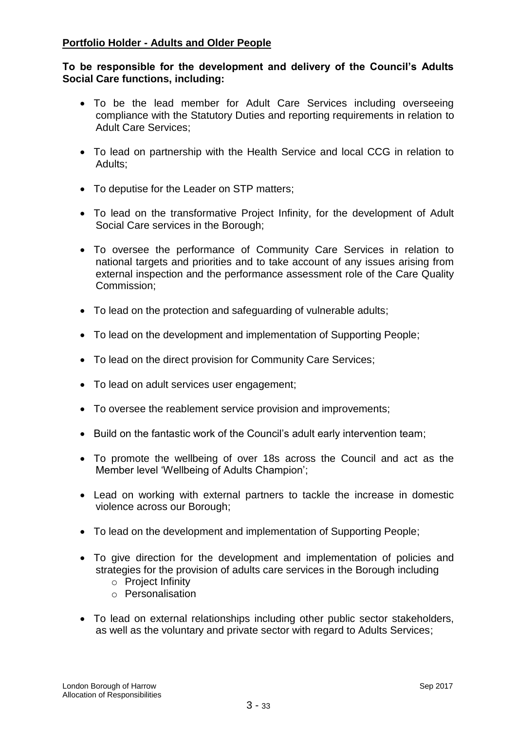## Portfolio Holder - Adults and Older People

**To be responsible for the development and delivery of the Council's Adults Social Care functions, including:**

- To be the lead member for Adult Care Services including overseeing compliance with the Statutory Duties and reporting requirements in relation to Adult Care Services;
- To lead on partnership with the Health Service and local CCG in relation to Adults;
- To deputise for the Leader on STP matters;
- To lead on the transformative Project Infinity, for the development of Adult Social Care services in the Borough;
- To oversee the performance of Community Care Services in relation to national targets and priorities and to take account of any issues arising from external inspection and the performance assessment role of the Care Quality Commission;
- To lead on the protection and safeguarding of vulnerable adults;
- To lead on the development and implementation of Supporting People;
- To lead on the direct provision for Community Care Services;
- To lead on adult services user engagement;
- To oversee the reablement service provision and improvements;
- Build on the fantastic work of the Council's adult early intervention team;
- To promote the wellbeing of over 18s across the Council and act as the Member level 'Wellbeing of Adults Champion';
- Lead on working with external partners to tackle the increase in domestic violence across our Borough;
- To lead on the development and implementation of Supporting People;
- To give direction for the development and implementation of policies and strategies for the provision of adults care services in the Borough including
  - Project Infinity
  - Personalisation
- To lead on external relationships including other public sector stakeholders, as well as the voluntary and private sector with regard to Adults Services;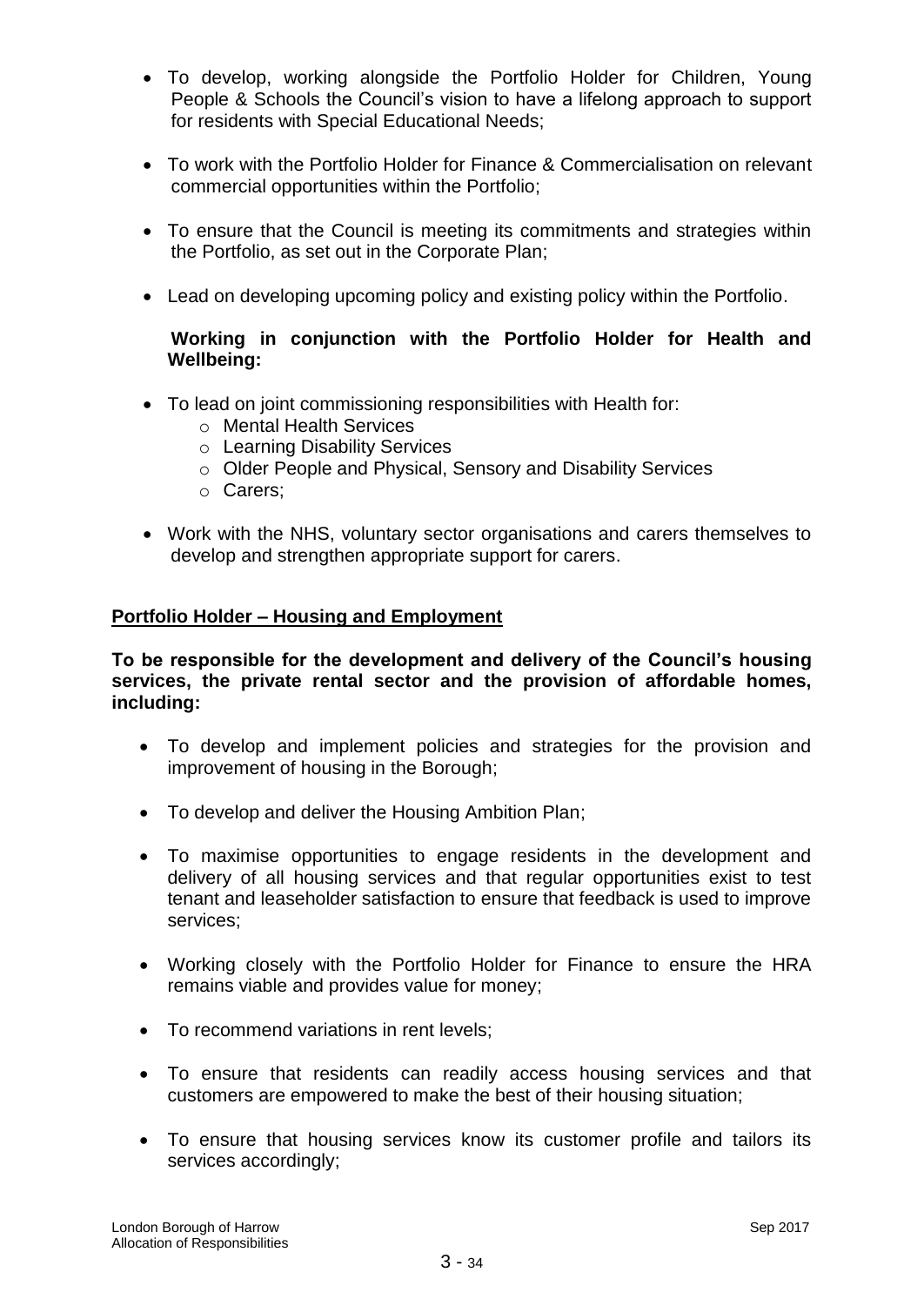- To develop, working alongside the Portfolio Holder for Children, Young People & Schools the Council's vision to have a lifelong approach to support for residents with Special Educational Needs;

- To work with the Portfolio Holder for Finance & Commercialisation on relevant commercial opportunities within the Portfolio;

- To ensure that the Council is meeting its commitments and strategies within the Portfolio, as set out in the Corporate Plan;

- Lead on developing upcoming policy and existing policy within the Portfolio.

**Working in conjunction with the Portfolio Holder for Health and Wellbeing:**

- To lead on joint commissioning responsibilities with Health for:
    - Mental Health Services
    - Learning Disability Services
    - Older People and Physical, Sensory and Disability Services
    - Carers;

- Work with the NHS, voluntary sector organisations and carers themselves to develop and strengthen appropriate support for carers.

## Portfolio Holder – Housing and Employment

**To be responsible for the development and delivery of the Council's housing services, the private rental sector and the provision of affordable homes, including:**

- To develop and implement policies and strategies for the provision and improvement of housing in the Borough;

- To develop and deliver the Housing Ambition Plan;

- To maximise opportunities to engage residents in the development and delivery of all housing services and that regular opportunities exist to test tenant and leaseholder satisfaction to ensure that feedback is used to improve services;

- Working closely with the Portfolio Holder for Finance to ensure the HRA remains viable and provides value for money;

- To recommend variations in rent levels;

- To ensure that residents can readily access housing services and that customers are empowered to make the best of their housing situation;

- To ensure that housing services know its customer profile and tailors its services accordingly;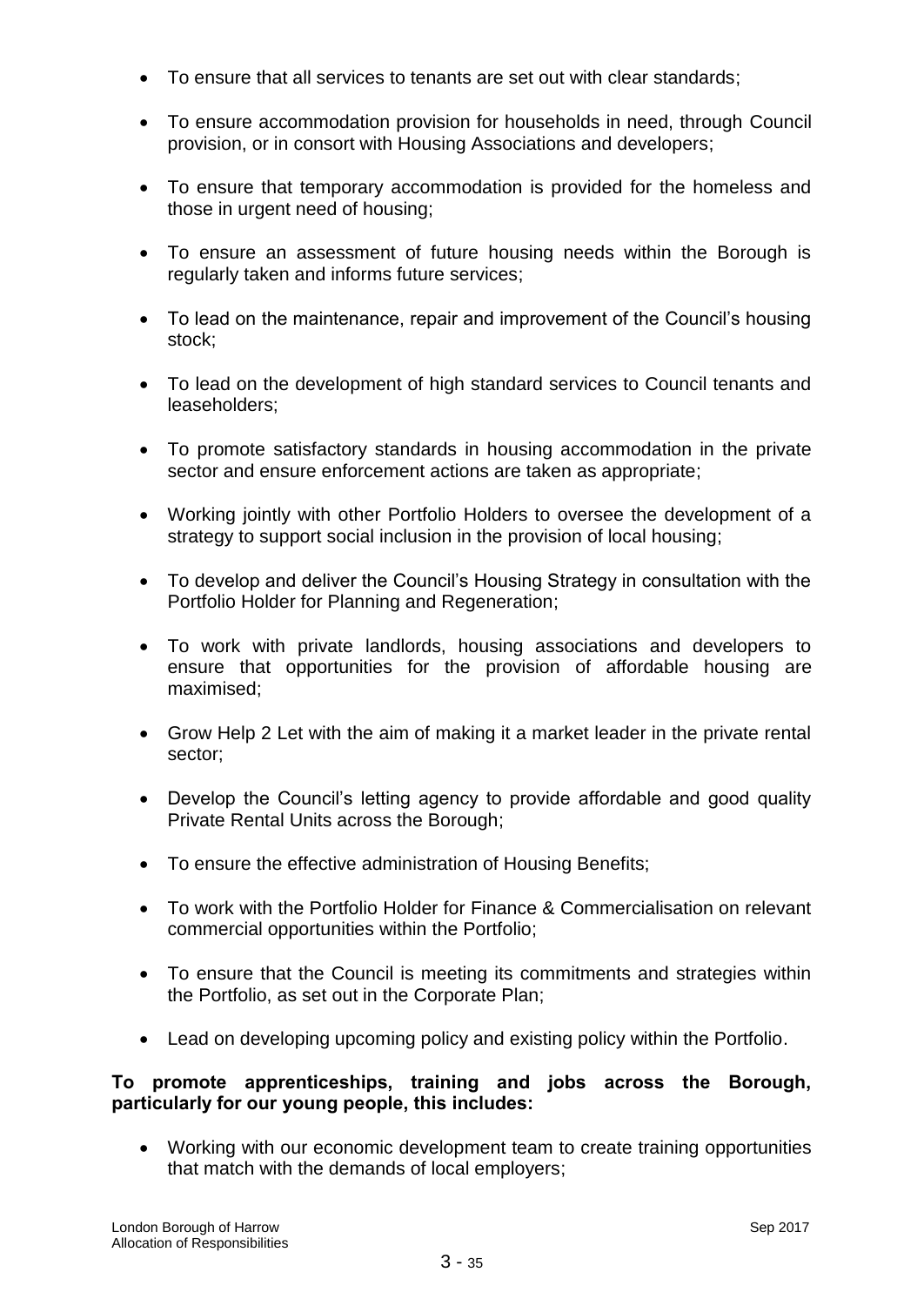- To ensure that all services to tenants are set out with clear standards;
- To ensure accommodation provision for households in need, through Council provision, or in consort with Housing Associations and developers;
- To ensure that temporary accommodation is provided for the homeless and those in urgent need of housing;
- To ensure an assessment of future housing needs within the Borough is regularly taken and informs future services;
- To lead on the maintenance, repair and improvement of the Council's housing stock;
- To lead on the development of high standard services to Council tenants and leaseholders;
- To promote satisfactory standards in housing accommodation in the private sector and ensure enforcement actions are taken as appropriate;
- Working jointly with other Portfolio Holders to oversee the development of a strategy to support social inclusion in the provision of local housing;
- To develop and deliver the Council's Housing Strategy in consultation with the Portfolio Holder for Planning and Regeneration;
- To work with private landlords, housing associations and developers to ensure that opportunities for the provision of affordable housing are maximised;
- Grow Help 2 Let with the aim of making it a market leader in the private rental sector;
- Develop the Council's letting agency to provide affordable and good quality Private Rental Units across the Borough;
- To ensure the effective administration of Housing Benefits;
- To work with the Portfolio Holder for Finance & Commercialisation on relevant commercial opportunities within the Portfolio;
- To ensure that the Council is meeting its commitments and strategies within the Portfolio, as set out in the Corporate Plan;
- Lead on developing upcoming policy and existing policy within the Portfolio.

**To promote apprenticeships, training and jobs across the Borough, particularly for our young people, this includes:**

- Working with our economic development team to create training opportunities that match with the demands of local employers;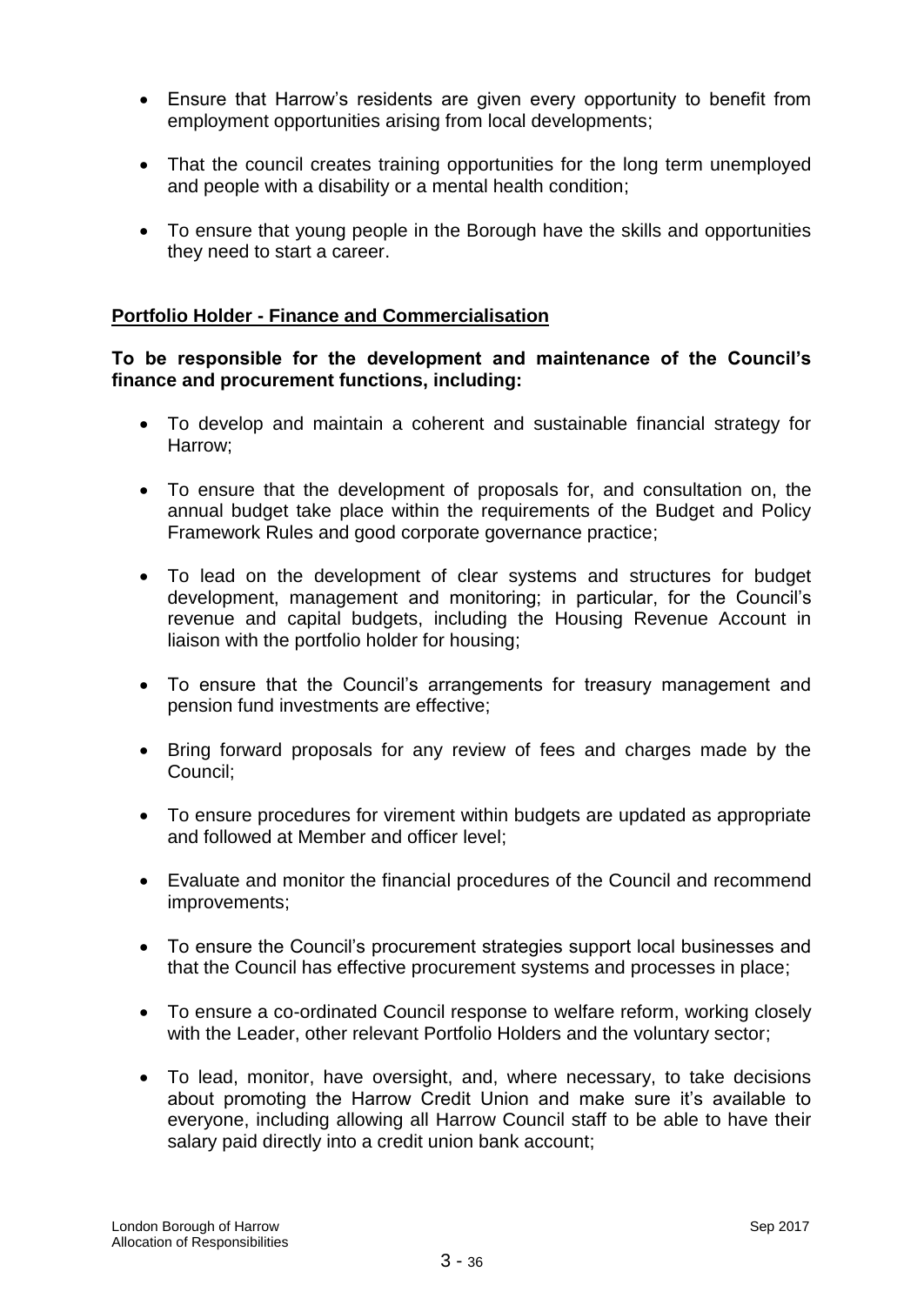- Ensure that Harrow's residents are given every opportunity to benefit from employment opportunities arising from local developments;
- That the council creates training opportunities for the long term unemployed and people with a disability or a mental health condition;
- To ensure that young people in the Borough have the skills and opportunities they need to start a career.

**Portfolio Holder - Finance and Commercialisation**

**To be responsible for the development and maintenance of the Council's finance and procurement functions, including:**

- To develop and maintain a coherent and sustainable financial strategy for Harrow;
- To ensure that the development of proposals for, and consultation on, the annual budget take place within the requirements of the Budget and Policy Framework Rules and good corporate governance practice;
- To lead on the development of clear systems and structures for budget development, management and monitoring; in particular, for the Council's revenue and capital budgets, including the Housing Revenue Account in liaison with the portfolio holder for housing;
- To ensure that the Council's arrangements for treasury management and pension fund investments are effective;
- Bring forward proposals for any review of fees and charges made by the Council;
- To ensure procedures for virement within budgets are updated as appropriate and followed at Member and officer level;
- Evaluate and monitor the financial procedures of the Council and recommend improvements;
- To ensure the Council's procurement strategies support local businesses and that the Council has effective procurement systems and processes in place;
- To ensure a co-ordinated Council response to welfare reform, working closely with the Leader, other relevant Portfolio Holders and the voluntary sector;
- To lead, monitor, have oversight, and, where necessary, to take decisions about promoting the Harrow Credit Union and make sure it's available to everyone, including allowing all Harrow Council staff to be able to have their salary paid directly into a credit union bank account;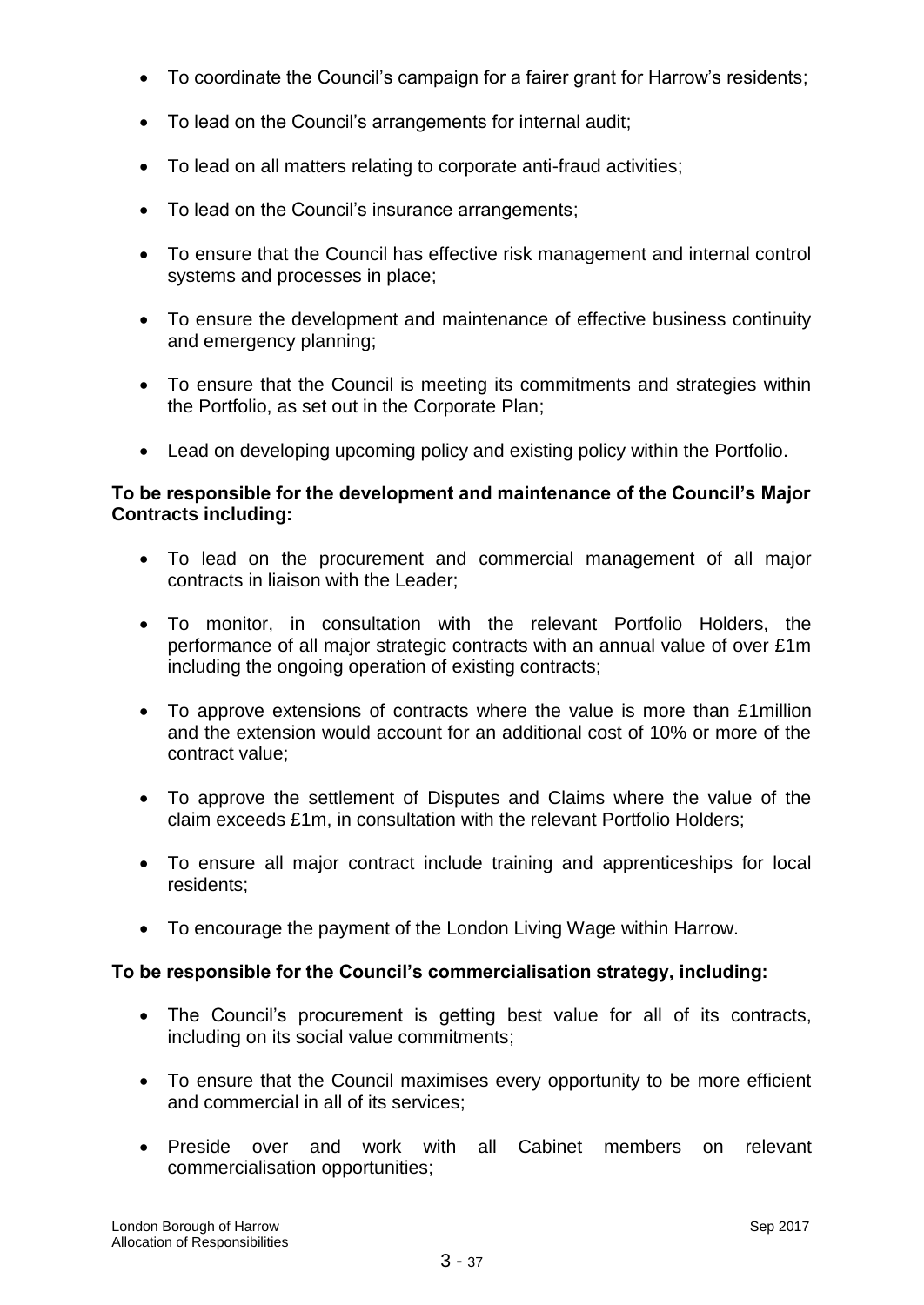- To coordinate the Council's campaign for a fairer grant for Harrow's residents;
- To lead on the Council's arrangements for internal audit;
- To lead on all matters relating to corporate anti-fraud activities;
- To lead on the Council's insurance arrangements;
- To ensure that the Council has effective risk management and internal control systems and processes in place;
- To ensure the development and maintenance of effective business continuity and emergency planning;
- To ensure that the Council is meeting its commitments and strategies within the Portfolio, as set out in the Corporate Plan;
- Lead on developing upcoming policy and existing policy within the Portfolio.

**To be responsible for the development and maintenance of the Council's Major Contracts including:**

- To lead on the procurement and commercial management of all major contracts in liaison with the Leader;
- To monitor, in consultation with the relevant Portfolio Holders, the performance of all major strategic contracts with an annual value of over £1m including the ongoing operation of existing contracts;
- To approve extensions of contracts where the value is more than £1million and the extension would account for an additional cost of 10% or more of the contract value;
- To approve the settlement of Disputes and Claims where the value of the claim exceeds £1m, in consultation with the relevant Portfolio Holders;
- To ensure all major contract include training and apprenticeships for local residents;
- To encourage the payment of the London Living Wage within Harrow.

**To be responsible for the Council's commercialisation strategy, including:**

- The Council's procurement is getting best value for all of its contracts, including on its social value commitments;
- To ensure that the Council maximises every opportunity to be more efficient and commercial in all of its services;
- Preside over and work with all Cabinet members on relevant commercialisation opportunities;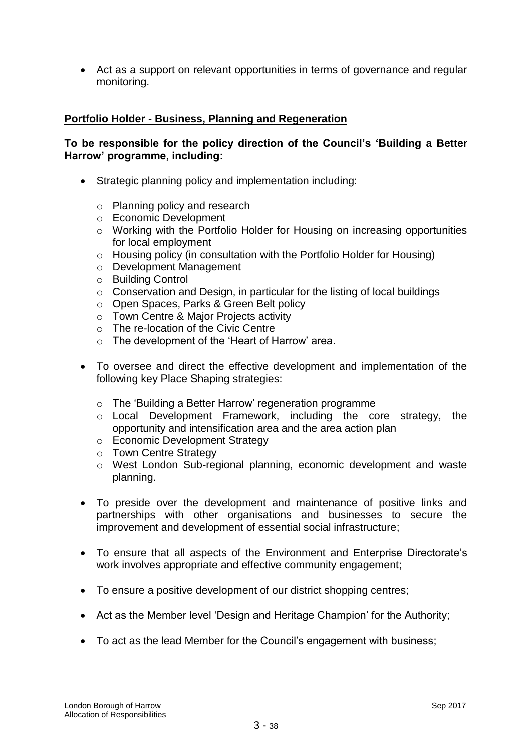- Act as a support on relevant opportunities in terms of governance and regular monitoring.

## Portfolio Holder - Business, Planning and Regeneration

**To be responsible for the policy direction of the Council's 'Building a Better Harrow' programme, including:**

- Strategic planning policy and implementation including:
  - Planning policy and research
  - Economic Development
  - Working with the Portfolio Holder for Housing on increasing opportunities for local employment
  - Housing policy (in consultation with the Portfolio Holder for Housing)
  - Development Management
  - Building Control
  - Conservation and Design, in particular for the listing of local buildings
  - Open Spaces, Parks & Green Belt policy
  - Town Centre & Major Projects activity
  - The re-location of the Civic Centre
  - The development of the 'Heart of Harrow' area.
- To oversee and direct the effective development and implementation of the following key Place Shaping strategies:
  - The 'Building a Better Harrow' regeneration programme
  - Local Development Framework, including the core strategy, the opportunity and intensification area and the area action plan
  - Economic Development Strategy
  - Town Centre Strategy
  - West London Sub-regional planning, economic development and waste planning.
- To preside over the development and maintenance of positive links and partnerships with other organisations and businesses to secure the improvement and development of essential social infrastructure;
- To ensure that all aspects of the Environment and Enterprise Directorate's work involves appropriate and effective community engagement;
- To ensure a positive development of our district shopping centres;
- Act as the Member level 'Design and Heritage Champion' for the Authority;
- To act as the lead Member for the Council's engagement with business;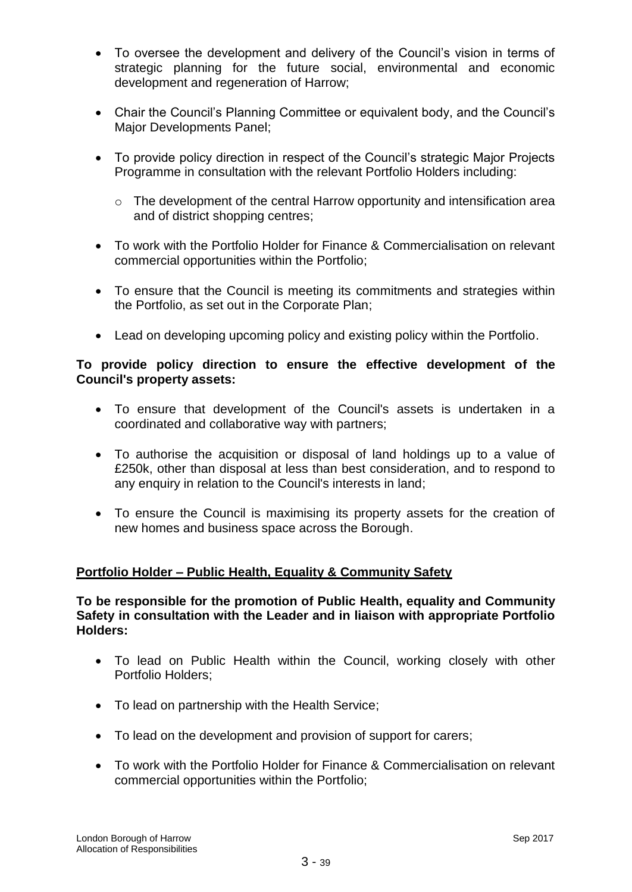- To oversee the development and delivery of the Council's vision in terms of strategic planning for the future social, environmental and economic development and regeneration of Harrow;

- Chair the Council's Planning Committee or equivalent body, and the Council's Major Developments Panel;

- To provide policy direction in respect of the Council's strategic Major Projects Programme in consultation with the relevant Portfolio Holders including:

  - The development of the central Harrow opportunity and intensification area and of district shopping centres;

- To work with the Portfolio Holder for Finance & Commercialisation on relevant commercial opportunities within the Portfolio;

- To ensure that the Council is meeting its commitments and strategies within the Portfolio, as set out in the Corporate Plan;

- Lead on developing upcoming policy and existing policy within the Portfolio.

**To provide policy direction to ensure the effective development of the Council's property assets:**

- To ensure that development of the Council's assets is undertaken in a coordinated and collaborative way with partners;

- To authorise the acquisition or disposal of land holdings up to a value of £250k, other than disposal at less than best consideration, and to respond to any enquiry in relation to the Council's interests in land;

- To ensure the Council is maximising its property assets for the creation of new homes and business space across the Borough.

## Portfolio Holder – Public Health, Equality & Community Safety

**To be responsible for the promotion of Public Health, equality and Community Safety in consultation with the Leader and in liaison with appropriate Portfolio Holders:**

- To lead on Public Health within the Council, working closely with other Portfolio Holders;

- To lead on partnership with the Health Service;

- To lead on the development and provision of support for carers;

- To work with the Portfolio Holder for Finance & Commercialisation on relevant commercial opportunities within the Portfolio;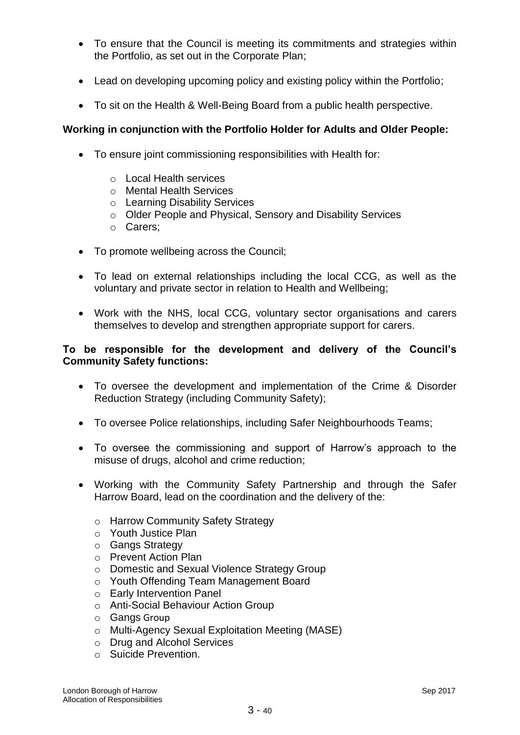- To ensure that the Council is meeting its commitments and strategies within the Portfolio, as set out in the Corporate Plan;
- Lead on developing upcoming policy and existing policy within the Portfolio;
- To sit on the Health & Well-Being Board from a public health perspective.

**Working in conjunction with the Portfolio Holder for Adults and Older People:**

- To ensure joint commissioning responsibilities with Health for:
  - Local Health services
  - Mental Health Services
  - Learning Disability Services
  - Older People and Physical, Sensory and Disability Services
  - Carers;
- To promote wellbeing across the Council;
- To lead on external relationships including the local CCG, as well as the voluntary and private sector in relation to Health and Wellbeing;
- Work with the NHS, local CCG, voluntary sector organisations and carers themselves to develop and strengthen appropriate support for carers.

**To be responsible for the development and delivery of the Council's Community Safety functions:**

- To oversee the development and implementation of the Crime & Disorder Reduction Strategy (including Community Safety);
- To oversee Police relationships, including Safer Neighbourhoods Teams;
- To oversee the commissioning and support of Harrow's approach to the misuse of drugs, alcohol and crime reduction;
- Working with the Community Safety Partnership and through the Safer Harrow Board, lead on the coordination and the delivery of the:
  - Harrow Community Safety Strategy
  - Youth Justice Plan
  - Gangs Strategy
  - Prevent Action Plan
  - Domestic and Sexual Violence Strategy Group
  - Youth Offending Team Management Board
  - Early Intervention Panel
  - Anti-Social Behaviour Action Group
  - Gangs Group
  - Multi-Agency Sexual Exploitation Meeting (MASE)
  - Drug and Alcohol Services
  - Suicide Prevention.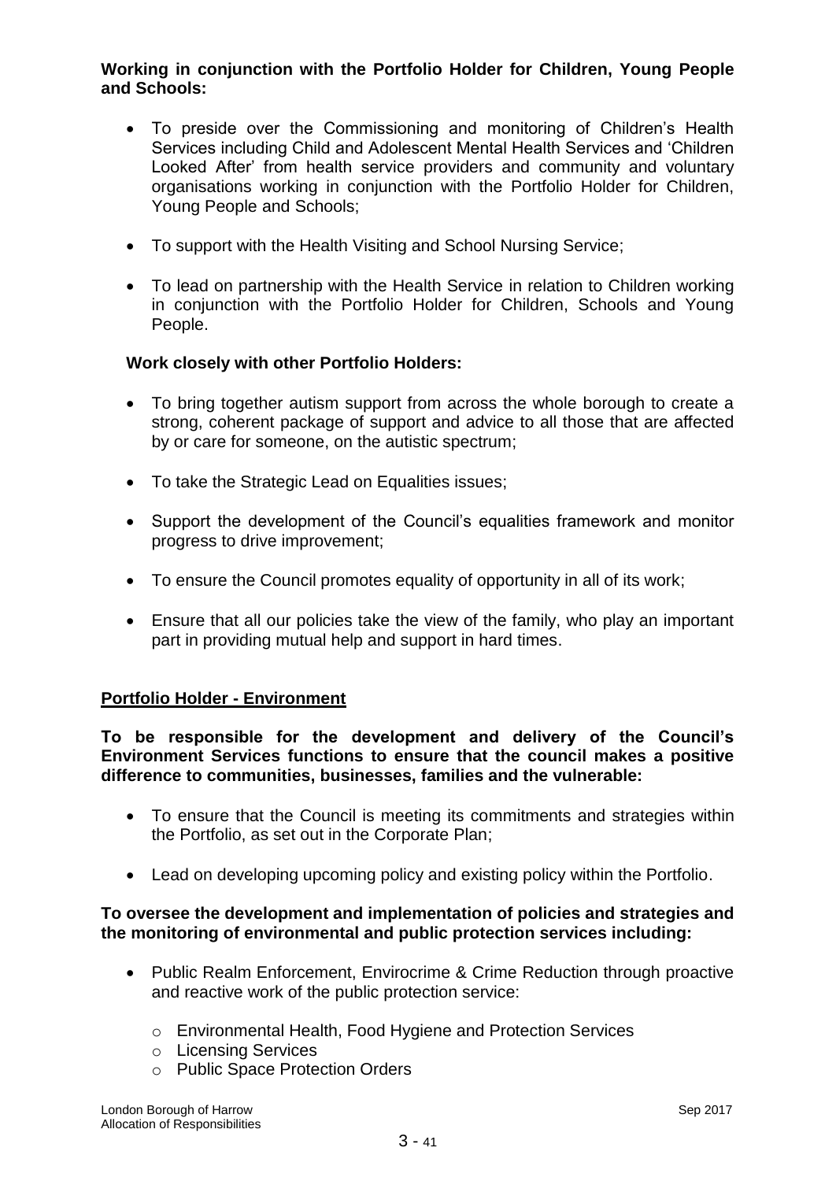**Working in conjunction with the Portfolio Holder for Children, Young People and Schools:**

- To preside over the Commissioning and monitoring of Children's Health Services including Child and Adolescent Mental Health Services and 'Children Looked After' from health service providers and community and voluntary organisations working in conjunction with the Portfolio Holder for Children, Young People and Schools;
- To support with the Health Visiting and School Nursing Service;
- To lead on partnership with the Health Service in relation to Children working in conjunction with the Portfolio Holder for Children, Schools and Young People.

**Work closely with other Portfolio Holders:**

- To bring together autism support from across the whole borough to create a strong, coherent package of support and advice to all those that are affected by or care for someone, on the autistic spectrum;
- To take the Strategic Lead on Equalities issues;
- Support the development of the Council's equalities framework and monitor progress to drive improvement;
- To ensure the Council promotes equality of opportunity in all of its work;
- Ensure that all our policies take the view of the family, who play an important part in providing mutual help and support in hard times.

**Portfolio Holder - Environment**

**To be responsible for the development and delivery of the Council's Environment Services functions to ensure that the council makes a positive difference to communities, businesses, families and the vulnerable:**

- To ensure that the Council is meeting its commitments and strategies within the Portfolio, as set out in the Corporate Plan;
- Lead on developing upcoming policy and existing policy within the Portfolio.

**To oversee the development and implementation of policies and strategies and the monitoring of environmental and public protection services including:**

- Public Realm Enforcement, Envirocrime & Crime Reduction through proactive and reactive work of the public protection service:
  - Environmental Health, Food Hygiene and Protection Services
  - Licensing Services
  - Public Space Protection Orders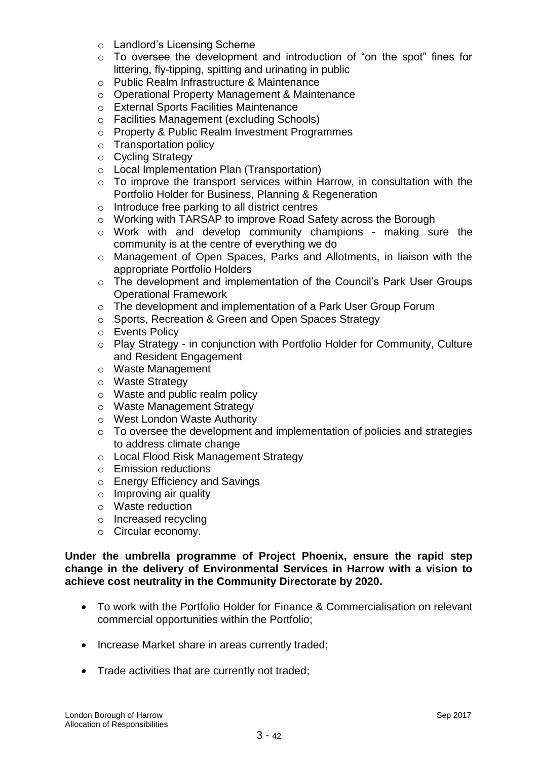- Landlord's Licensing Scheme
- To oversee the development and introduction of "on the spot" fines for littering, fly-tipping, spitting and urinating in public
- Public Realm Infrastructure & Maintenance
- Operational Property Management & Maintenance
- External Sports Facilities Maintenance
- Facilities Management (excluding Schools)
- Property & Public Realm Investment Programmes
- Transportation policy
- Cycling Strategy
- Local Implementation Plan (Transportation)
- To improve the transport services within Harrow, in consultation with the Portfolio Holder for Business, Planning & Regeneration
- Introduce free parking to all district centres
- Working with TARSAP to improve Road Safety across the Borough
- Work with and develop community champions - making sure the community is at the centre of everything we do
- Management of Open Spaces, Parks and Allotments, in liaison with the appropriate Portfolio Holders
- The development and implementation of the Council's Park User Groups Operational Framework
- The development and implementation of a Park User Group Forum
- Sports, Recreation & Green and Open Spaces Strategy
- Events Policy
- Play Strategy - in conjunction with Portfolio Holder for Community, Culture and Resident Engagement
- Waste Management
- Waste Strategy
- Waste and public realm policy
- Waste Management Strategy
- West London Waste Authority
- To oversee the development and implementation of policies and strategies to address climate change
- Local Flood Risk Management Strategy
- Emission reductions
- Energy Efficiency and Savings
- Improving air quality
- Waste reduction
- Increased recycling
- Circular economy.

**Under the umbrella programme of Project Phoenix, ensure the rapid step change in the delivery of Environmental Services in Harrow with a vision to achieve cost neutrality in the Community Directorate by 2020.**

- To work with the Portfolio Holder for Finance & Commercialisation on relevant commercial opportunities within the Portfolio;
- Increase Market share in areas currently traded;
- Trade activities that are currently not traded;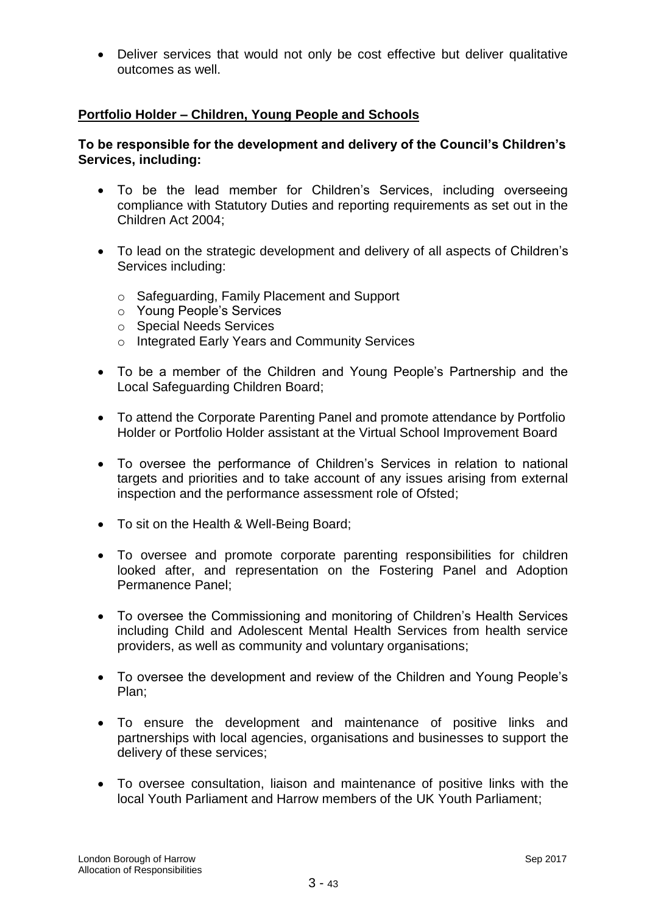- Deliver services that would not only be cost effective but deliver qualitative outcomes as well.

## Portfolio Holder – Children, Young People and Schools

**To be responsible for the development and delivery of the Council's Children's Services, including:**

- To be the lead member for Children's Services, including overseeing compliance with Statutory Duties and reporting requirements as set out in the Children Act 2004;
- To lead on the strategic development and delivery of all aspects of Children's Services including:
  - Safeguarding, Family Placement and Support
  - Young People's Services
  - Special Needs Services
  - Integrated Early Years and Community Services
- To be a member of the Children and Young People's Partnership and the Local Safeguarding Children Board;
- To attend the Corporate Parenting Panel and promote attendance by Portfolio Holder or Portfolio Holder assistant at the Virtual School Improvement Board
- To oversee the performance of Children's Services in relation to national targets and priorities and to take account of any issues arising from external inspection and the performance assessment role of Ofsted;
- To sit on the Health & Well-Being Board;
- To oversee and promote corporate parenting responsibilities for children looked after, and representation on the Fostering Panel and Adoption Permanence Panel;
- To oversee the Commissioning and monitoring of Children's Health Services including Child and Adolescent Mental Health Services from health service providers, as well as community and voluntary organisations;
- To oversee the development and review of the Children and Young People's Plan;
- To ensure the development and maintenance of positive links and partnerships with local agencies, organisations and businesses to support the delivery of these services;
- To oversee consultation, liaison and maintenance of positive links with the local Youth Parliament and Harrow members of the UK Youth Parliament;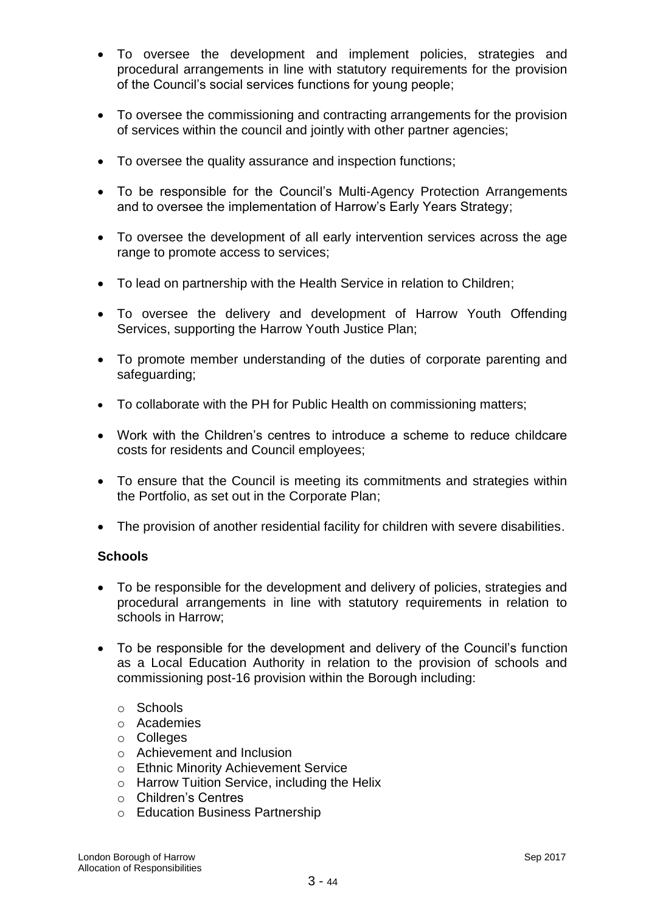- To oversee the development and implement policies, strategies and procedural arrangements in line with statutory requirements for the provision of the Council's social services functions for young people;
- To oversee the commissioning and contracting arrangements for the provision of services within the council and jointly with other partner agencies;
- To oversee the quality assurance and inspection functions;
- To be responsible for the Council's Multi-Agency Protection Arrangements and to oversee the implementation of Harrow's Early Years Strategy;
- To oversee the development of all early intervention services across the age range to promote access to services;
- To lead on partnership with the Health Service in relation to Children;
- To oversee the delivery and development of Harrow Youth Offending Services, supporting the Harrow Youth Justice Plan;
- To promote member understanding of the duties of corporate parenting and safeguarding;
- To collaborate with the PH for Public Health on commissioning matters;
- Work with the Children's centres to introduce a scheme to reduce childcare costs for residents and Council employees;
- To ensure that the Council is meeting its commitments and strategies within the Portfolio, as set out in the Corporate Plan;
- The provision of another residential facility for children with severe disabilities.

**Schools**

- To be responsible for the development and delivery of policies, strategies and procedural arrangements in line with statutory requirements in relation to schools in Harrow;
- To be responsible for the development and delivery of the Council's function as a Local Education Authority in relation to the provision of schools and commissioning post-16 provision within the Borough including:
  - Schools
  - Academies
  - Colleges
  - Achievement and Inclusion
  - Ethnic Minority Achievement Service
  - Harrow Tuition Service, including the Helix
  - Children's Centres
  - Education Business Partnership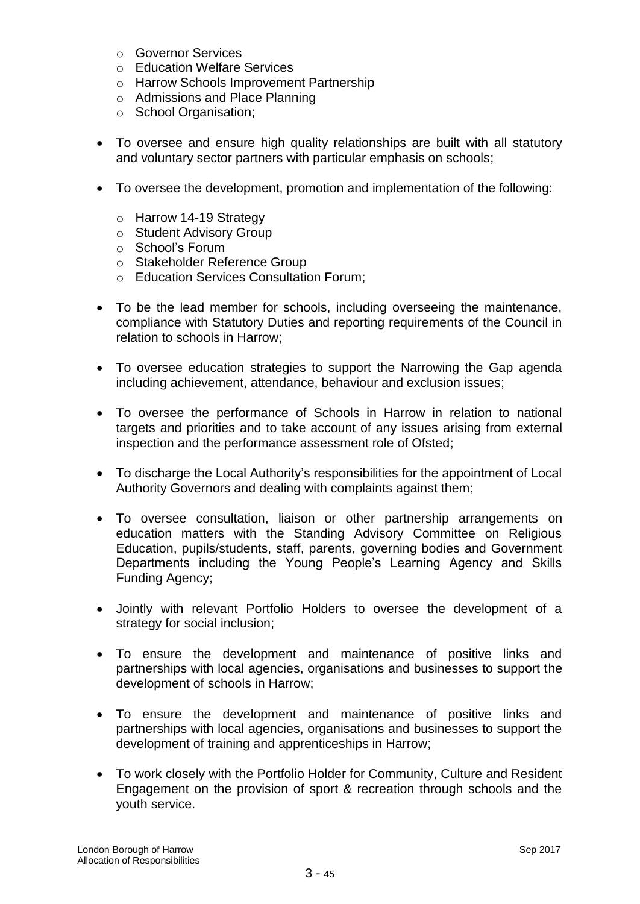- Governor Services
  - Education Welfare Services
  - Harrow Schools Improvement Partnership
  - Admissions and Place Planning
  - School Organisation;

- To oversee and ensure high quality relationships are built with all statutory and voluntary sector partners with particular emphasis on schools;

- To oversee the development, promotion and implementation of the following:

  - Harrow 14-19 Strategy
  - Student Advisory Group
  - School's Forum
  - Stakeholder Reference Group
  - Education Services Consultation Forum;

- To be the lead member for schools, including overseeing the maintenance, compliance with Statutory Duties and reporting requirements of the Council in relation to schools in Harrow;

- To oversee education strategies to support the Narrowing the Gap agenda including achievement, attendance, behaviour and exclusion issues;

- To oversee the performance of Schools in Harrow in relation to national targets and priorities and to take account of any issues arising from external inspection and the performance assessment role of Ofsted;

- To discharge the Local Authority's responsibilities for the appointment of Local Authority Governors and dealing with complaints against them;

- To oversee consultation, liaison or other partnership arrangements on education matters with the Standing Advisory Committee on Religious Education, pupils/students, staff, parents, governing bodies and Government Departments including the Young People's Learning Agency and Skills Funding Agency;

- Jointly with relevant Portfolio Holders to oversee the development of a strategy for social inclusion;

- To ensure the development and maintenance of positive links and partnerships with local agencies, organisations and businesses to support the development of schools in Harrow;

- To ensure the development and maintenance of positive links and partnerships with local agencies, organisations and businesses to support the development of training and apprenticeships in Harrow;

- To work closely with the Portfolio Holder for Community, Culture and Resident Engagement on the provision of sport & recreation through schools and the youth service.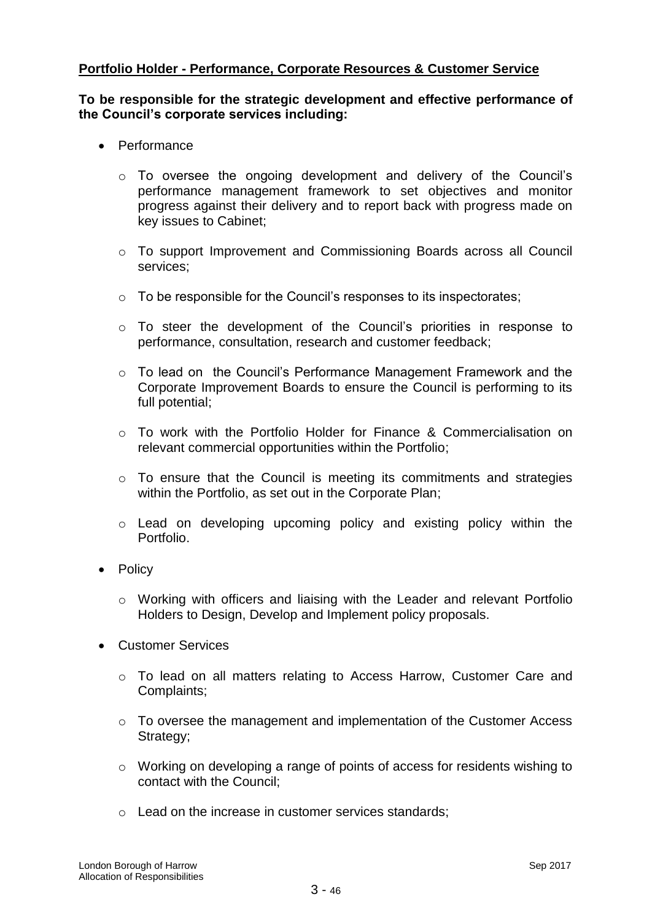**Portfolio Holder - Performance, Corporate Resources & Customer Service**

**To be responsible for the strategic development and effective performance of the Council's corporate services including:**

- Performance
  - To oversee the ongoing development and delivery of the Council's performance management framework to set objectives and monitor progress against their delivery and to report back with progress made on key issues to Cabinet;
  - To support Improvement and Commissioning Boards across all Council services;
  - To be responsible for the Council's responses to its inspectorates;
  - To steer the development of the Council's priorities in response to performance, consultation, research and customer feedback;
  - To lead on the Council's Performance Management Framework and the Corporate Improvement Boards to ensure the Council is performing to its full potential;
  - To work with the Portfolio Holder for Finance & Commercialisation on relevant commercial opportunities within the Portfolio;
  - To ensure that the Council is meeting its commitments and strategies within the Portfolio, as set out in the Corporate Plan;
  - Lead on developing upcoming policy and existing policy within the Portfolio.
- Policy
  - Working with officers and liaising with the Leader and relevant Portfolio Holders to Design, Develop and Implement policy proposals.
- Customer Services
  - To lead on all matters relating to Access Harrow, Customer Care and Complaints;
  - To oversee the management and implementation of the Customer Access Strategy;
  - Working on developing a range of points of access for residents wishing to contact with the Council;
  - Lead on the increase in customer services standards;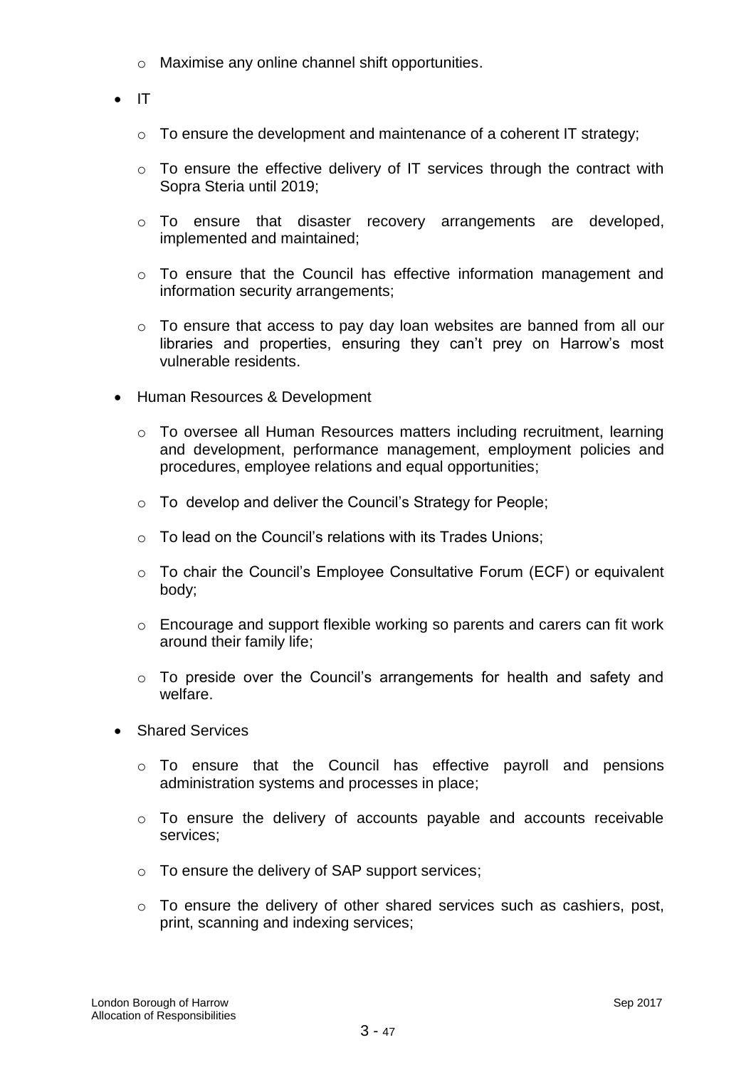- Maximise any online channel shift opportunities.

- IT

  - To ensure the development and maintenance of a coherent IT strategy;

  - To ensure the effective delivery of IT services through the contract with Sopra Steria until 2019;

  - To ensure that disaster recovery arrangements are developed, implemented and maintained;

  - To ensure that the Council has effective information management and information security arrangements;

  - To ensure that access to pay day loan websites are banned from all our libraries and properties, ensuring they can't prey on Harrow's most vulnerable residents.

- Human Resources & Development

  - To oversee all Human Resources matters including recruitment, learning and development, performance management, employment policies and procedures, employee relations and equal opportunities;

  - To develop and deliver the Council's Strategy for People;

  - To lead on the Council's relations with its Trades Unions;

  - To chair the Council's Employee Consultative Forum (ECF) or equivalent body;

  - Encourage and support flexible working so parents and carers can fit work around their family life;

  - To preside over the Council's arrangements for health and safety and welfare.

- Shared Services

  - To ensure that the Council has effective payroll and pensions administration systems and processes in place;

  - To ensure the delivery of accounts payable and accounts receivable services;

  - To ensure the delivery of SAP support services;

  - To ensure the delivery of other shared services such as cashiers, post, print, scanning and indexing services;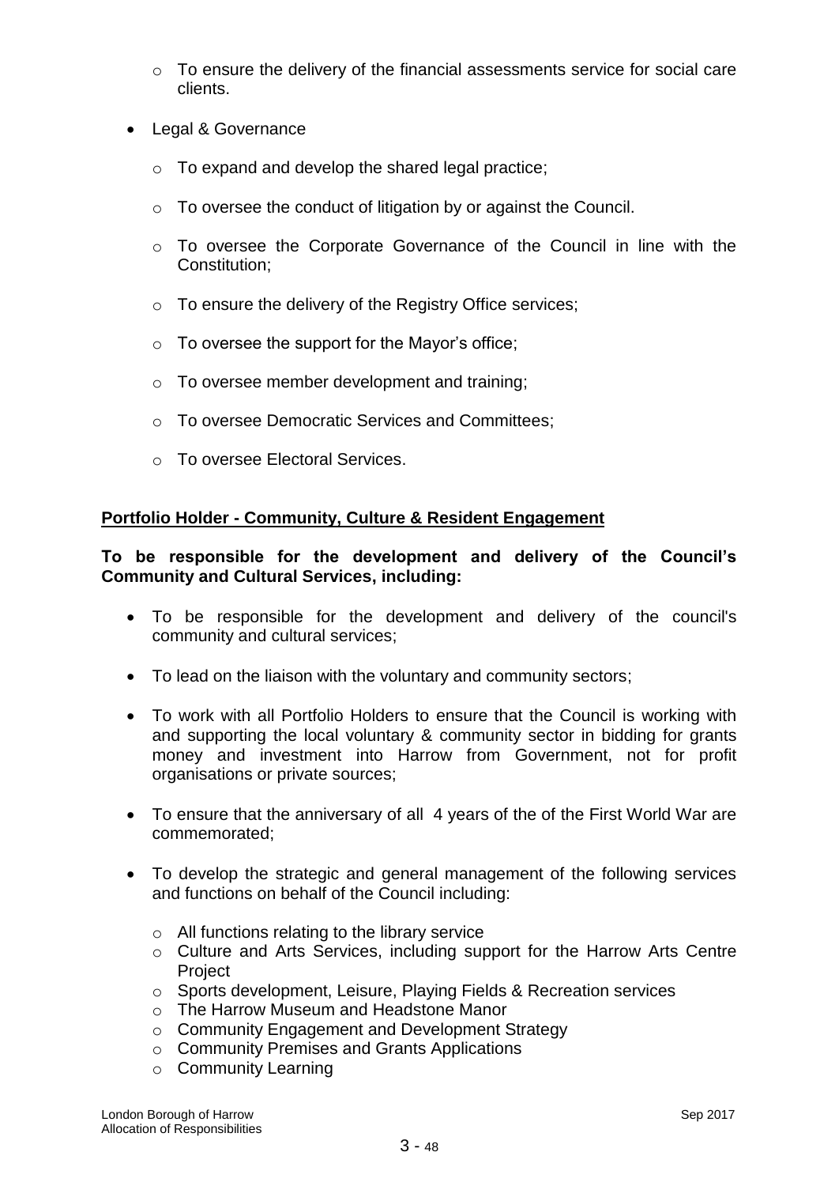- To ensure the delivery of the financial assessments service for social care clients.

- Legal & Governance

    - To expand and develop the shared legal practice;

    - To oversee the conduct of litigation by or against the Council.

    - To oversee the Corporate Governance of the Council in line with the Constitution;

    - To ensure the delivery of the Registry Office services;

    - To oversee the support for the Mayor's office;

    - To oversee member development and training;

    - To oversee Democratic Services and Committees;

    - To oversee Electoral Services.

**Portfolio Holder - Community, Culture & Resident Engagement**

**To be responsible for the development and delivery of the Council's Community and Cultural Services, including:**

- To be responsible for the development and delivery of the council's community and cultural services;

- To lead on the liaison with the voluntary and community sectors;

- To work with all Portfolio Holders to ensure that the Council is working with and supporting the local voluntary & community sector in bidding for grants money and investment into Harrow from Government, not for profit organisations or private sources;

- To ensure that the anniversary of all 4 years of the of the First World War are commemorated;

- To develop the strategic and general management of the following services and functions on behalf of the Council including:

    - All functions relating to the library service
    - Culture and Arts Services, including support for the Harrow Arts Centre Project
    - Sports development, Leisure, Playing Fields & Recreation services
    - The Harrow Museum and Headstone Manor
    - Community Engagement and Development Strategy
    - Community Premises and Grants Applications
    - Community Learning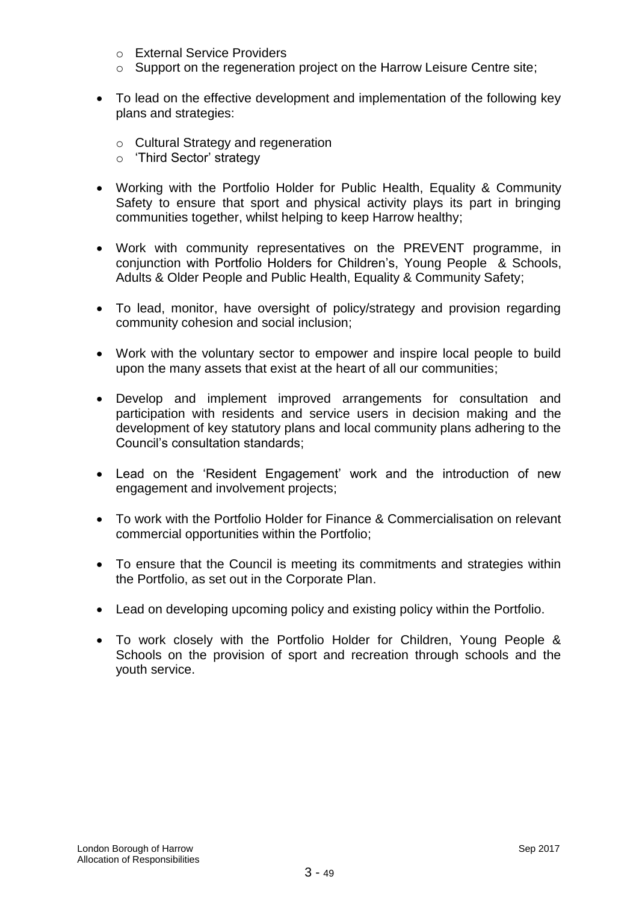- External Service Providers
  - Support on the regeneration project on the Harrow Leisure Centre site;

- To lead on the effective development and implementation of the following key plans and strategies:

  - Cultural Strategy and regeneration
  - 'Third Sector' strategy

- Working with the Portfolio Holder for Public Health, Equality & Community Safety to ensure that sport and physical activity plays its part in bringing communities together, whilst helping to keep Harrow healthy;

- Work with community representatives on the PREVENT programme, in conjunction with Portfolio Holders for Children's, Young People & Schools, Adults & Older People and Public Health, Equality & Community Safety;

- To lead, monitor, have oversight of policy/strategy and provision regarding community cohesion and social inclusion;

- Work with the voluntary sector to empower and inspire local people to build upon the many assets that exist at the heart of all our communities;

- Develop and implement improved arrangements for consultation and participation with residents and service users in decision making and the development of key statutory plans and local community plans adhering to the Council's consultation standards;

- Lead on the 'Resident Engagement' work and the introduction of new engagement and involvement projects;

- To work with the Portfolio Holder for Finance & Commercialisation on relevant commercial opportunities within the Portfolio;

- To ensure that the Council is meeting its commitments and strategies within the Portfolio, as set out in the Corporate Plan.

- Lead on developing upcoming policy and existing policy within the Portfolio.

- To work closely with the Portfolio Holder for Children, Young People & Schools on the provision of sport and recreation through schools and the youth service.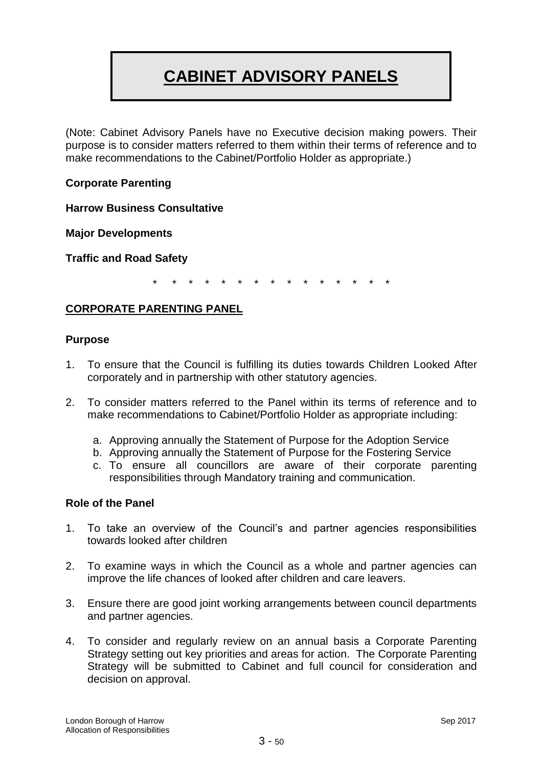# CABINET ADVISORY PANELS

(Note: Cabinet Advisory Panels have no Executive decision making powers. Their purpose is to consider matters referred to them within their terms of reference and to make recommendations to the Cabinet/Portfolio Holder as appropriate.)

**Corporate Parenting**

**Harrow Business Consultative**

**Major Developments**

**Traffic and Road Safety**

\* \* \* \* \* \* \* \* \* \* \* \* \* \* \* \*

## CORPORATE PARENTING PANEL

### Purpose

1. To ensure that the Council is fulfilling its duties towards Children Looked After corporately and in partnership with other statutory agencies.

2. To consider matters referred to the Panel within its terms of reference and to make recommendations to Cabinet/Portfolio Holder as appropriate including:

    a. Approving annually the Statement of Purpose for the Adoption Service
    b. Approving annually the Statement of Purpose for the Fostering Service
    c. To ensure all councillors are aware of their corporate parenting responsibilities through Mandatory training and communication.

### Role of the Panel

1. To take an overview of the Council's and partner agencies responsibilities towards looked after children

2. To examine ways in which the Council as a whole and partner agencies can improve the life chances of looked after children and care leavers.

3. Ensure there are good joint working arrangements between council departments and partner agencies.

4. To consider and regularly review on an annual basis a Corporate Parenting Strategy setting out key priorities and areas for action. The Corporate Parenting Strategy will be submitted to Cabinet and full council for consideration and decision on approval.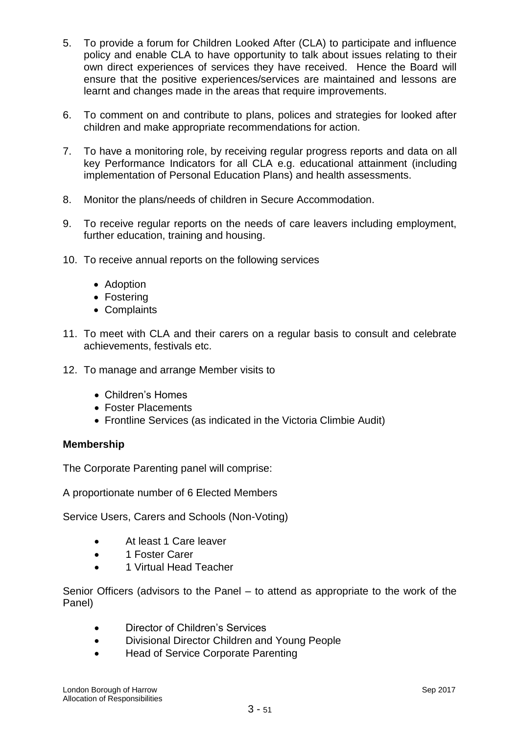5. To provide a forum for Children Looked After (CLA) to participate and influence policy and enable CLA to have opportunity to talk about issues relating to their own direct experiences of services they have received. Hence the Board will ensure that the positive experiences/services are maintained and lessons are learnt and changes made in the areas that require improvements.

6. To comment on and contribute to plans, polices and strategies for looked after children and make appropriate recommendations for action.

7. To have a monitoring role, by receiving regular progress reports and data on all key Performance Indicators for all CLA e.g. educational attainment (including implementation of Personal Education Plans) and health assessments.

8. Monitor the plans/needs of children in Secure Accommodation.

9. To receive regular reports on the needs of care leavers including employment, further education, training and housing.

10. To receive annual reports on the following services

    - Adoption
    - Fostering
    - Complaints

11. To meet with CLA and their carers on a regular basis to consult and celebrate achievements, festivals etc.

12. To manage and arrange Member visits to

    - Children's Homes
    - Foster Placements
    - Frontline Services (as indicated in the Victoria Climbie Audit)

**Membership**

The Corporate Parenting panel will comprise:

A proportionate number of 6 Elected Members

Service Users, Carers and Schools (Non-Voting)

- At least 1 Care leaver
- 1 Foster Carer
- 1 Virtual Head Teacher

Senior Officers (advisors to the Panel – to attend as appropriate to the work of the Panel)

- Director of Children's Services
- Divisional Director Children and Young People
- Head of Service Corporate Parenting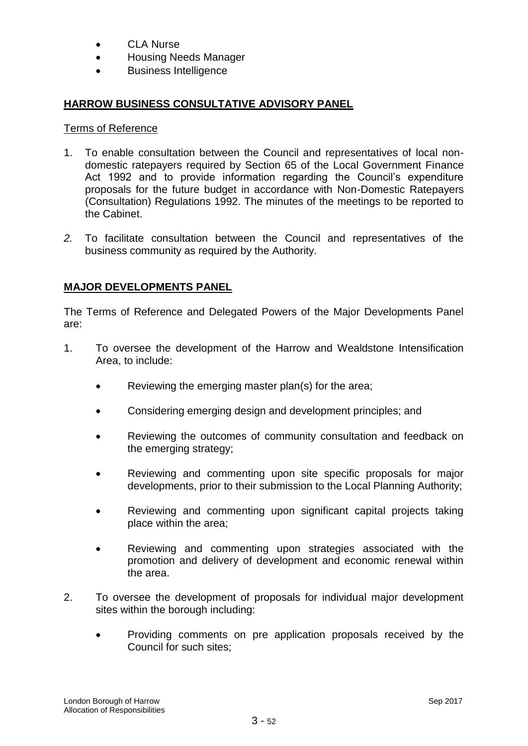- CLA Nurse
- Housing Needs Manager
- Business Intelligence

## **HARROW BUSINESS CONSULTATIVE ADVISORY PANEL**

Terms of Reference

1. To enable consultation between the Council and representatives of local non-domestic ratepayers required by Section 65 of the Local Government Finance Act 1992 and to provide information regarding the Council's expenditure proposals for the future budget in accordance with Non-Domestic Ratepayers (Consultation) Regulations 1992. The minutes of the meetings to be reported to the Cabinet.

2. To facilitate consultation between the Council and representatives of the business community as required by the Authority.

## **MAJOR DEVELOPMENTS PANEL**

The Terms of Reference and Delegated Powers of the Major Developments Panel are:

1. To oversee the development of the Harrow and Wealdstone Intensification Area, to include:

    - Reviewing the emerging master plan(s) for the area;
    - Considering emerging design and development principles; and
    - Reviewing the outcomes of community consultation and feedback on the emerging strategy;
    - Reviewing and commenting upon site specific proposals for major developments, prior to their submission to the Local Planning Authority;
    - Reviewing and commenting upon significant capital projects taking place within the area;
    - Reviewing and commenting upon strategies associated with the promotion and delivery of development and economic renewal within the area.

2. To oversee the development of proposals for individual major development sites within the borough including:

    - Providing comments on pre application proposals received by the Council for such sites;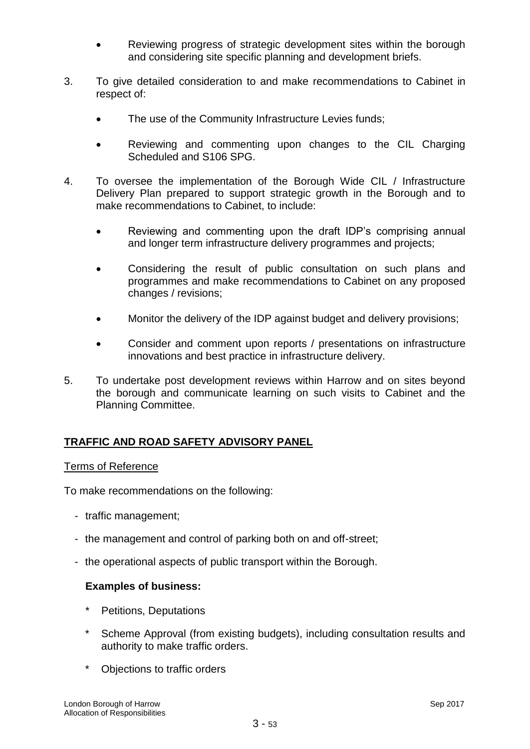- Reviewing progress of strategic development sites within the borough and considering site specific planning and development briefs.

3. To give detailed consideration to and make recommendations to Cabinet in respect of:

   - The use of the Community Infrastructure Levies funds;

   - Reviewing and commenting upon changes to the CIL Charging Scheduled and S106 SPG.

4. To oversee the implementation of the Borough Wide CIL / Infrastructure Delivery Plan prepared to support strategic growth in the Borough and to make recommendations to Cabinet, to include:

   - Reviewing and commenting upon the draft IDP's comprising annual and longer term infrastructure delivery programmes and projects;

   - Considering the result of public consultation on such plans and programmes and make recommendations to Cabinet on any proposed changes / revisions;

   - Monitor the delivery of the IDP against budget and delivery provisions;

   - Consider and comment upon reports / presentations on infrastructure innovations and best practice in infrastructure delivery.

5. To undertake post development reviews within Harrow and on sites beyond the borough and communicate learning on such visits to Cabinet and the Planning Committee.

## TRAFFIC AND ROAD SAFETY ADVISORY PANEL

Terms of Reference

To make recommendations on the following:

- traffic management;
- the management and control of parking both on and off-street;
- the operational aspects of public transport within the Borough.

**Examples of business:**

* Petitions, Deputations
* Scheme Approval (from existing budgets), including consultation results and authority to make traffic orders.
* Objections to traffic orders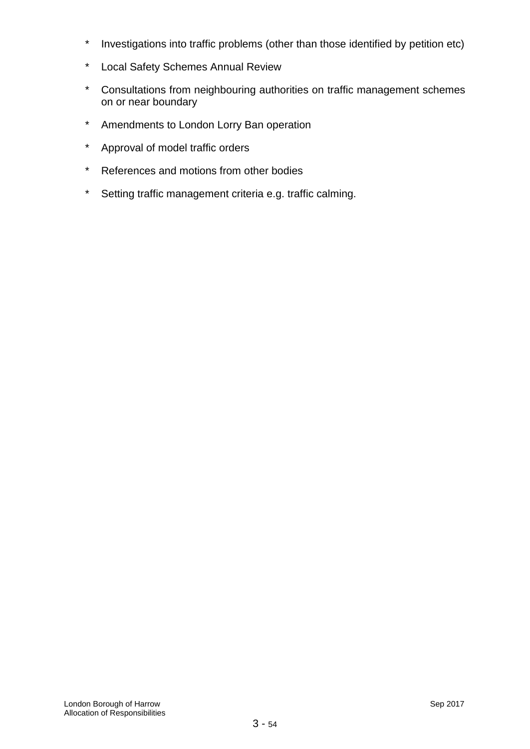* Investigations into traffic problems (other than those identified by petition etc)
* Local Safety Schemes Annual Review
* Consultations from neighbouring authorities on traffic management schemes on or near boundary
* Amendments to London Lorry Ban operation
* Approval of model traffic orders
* References and motions from other bodies
* Setting traffic management criteria e.g. traffic calming.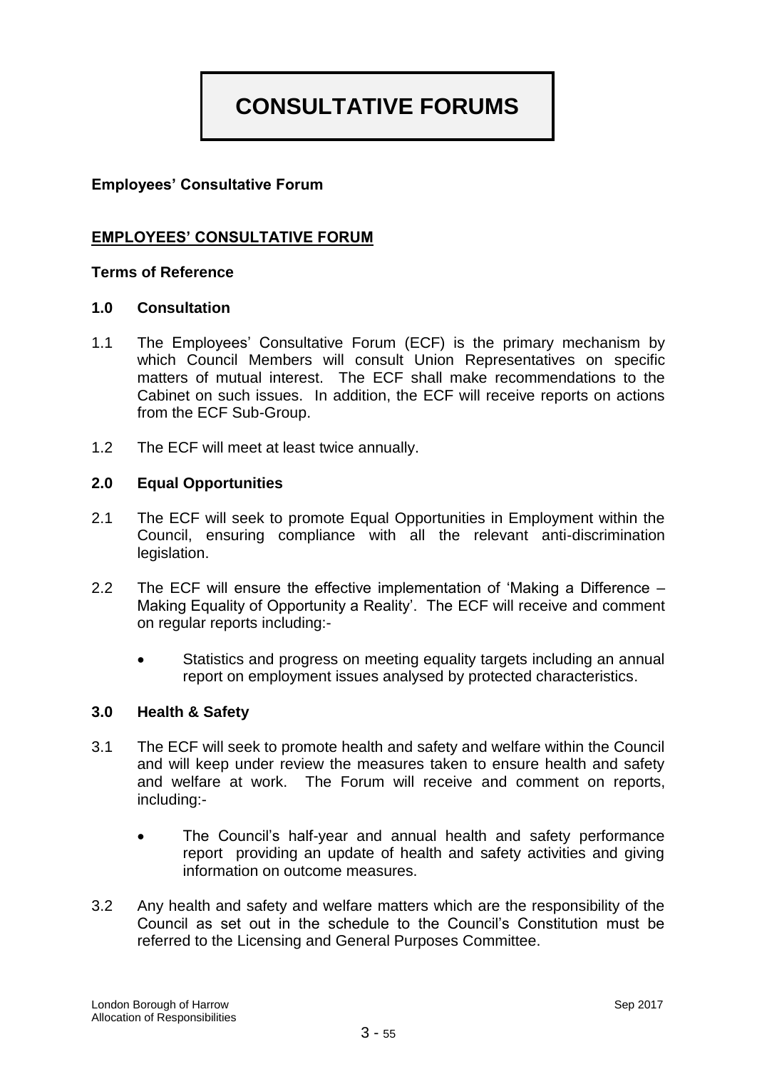# CONSULTATIVE FORUMS

**Employees' Consultative Forum**

## EMPLOYEES' CONSULTATIVE FORUM

**Terms of Reference**

### 1.0 Consultation

1.1 The Employees' Consultative Forum (ECF) is the primary mechanism by which Council Members will consult Union Representatives on specific matters of mutual interest. The ECF shall make recommendations to the Cabinet on such issues. In addition, the ECF will receive reports on actions from the ECF Sub-Group.

1.2 The ECF will meet at least twice annually.

### 2.0 Equal Opportunities

2.1 The ECF will seek to promote Equal Opportunities in Employment within the Council, ensuring compliance with all the relevant anti-discrimination legislation.

2.2 The ECF will ensure the effective implementation of 'Making a Difference – Making Equality of Opportunity a Reality'. The ECF will receive and comment on regular reports including:-

- Statistics and progress on meeting equality targets including an annual report on employment issues analysed by protected characteristics.

### 3.0 Health & Safety

3.1 The ECF will seek to promote health and safety and welfare within the Council and will keep under review the measures taken to ensure health and safety and welfare at work. The Forum will receive and comment on reports, including:-

- The Council's half-year and annual health and safety performance report providing an update of health and safety activities and giving information on outcome measures.

3.2 Any health and safety and welfare matters which are the responsibility of the Council as set out in the schedule to the Council's Constitution must be referred to the Licensing and General Purposes Committee.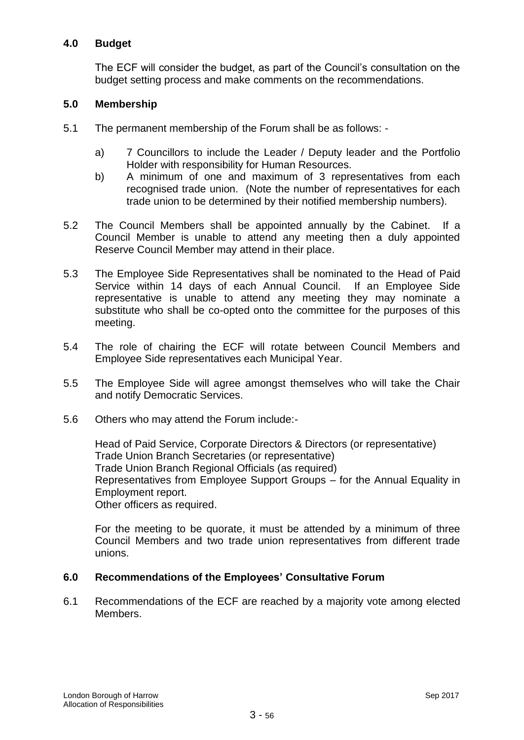## 4.0 Budget

The ECF will consider the budget, as part of the Council's consultation on the budget setting process and make comments on the recommendations.

## 5.0 Membership

5.1 The permanent membership of the Forum shall be as follows: -

a) 7 Councillors to include the Leader / Deputy leader and the Portfolio Holder with responsibility for Human Resources.

b) A minimum of one and maximum of 3 representatives from each recognised trade union. (Note the number of representatives for each trade union to be determined by their notified membership numbers).

5.2 The Council Members shall be appointed annually by the Cabinet. If a Council Member is unable to attend any meeting then a duly appointed Reserve Council Member may attend in their place.

5.3 The Employee Side Representatives shall be nominated to the Head of Paid Service within 14 days of each Annual Council. If an Employee Side representative is unable to attend any meeting they may nominate a substitute who shall be co-opted onto the committee for the purposes of this meeting.

5.4 The role of chairing the ECF will rotate between Council Members and Employee Side representatives each Municipal Year.

5.5 The Employee Side will agree amongst themselves who will take the Chair and notify Democratic Services.

5.6 Others who may attend the Forum include:-

Head of Paid Service, Corporate Directors & Directors (or representative)
Trade Union Branch Secretaries (or representative)
Trade Union Branch Regional Officials (as required)
Representatives from Employee Support Groups – for the Annual Equality in Employment report.
Other officers as required.

For the meeting to be quorate, it must be attended by a minimum of three Council Members and two trade union representatives from different trade unions.

## 6.0 Recommendations of the Employees' Consultative Forum

6.1 Recommendations of the ECF are reached by a majority vote among elected Members.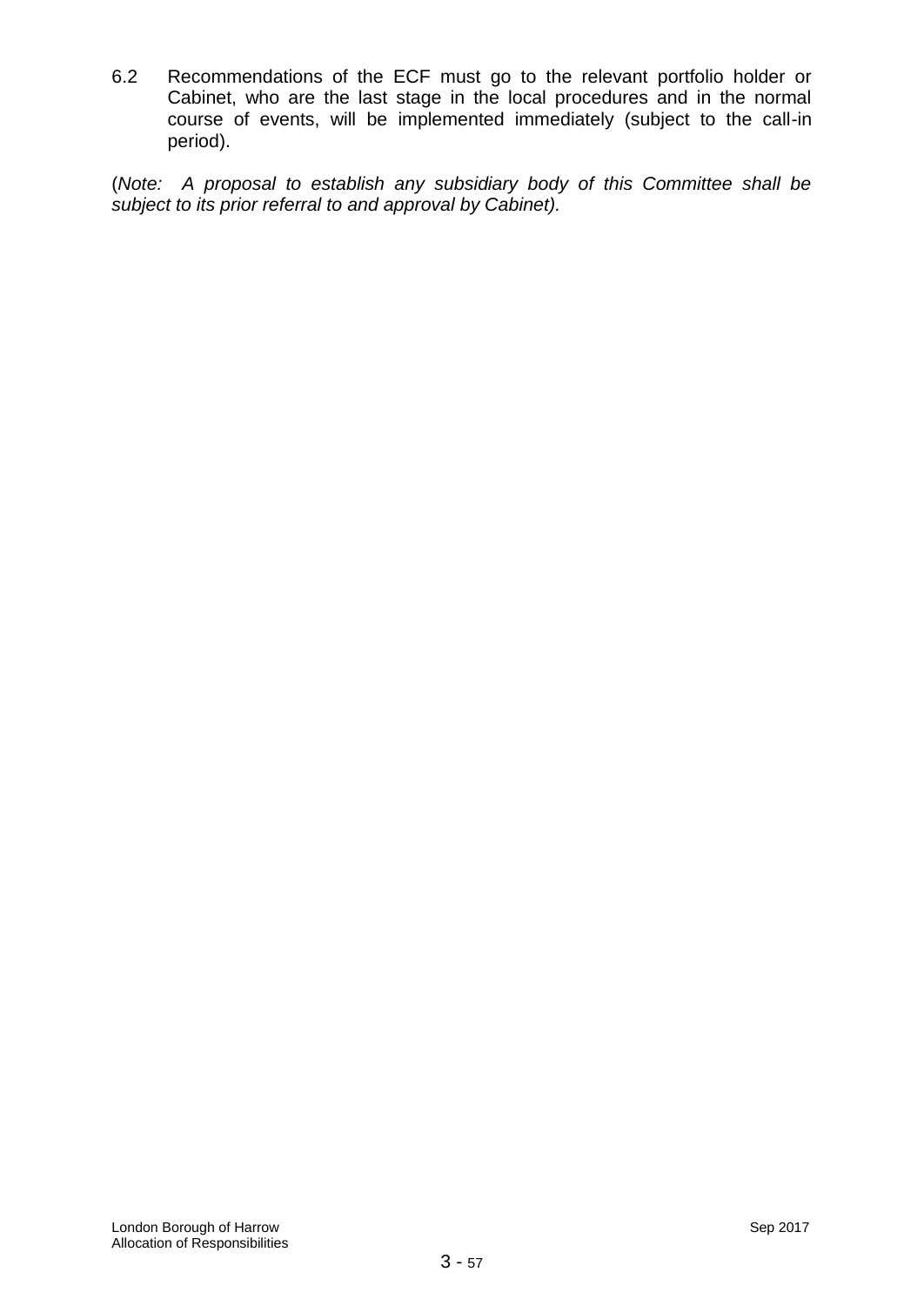6.2 Recommendations of the ECF must go to the relevant portfolio holder or Cabinet, who are the last stage in the local procedures and in the normal course of events, will be implemented immediately (subject to the call-in period).

(*Note: A proposal to establish any subsidiary body of this Committee shall be subject to its prior referral to and approval by Cabinet).*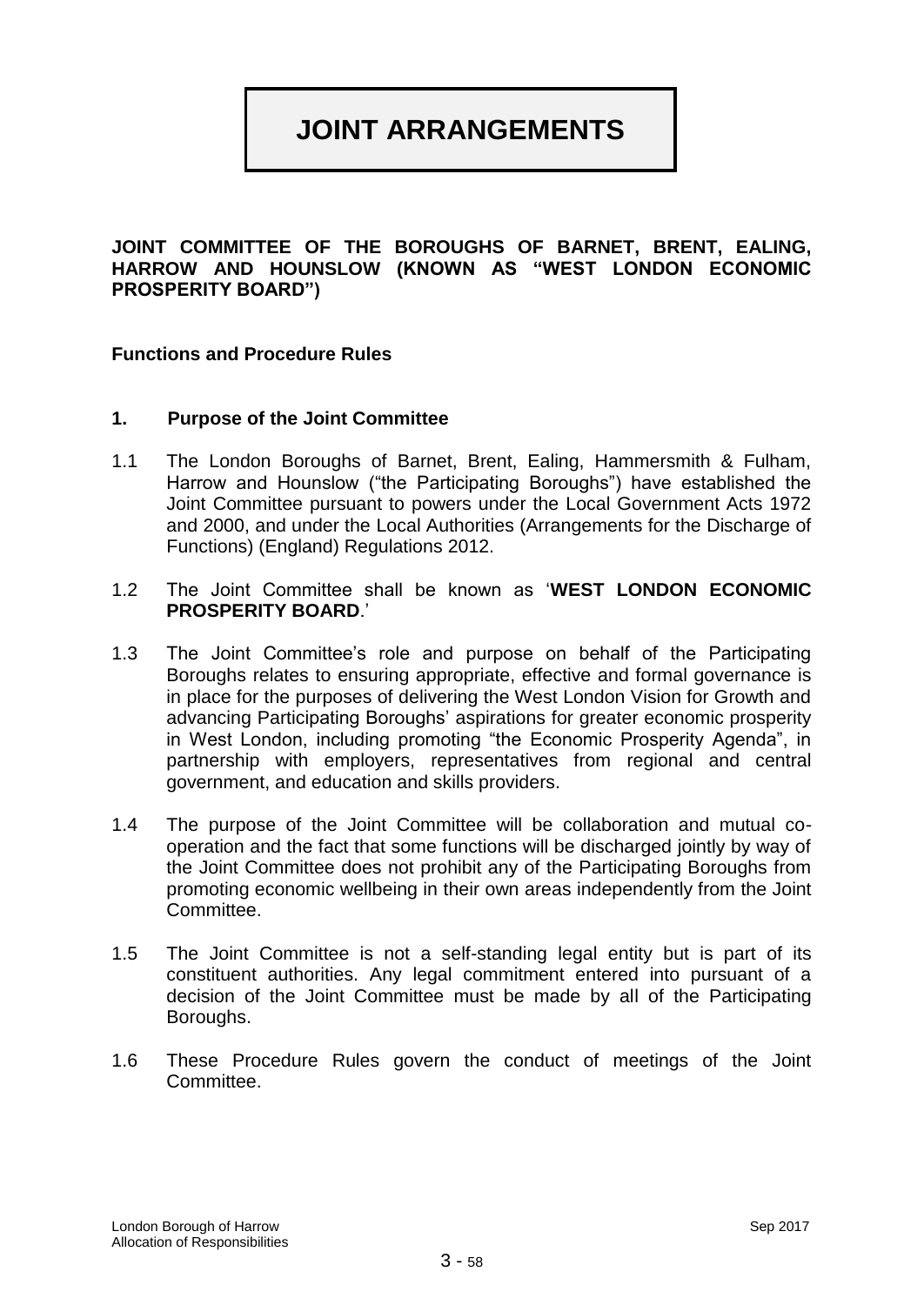# JOINT ARRANGEMENTS

**JOINT COMMITTEE OF THE BOROUGHS OF BARNET, BRENT, EALING, HARROW AND HOUNSLOW (KNOWN AS "WEST LONDON ECONOMIC PROSPERITY BOARD")**

**Functions and Procedure Rules**

**1. Purpose of the Joint Committee**

1.1 The London Boroughs of Barnet, Brent, Ealing, Hammersmith & Fulham, Harrow and Hounslow ("the Participating Boroughs") have established the Joint Committee pursuant to powers under the Local Government Acts 1972 and 2000, and under the Local Authorities (Arrangements for the Discharge of Functions) (England) Regulations 2012.

1.2 The Joint Committee shall be known as '**WEST LONDON ECONOMIC PROSPERITY BOARD**.'

1.3 The Joint Committee's role and purpose on behalf of the Participating Boroughs relates to ensuring appropriate, effective and formal governance is in place for the purposes of delivering the West London Vision for Growth and advancing Participating Boroughs' aspirations for greater economic prosperity in West London, including promoting "the Economic Prosperity Agenda", in partnership with employers, representatives from regional and central government, and education and skills providers.

1.4 The purpose of the Joint Committee will be collaboration and mutual co-operation and the fact that some functions will be discharged jointly by way of the Joint Committee does not prohibit any of the Participating Boroughs from promoting economic wellbeing in their own areas independently from the Joint Committee.

1.5 The Joint Committee is not a self-standing legal entity but is part of its constituent authorities. Any legal commitment entered into pursuant of a decision of the Joint Committee must be made by all of the Participating Boroughs.

1.6 These Procedure Rules govern the conduct of meetings of the Joint Committee.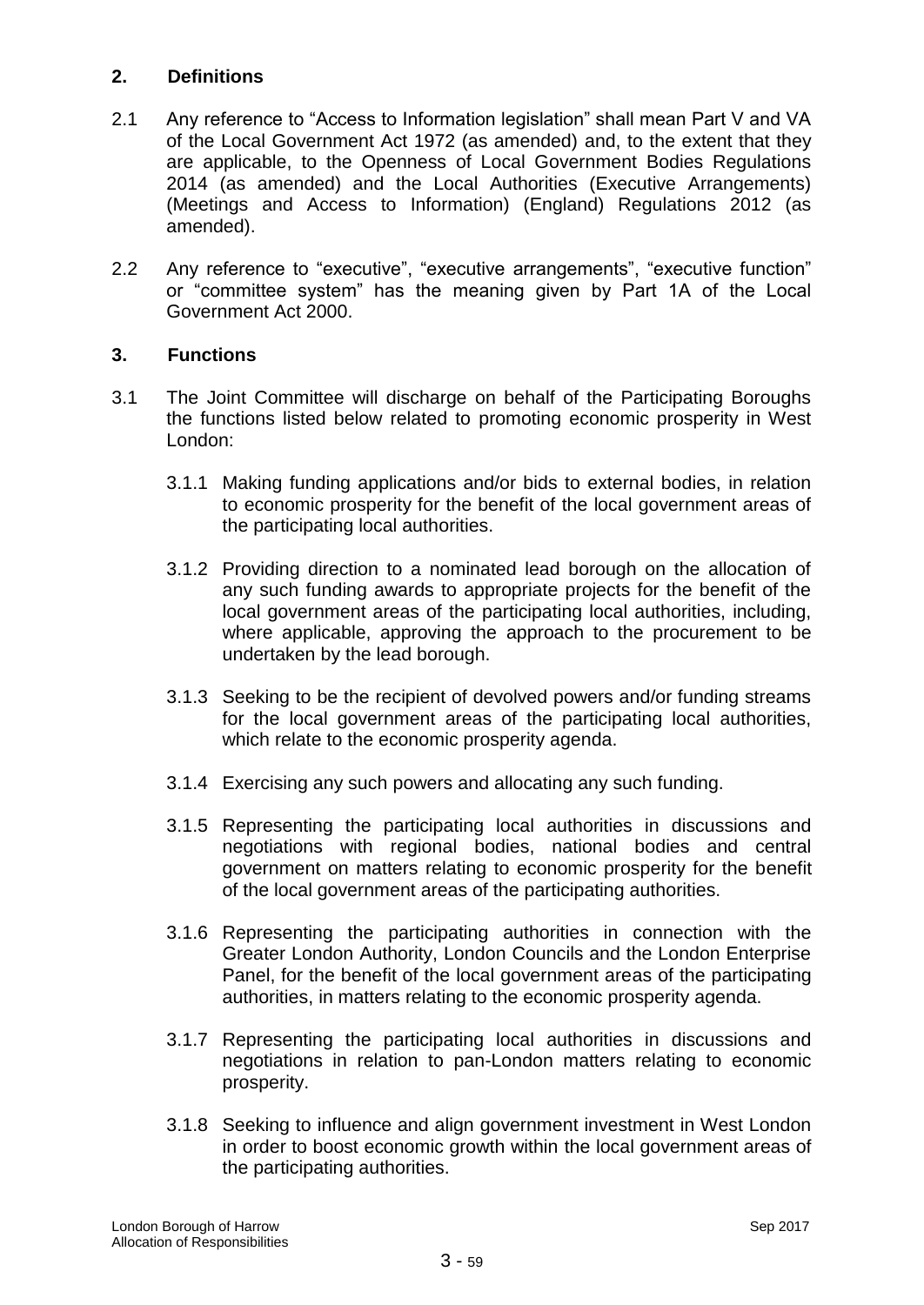## 2. Definitions

2.1 Any reference to "Access to Information legislation" shall mean Part V and VA of the Local Government Act 1972 (as amended) and, to the extent that they are applicable, to the Openness of Local Government Bodies Regulations 2014 (as amended) and the Local Authorities (Executive Arrangements) (Meetings and Access to Information) (England) Regulations 2012 (as amended).

2.2 Any reference to "executive", "executive arrangements", "executive function" or "committee system" has the meaning given by Part 1A of the Local Government Act 2000.

## 3. Functions

3.1 The Joint Committee will discharge on behalf of the Participating Boroughs the functions listed below related to promoting economic prosperity in West London:

3.1.1 Making funding applications and/or bids to external bodies, in relation to economic prosperity for the benefit of the local government areas of the participating local authorities.

3.1.2 Providing direction to a nominated lead borough on the allocation of any such funding awards to appropriate projects for the benefit of the local government areas of the participating local authorities, including, where applicable, approving the approach to the procurement to be undertaken by the lead borough.

3.1.3 Seeking to be the recipient of devolved powers and/or funding streams for the local government areas of the participating local authorities, which relate to the economic prosperity agenda.

3.1.4 Exercising any such powers and allocating any such funding.

3.1.5 Representing the participating local authorities in discussions and negotiations with regional bodies, national bodies and central government on matters relating to economic prosperity for the benefit of the local government areas of the participating authorities.

3.1.6 Representing the participating authorities in connection with the Greater London Authority, London Councils and the London Enterprise Panel, for the benefit of the local government areas of the participating authorities, in matters relating to the economic prosperity agenda.

3.1.7 Representing the participating local authorities in discussions and negotiations in relation to pan-London matters relating to economic prosperity.

3.1.8 Seeking to influence and align government investment in West London in order to boost economic growth within the local government areas of the participating authorities.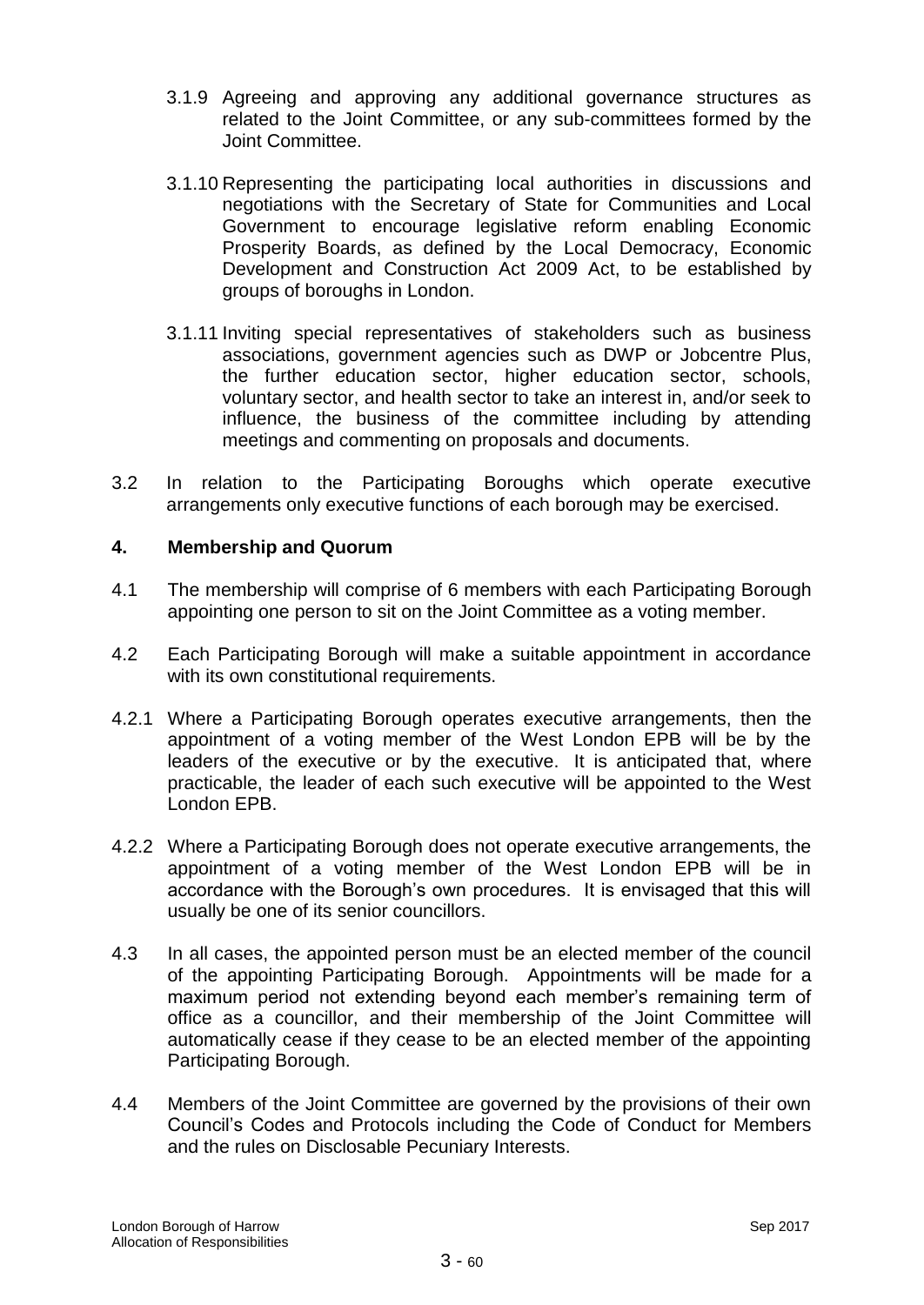3.1.9 Agreeing and approving any additional governance structures as related to the Joint Committee, or any sub-committees formed by the Joint Committee.

3.1.10 Representing the participating local authorities in discussions and negotiations with the Secretary of State for Communities and Local Government to encourage legislative reform enabling Economic Prosperity Boards, as defined by the Local Democracy, Economic Development and Construction Act 2009 Act, to be established by groups of boroughs in London.

3.1.11 Inviting special representatives of stakeholders such as business associations, government agencies such as DWP or Jobcentre Plus, the further education sector, higher education sector, schools, voluntary sector, and health sector to take an interest in, and/or seek to influence, the business of the committee including by attending meetings and commenting on proposals and documents.

3.2 In relation to the Participating Boroughs which operate executive arrangements only executive functions of each borough may be exercised.

## 4. Membership and Quorum

4.1 The membership will comprise of 6 members with each Participating Borough appointing one person to sit on the Joint Committee as a voting member.

4.2 Each Participating Borough will make a suitable appointment in accordance with its own constitutional requirements.

4.2.1 Where a Participating Borough operates executive arrangements, then the appointment of a voting member of the West London EPB will be by the leaders of the executive or by the executive. It is anticipated that, where practicable, the leader of each such executive will be appointed to the West London EPB.

4.2.2 Where a Participating Borough does not operate executive arrangements, the appointment of a voting member of the West London EPB will be in accordance with the Borough's own procedures. It is envisaged that this will usually be one of its senior councillors.

4.3 In all cases, the appointed person must be an elected member of the council of the appointing Participating Borough. Appointments will be made for a maximum period not extending beyond each member's remaining term of office as a councillor, and their membership of the Joint Committee will automatically cease if they cease to be an elected member of the appointing Participating Borough.

4.4 Members of the Joint Committee are governed by the provisions of their own Council's Codes and Protocols including the Code of Conduct for Members and the rules on Disclosable Pecuniary Interests.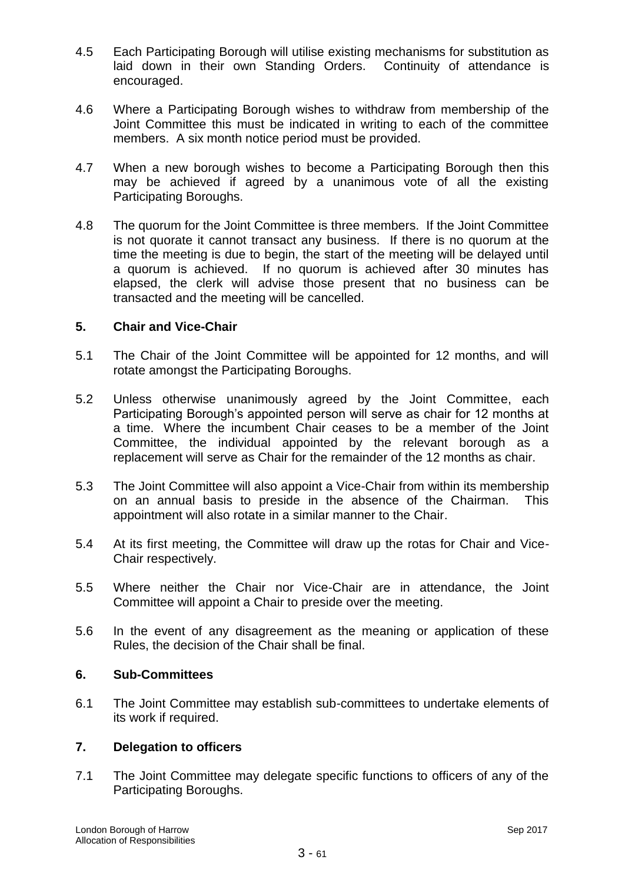4.5 Each Participating Borough will utilise existing mechanisms for substitution as laid down in their own Standing Orders. Continuity of attendance is encouraged.

4.6 Where a Participating Borough wishes to withdraw from membership of the Joint Committee this must be indicated in writing to each of the committee members. A six month notice period must be provided.

4.7 When a new borough wishes to become a Participating Borough then this may be achieved if agreed by a unanimous vote of all the existing Participating Boroughs.

4.8 The quorum for the Joint Committee is three members. If the Joint Committee is not quorate it cannot transact any business. If there is no quorum at the time the meeting is due to begin, the start of the meeting will be delayed until a quorum is achieved. If no quorum is achieved after 30 minutes has elapsed, the clerk will advise those present that no business can be transacted and the meeting will be cancelled.

## 5. Chair and Vice-Chair

5.1 The Chair of the Joint Committee will be appointed for 12 months, and will rotate amongst the Participating Boroughs.

5.2 Unless otherwise unanimously agreed by the Joint Committee, each Participating Borough's appointed person will serve as chair for 12 months at a time. Where the incumbent Chair ceases to be a member of the Joint Committee, the individual appointed by the relevant borough as a replacement will serve as Chair for the remainder of the 12 months as chair.

5.3 The Joint Committee will also appoint a Vice-Chair from within its membership on an annual basis to preside in the absence of the Chairman. This appointment will also rotate in a similar manner to the Chair.

5.4 At its first meeting, the Committee will draw up the rotas for Chair and Vice-Chair respectively.

5.5 Where neither the Chair nor Vice-Chair are in attendance, the Joint Committee will appoint a Chair to preside over the meeting.

5.6 In the event of any disagreement as the meaning or application of these Rules, the decision of the Chair shall be final.

## 6. Sub-Committees

6.1 The Joint Committee may establish sub-committees to undertake elements of its work if required.

## 7. Delegation to officers

7.1 The Joint Committee may delegate specific functions to officers of any of the Participating Boroughs.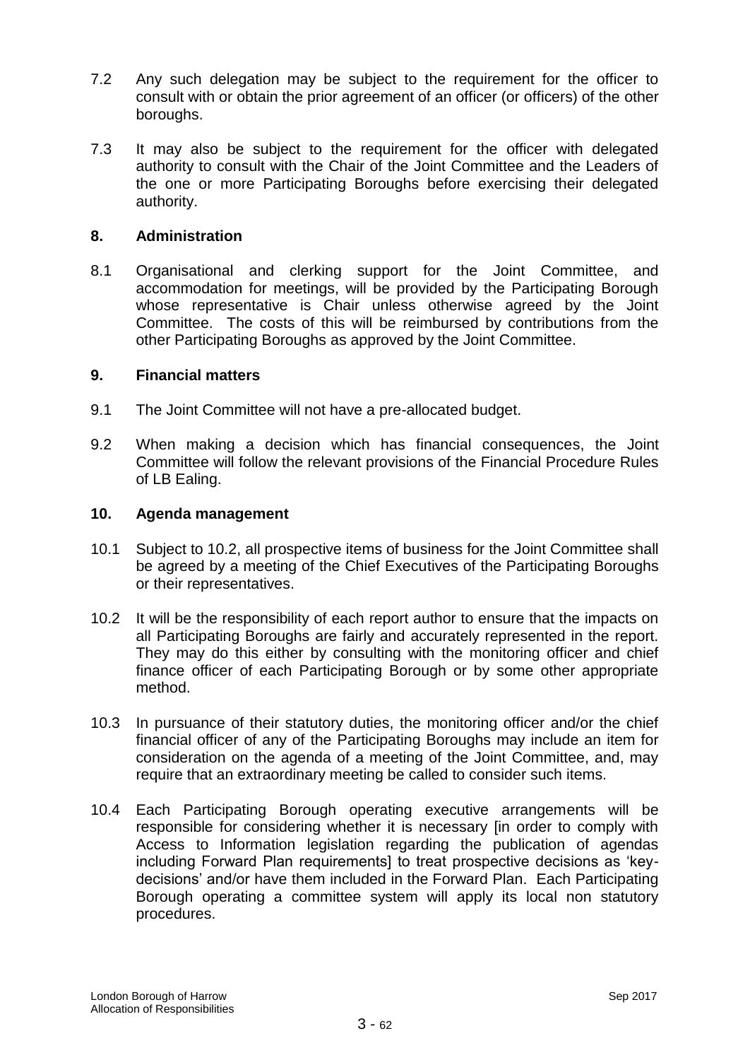7.2 Any such delegation may be subject to the requirement for the officer to consult with or obtain the prior agreement of an officer (or officers) of the other boroughs.

7.3 It may also be subject to the requirement for the officer with delegated authority to consult with the Chair of the Joint Committee and the Leaders of the one or more Participating Boroughs before exercising their delegated authority.

## 8. Administration

8.1 Organisational and clerking support for the Joint Committee, and accommodation for meetings, will be provided by the Participating Borough whose representative is Chair unless otherwise agreed by the Joint Committee. The costs of this will be reimbursed by contributions from the other Participating Boroughs as approved by the Joint Committee.

## 9. Financial matters

9.1 The Joint Committee will not have a pre-allocated budget.

9.2 When making a decision which has financial consequences, the Joint Committee will follow the relevant provisions of the Financial Procedure Rules of LB Ealing.

## 10. Agenda management

10.1 Subject to 10.2, all prospective items of business for the Joint Committee shall be agreed by a meeting of the Chief Executives of the Participating Boroughs or their representatives.

10.2 It will be the responsibility of each report author to ensure that the impacts on all Participating Boroughs are fairly and accurately represented in the report. They may do this either by consulting with the monitoring officer and chief finance officer of each Participating Borough or by some other appropriate method.

10.3 In pursuance of their statutory duties, the monitoring officer and/or the chief financial officer of any of the Participating Boroughs may include an item for consideration on the agenda of a meeting of the Joint Committee, and, may require that an extraordinary meeting be called to consider such items.

10.4 Each Participating Borough operating executive arrangements will be responsible for considering whether it is necessary [in order to comply with Access to Information legislation regarding the publication of agendas including Forward Plan requirements] to treat prospective decisions as 'key-decisions' and/or have them included in the Forward Plan. Each Participating Borough operating a committee system will apply its local non statutory procedures.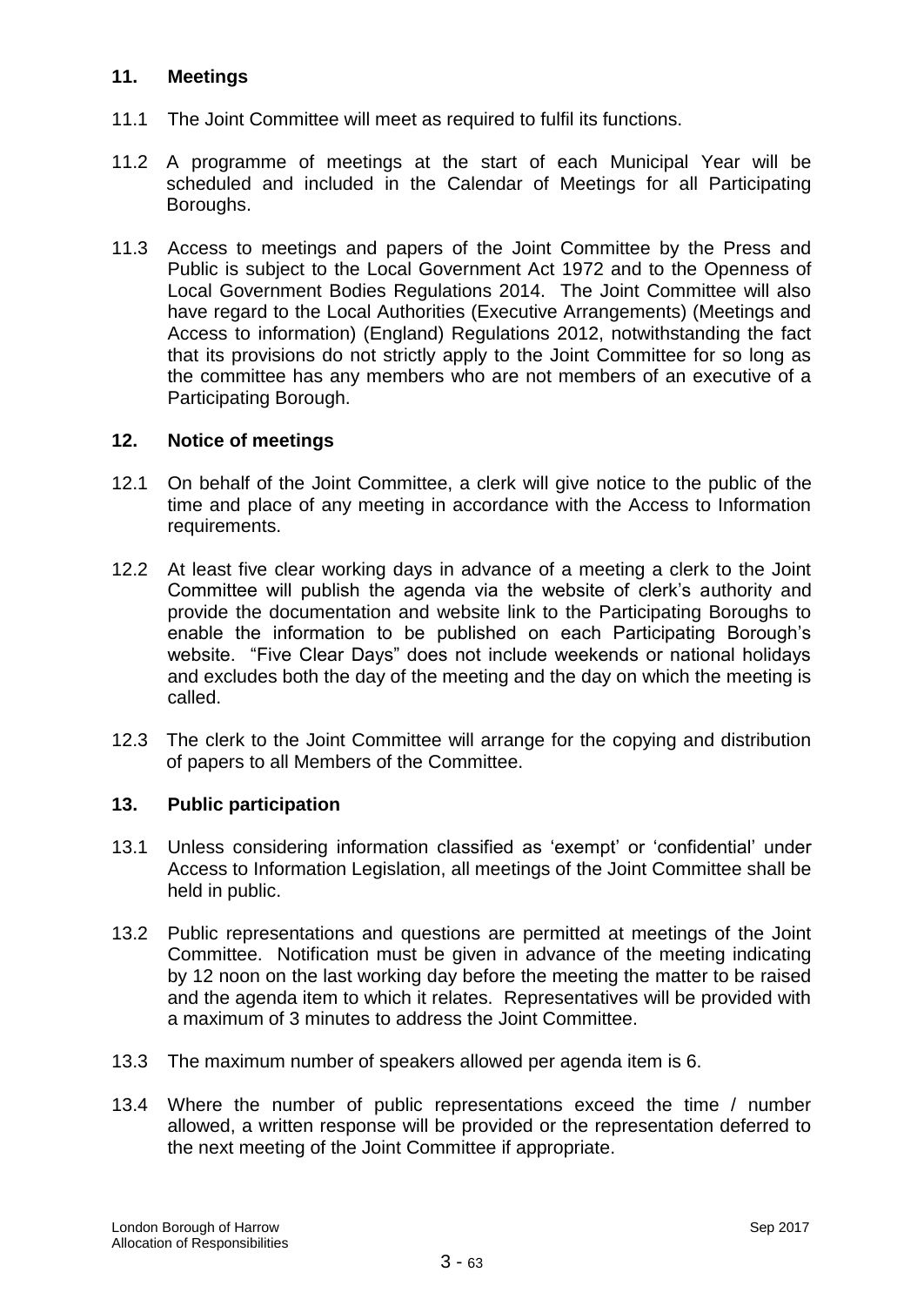## 11. Meetings

11.1 The Joint Committee will meet as required to fulfil its functions.

11.2 A programme of meetings at the start of each Municipal Year will be scheduled and included in the Calendar of Meetings for all Participating Boroughs.

11.3 Access to meetings and papers of the Joint Committee by the Press and Public is subject to the Local Government Act 1972 and to the Openness of Local Government Bodies Regulations 2014. The Joint Committee will also have regard to the Local Authorities (Executive Arrangements) (Meetings and Access to information) (England) Regulations 2012, notwithstanding the fact that its provisions do not strictly apply to the Joint Committee for so long as the committee has any members who are not members of an executive of a Participating Borough.

## 12. Notice of meetings

12.1 On behalf of the Joint Committee, a clerk will give notice to the public of the time and place of any meeting in accordance with the Access to Information requirements.

12.2 At least five clear working days in advance of a meeting a clerk to the Joint Committee will publish the agenda via the website of clerk's authority and provide the documentation and website link to the Participating Boroughs to enable the information to be published on each Participating Borough's website. "Five Clear Days" does not include weekends or national holidays and excludes both the day of the meeting and the day on which the meeting is called.

12.3 The clerk to the Joint Committee will arrange for the copying and distribution of papers to all Members of the Committee.

## 13. Public participation

13.1 Unless considering information classified as 'exempt' or 'confidential' under Access to Information Legislation, all meetings of the Joint Committee shall be held in public.

13.2 Public representations and questions are permitted at meetings of the Joint Committee. Notification must be given in advance of the meeting indicating by 12 noon on the last working day before the meeting the matter to be raised and the agenda item to which it relates. Representatives will be provided with a maximum of 3 minutes to address the Joint Committee.

13.3 The maximum number of speakers allowed per agenda item is 6.

13.4 Where the number of public representations exceed the time / number allowed, a written response will be provided or the representation deferred to the next meeting of the Joint Committee if appropriate.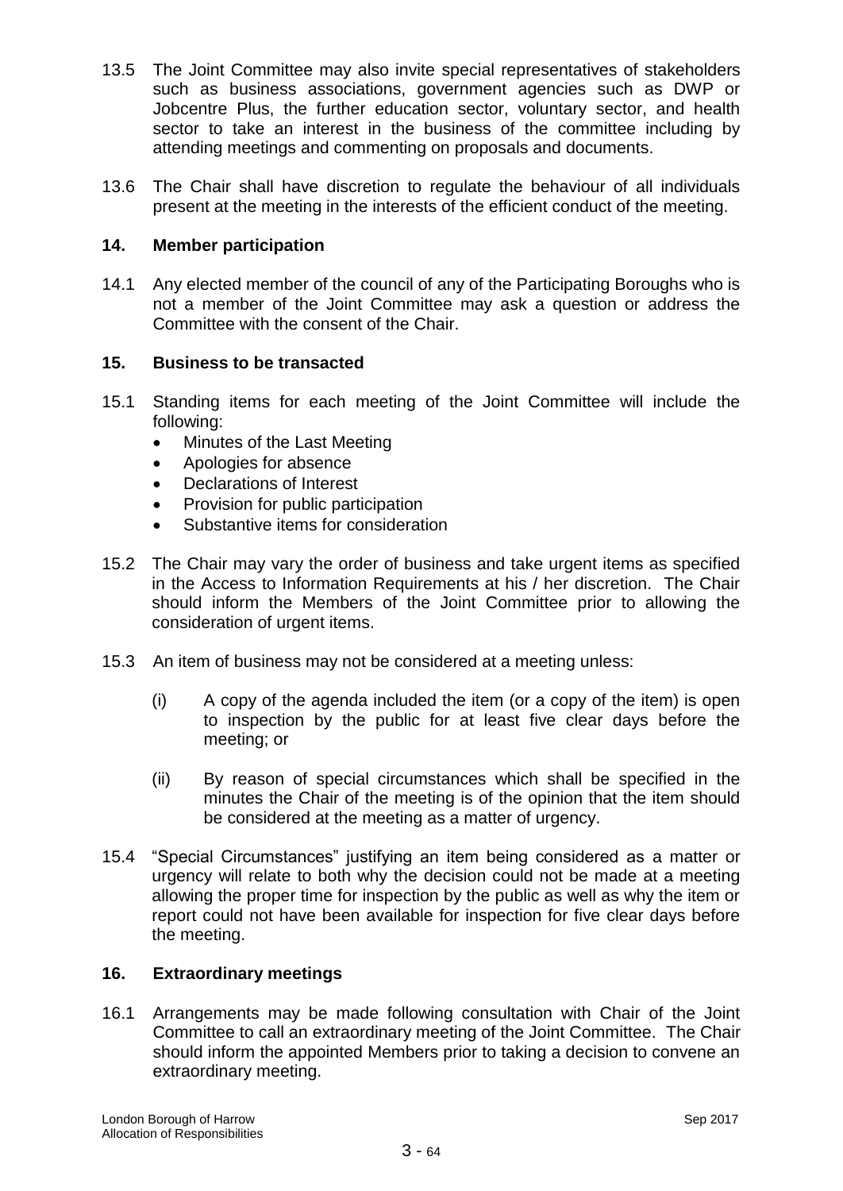13.5 The Joint Committee may also invite special representatives of stakeholders such as business associations, government agencies such as DWP or Jobcentre Plus, the further education sector, voluntary sector, and health sector to take an interest in the business of the committee including by attending meetings and commenting on proposals and documents.

13.6 The Chair shall have discretion to regulate the behaviour of all individuals present at the meeting in the interests of the efficient conduct of the meeting.

## 14. Member participation

14.1 Any elected member of the council of any of the Participating Boroughs who is not a member of the Joint Committee may ask a question or address the Committee with the consent of the Chair.

## 15. Business to be transacted

15.1 Standing items for each meeting of the Joint Committee will include the following:

- Minutes of the Last Meeting
- Apologies for absence
- Declarations of Interest
- Provision for public participation
- Substantive items for consideration

15.2 The Chair may vary the order of business and take urgent items as specified in the Access to Information Requirements at his / her discretion. The Chair should inform the Members of the Joint Committee prior to allowing the consideration of urgent items.

15.3 An item of business may not be considered at a meeting unless:

(i) A copy of the agenda included the item (or a copy of the item) is open to inspection by the public for at least five clear days before the meeting; or

(ii) By reason of special circumstances which shall be specified in the minutes the Chair of the meeting is of the opinion that the item should be considered at the meeting as a matter of urgency.

15.4 "Special Circumstances" justifying an item being considered as a matter or urgency will relate to both why the decision could not be made at a meeting allowing the proper time for inspection by the public as well as why the item or report could not have been available for inspection for five clear days before the meeting.

## 16. Extraordinary meetings

16.1 Arrangements may be made following consultation with Chair of the Joint Committee to call an extraordinary meeting of the Joint Committee. The Chair should inform the appointed Members prior to taking a decision to convene an extraordinary meeting.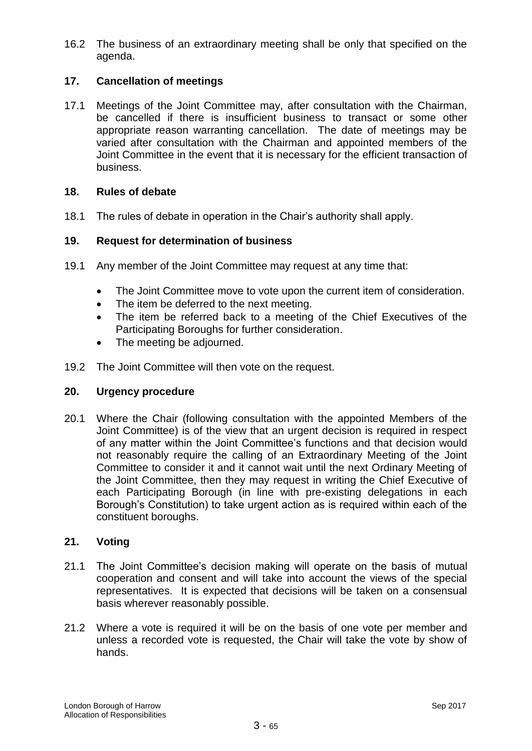16.2 The business of an extraordinary meeting shall be only that specified on the agenda.

## 17. Cancellation of meetings

17.1 Meetings of the Joint Committee may, after consultation with the Chairman, be cancelled if there is insufficient business to transact or some other appropriate reason warranting cancellation. The date of meetings may be varied after consultation with the Chairman and appointed members of the Joint Committee in the event that it is necessary for the efficient transaction of business.

## 18. Rules of debate

18.1 The rules of debate in operation in the Chair's authority shall apply.

## 19. Request for determination of business

19.1 Any member of the Joint Committee may request at any time that:

- The Joint Committee move to vote upon the current item of consideration.
- The item be deferred to the next meeting.
- The item be referred back to a meeting of the Chief Executives of the Participating Boroughs for further consideration.
- The meeting be adjourned.

19.2 The Joint Committee will then vote on the request.

## 20. Urgency procedure

20.1 Where the Chair (following consultation with the appointed Members of the Joint Committee) is of the view that an urgent decision is required in respect of any matter within the Joint Committee's functions and that decision would not reasonably require the calling of an Extraordinary Meeting of the Joint Committee to consider it and it cannot wait until the next Ordinary Meeting of the Joint Committee, then they may request in writing the Chief Executive of each Participating Borough (in line with pre-existing delegations in each Borough's Constitution) to take urgent action as is required within each of the constituent boroughs.

## 21. Voting

21.1 The Joint Committee's decision making will operate on the basis of mutual cooperation and consent and will take into account the views of the special representatives. It is expected that decisions will be taken on a consensual basis wherever reasonably possible.

21.2 Where a vote is required it will be on the basis of one vote per member and unless a recorded vote is requested, the Chair will take the vote by show of hands.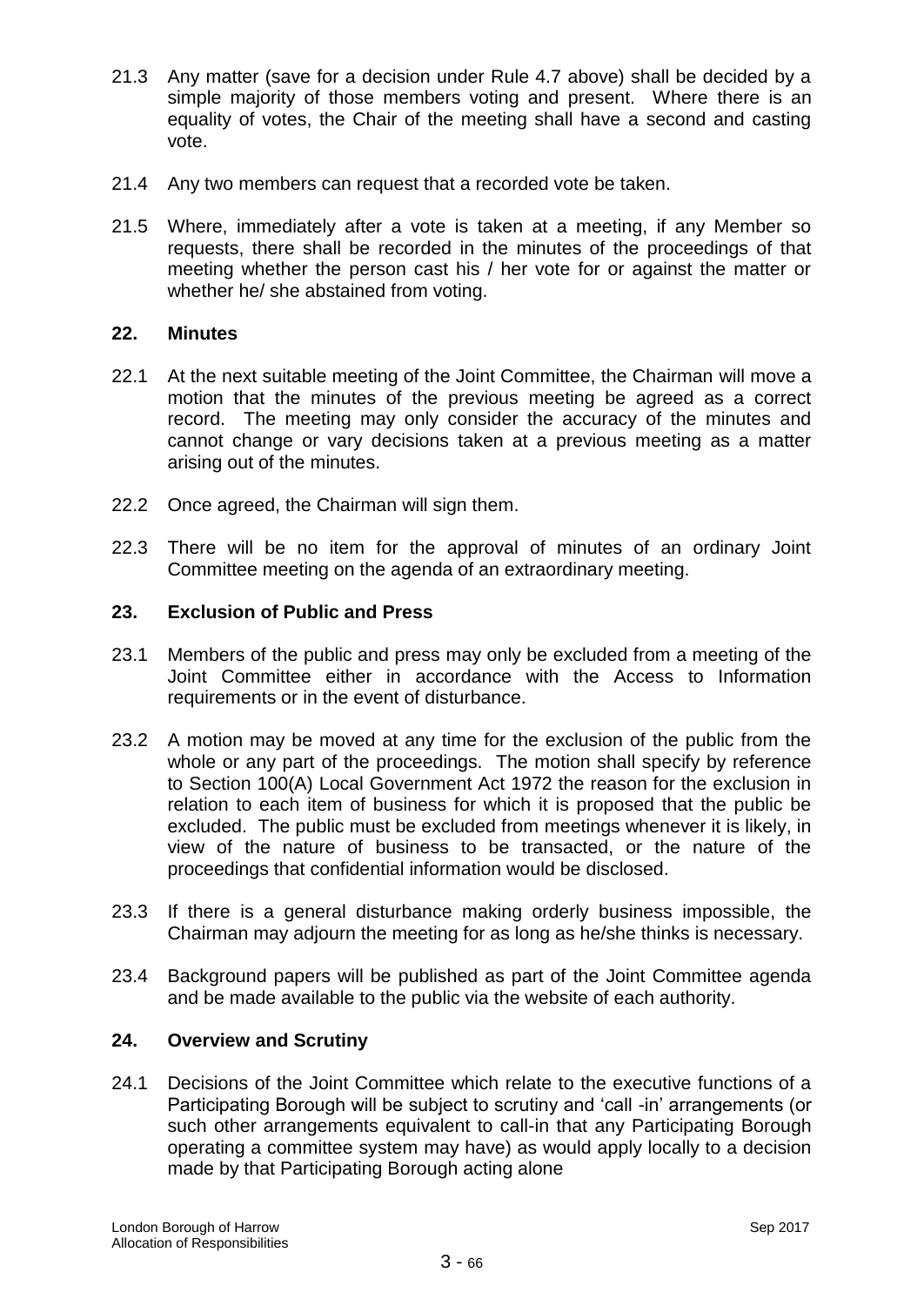21.3 Any matter (save for a decision under Rule 4.7 above) shall be decided by a simple majority of those members voting and present. Where there is an equality of votes, the Chair of the meeting shall have a second and casting vote.

21.4 Any two members can request that a recorded vote be taken.

21.5 Where, immediately after a vote is taken at a meeting, if any Member so requests, there shall be recorded in the minutes of the proceedings of that meeting whether the person cast his / her vote for or against the matter or whether he/ she abstained from voting.

## 22. Minutes

22.1 At the next suitable meeting of the Joint Committee, the Chairman will move a motion that the minutes of the previous meeting be agreed as a correct record. The meeting may only consider the accuracy of the minutes and cannot change or vary decisions taken at a previous meeting as a matter arising out of the minutes.

22.2 Once agreed, the Chairman will sign them.

22.3 There will be no item for the approval of minutes of an ordinary Joint Committee meeting on the agenda of an extraordinary meeting.

## 23. Exclusion of Public and Press

23.1 Members of the public and press may only be excluded from a meeting of the Joint Committee either in accordance with the Access to Information requirements or in the event of disturbance.

23.2 A motion may be moved at any time for the exclusion of the public from the whole or any part of the proceedings. The motion shall specify by reference to Section 100(A) Local Government Act 1972 the reason for the exclusion in relation to each item of business for which it is proposed that the public be excluded. The public must be excluded from meetings whenever it is likely, in view of the nature of business to be transacted, or the nature of the proceedings that confidential information would be disclosed.

23.3 If there is a general disturbance making orderly business impossible, the Chairman may adjourn the meeting for as long as he/she thinks is necessary.

23.4 Background papers will be published as part of the Joint Committee agenda and be made available to the public via the website of each authority.

## 24. Overview and Scrutiny

24.1 Decisions of the Joint Committee which relate to the executive functions of a Participating Borough will be subject to scrutiny and 'call -in' arrangements (or such other arrangements equivalent to call-in that any Participating Borough operating a committee system may have) as would apply locally to a decision made by that Participating Borough acting alone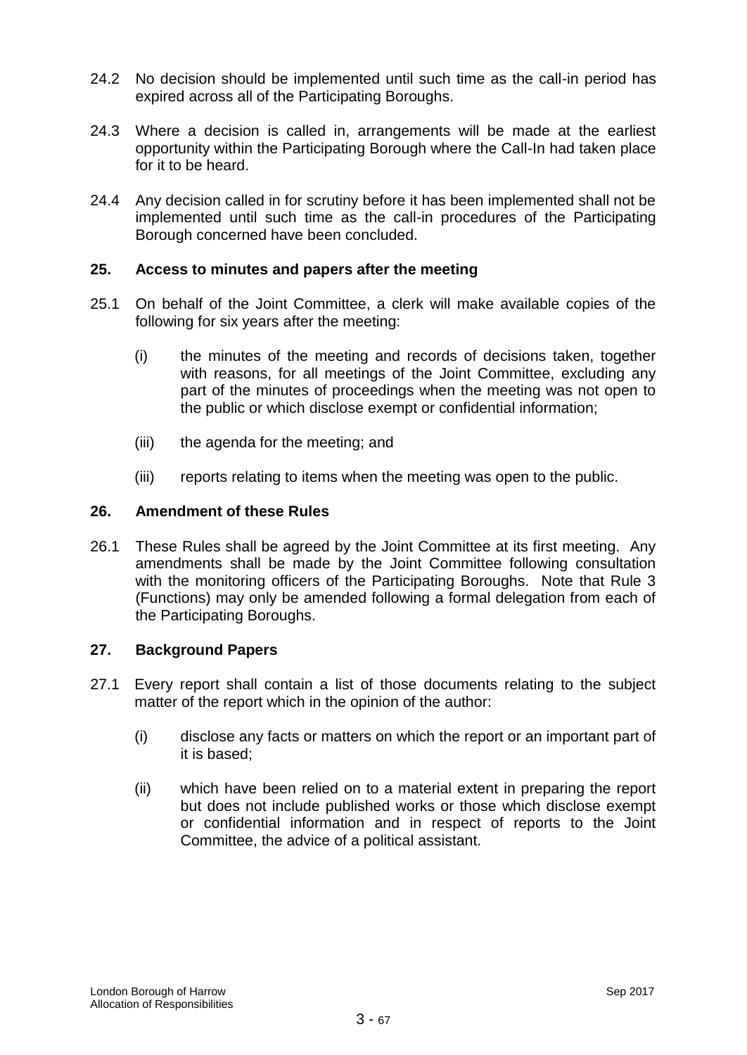24.2 No decision should be implemented until such time as the call-in period has expired across all of the Participating Boroughs.

24.3 Where a decision is called in, arrangements will be made at the earliest opportunity within the Participating Borough where the Call-In had taken place for it to be heard.

24.4 Any decision called in for scrutiny before it has been implemented shall not be implemented until such time as the call-in procedures of the Participating Borough concerned have been concluded.

## 25. Access to minutes and papers after the meeting

25.1 On behalf of the Joint Committee, a clerk will make available copies of the following for six years after the meeting:

- (i) the minutes of the meeting and records of decisions taken, together with reasons, for all meetings of the Joint Committee, excluding any part of the minutes of proceedings when the meeting was not open to the public or which disclose exempt or confidential information;
- (iii) the agenda for the meeting; and
- (iii) reports relating to items when the meeting was open to the public.

## 26. Amendment of these Rules

26.1 These Rules shall be agreed by the Joint Committee at its first meeting. Any amendments shall be made by the Joint Committee following consultation with the monitoring officers of the Participating Boroughs. Note that Rule 3 (Functions) may only be amended following a formal delegation from each of the Participating Boroughs.

## 27. Background Papers

27.1 Every report shall contain a list of those documents relating to the subject matter of the report which in the opinion of the author:

- (i) disclose any facts or matters on which the report or an important part of it is based;
- (ii) which have been relied on to a material extent in preparing the report but does not include published works or those which disclose exempt or confidential information and in respect of reports to the Joint Committee, the advice of a political assistant.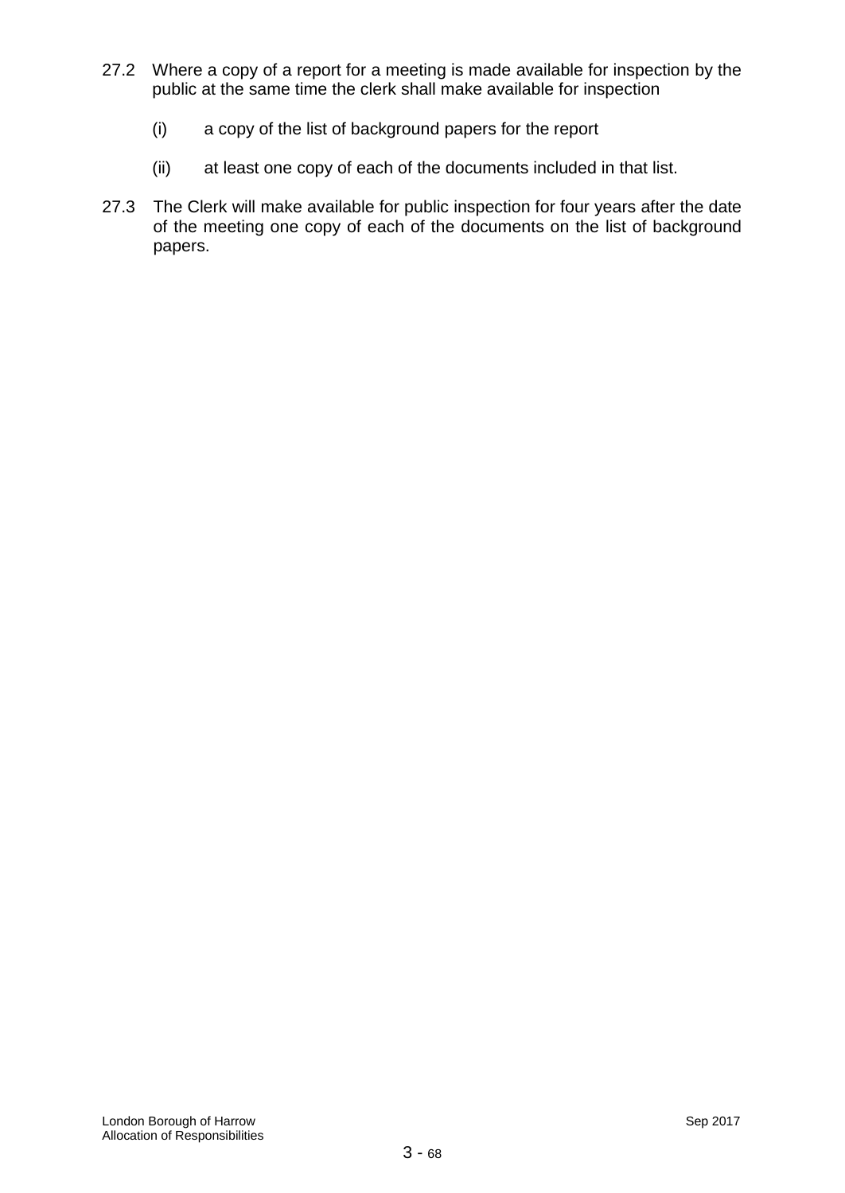27.2 Where a copy of a report for a meeting is made available for inspection by the public at the same time the clerk shall make available for inspection

(i) a copy of the list of background papers for the report

(ii) at least one copy of each of the documents included in that list.

27.3 The Clerk will make available for public inspection for four years after the date of the meeting one copy of each of the documents on the list of background papers.